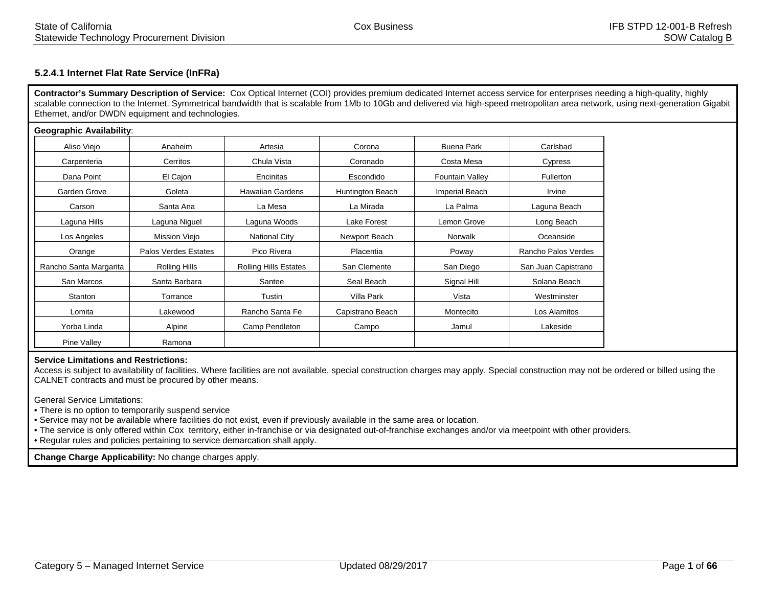### 5.2.4.1 Internet Flat Rate Service (InFRa)

**Contractor's Summary Description of Service:** Cox Optical Internet (COI) provides premium dedicated Internet access service for enterprises needing a high-quality, highly scalable connection to the Internet. Symmetrical bandwidth that is scalable from 1Mb to 10Gb and delivered via high-speed metropolitan area network, using next-generation Gigabit Ethernet, and/or DWDN equipment and technologies.

**Geographic Availability**:

| | | | | | |
|---|---|---|---|---|---|
| Aliso Viejo | Anaheim | Artesia | Corona | Buena Park | Carlsbad |
| Carpenteria | Cerritos | Chula Vista | Coronado | Costa Mesa | Cypress |
| Dana Point | El Cajon | Encinitas | Escondido | Fountain Valley | Fullerton |
| Garden Grove | Goleta | Hawaiian Gardens | Huntington Beach | Imperial Beach | Irvine |
| Carson | Santa Ana | La Mesa | La Mirada | La Palma | Laguna Beach |
| Laguna Hills | Laguna Niguel | Laguna Woods | Lake Forest | Lemon Grove | Long Beach |
| Los Angeles | Mission Viejo | National City | Newport Beach | Norwalk | Oceanside |
| Orange | Palos Verdes Estates | Pico Rivera | Placentia | Poway | Rancho Palos Verdes |
| Rancho Santa Margarita | Rolling Hills | Rolling Hills Estates | San Clemente | San Diego | San Juan Capistrano |
| San Marcos | Santa Barbara | Santee | Seal Beach | Signal Hill | Solana Beach |
| Stanton | Torrance | Tustin | Villa Park | Vista | Westminster |
| Lomita | Lakewood | Rancho Santa Fe | Capistrano Beach | Montecito | Los Alamitos |
| Yorba Linda | Alpine | Camp Pendleton | Campo | Jamul | Lakeside |
| Pine Valley | Ramona | | | | |

**Service Limitations and Restrictions:**
Access is subject to availability of facilities. Where facilities are not available, special construction charges may apply. Special construction may not be ordered or billed using the CALNET contracts and must be procured by other means.

General Service Limitations:
- There is no option to temporarily suspend service
- Service may not be available where facilities do not exist, even if previously available in the same area or location.
- The service is only offered within Cox territory, either in-franchise or via designated out-of-franchise exchanges and/or via meetpoint with other providers.
- Regular rules and policies pertaining to service demarcation shall apply.

**Change Charge Applicability:** No change charges apply.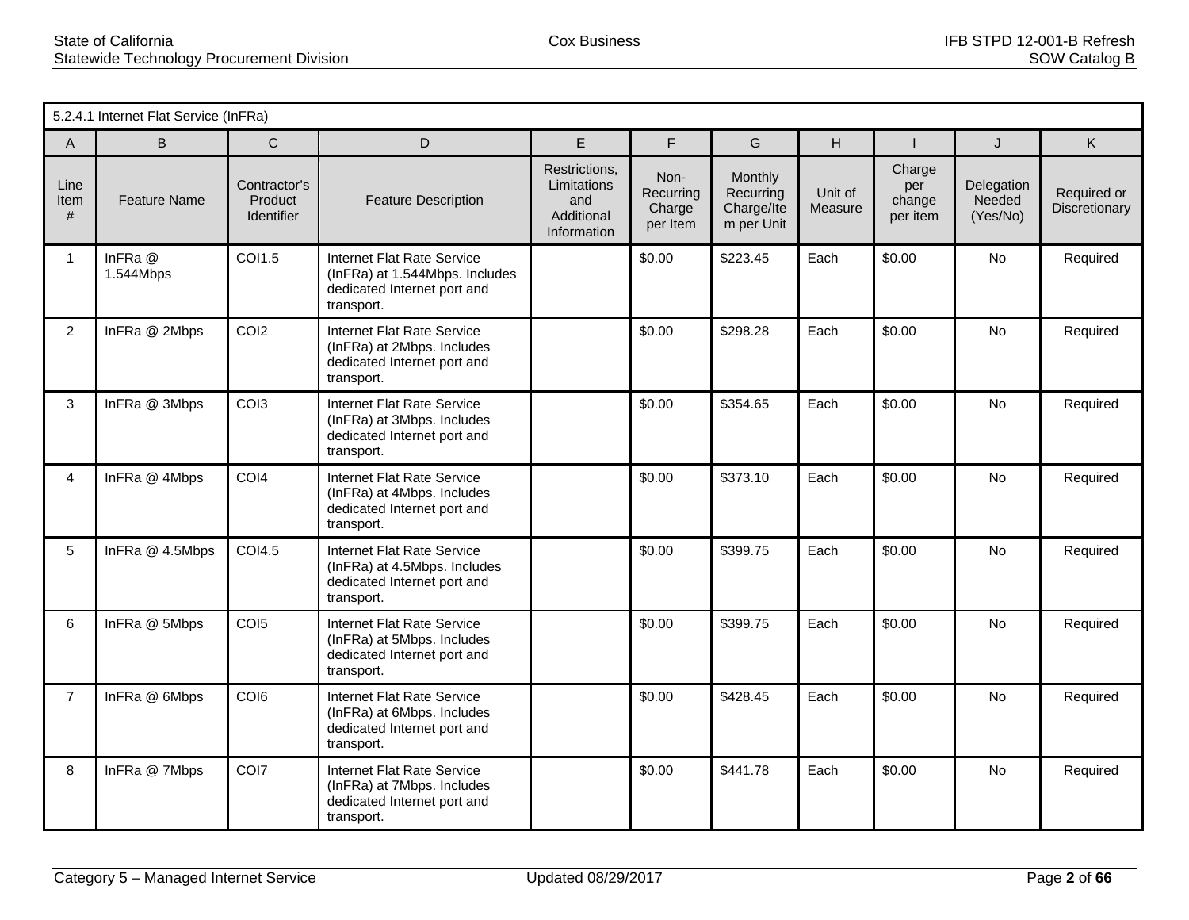| 5.2.4.1 Internet Flat Service (InFRa) | | | | | | | | | | |
|---|---|---|---|---|---|---|---|---|---|---|
| A | B | C | D | E | F | G | H | I | J | K |
| Line Item # | Feature Name | Contractor's Product Identifier | Feature Description | Restrictions, Limitations and Additional Information | Non-Recurring Charge per Item | Monthly Recurring Charge/Item per Unit | Unit of Measure | Charge per change per item | Delegation Needed (Yes/No) | Required or Discretionary |
| 1 | InFRa @ 1.544Mbps | COI1.5 | Internet Flat Rate Service (InFRa) at 1.544Mbps. Includes dedicated Internet port and transport. | | $0.00 | $223.45 | Each | $0.00 | No | Required |
| 2 | InFRa @ 2Mbps | COI2 | Internet Flat Rate Service (InFRa) at 2Mbps. Includes dedicated Internet port and transport. | | $0.00 | $298.28 | Each | $0.00 | No | Required |
| 3 | InFRa @ 3Mbps | COI3 | Internet Flat Rate Service (InFRa) at 3Mbps. Includes dedicated Internet port and transport. | | $0.00 | $354.65 | Each | $0.00 | No | Required |
| 4 | InFRa @ 4Mbps | COI4 | Internet Flat Rate Service (InFRa) at 4Mbps. Includes dedicated Internet port and transport. | | $0.00 | $373.10 | Each | $0.00 | No | Required |
| 5 | InFRa @ 4.5Mbps | COI4.5 | Internet Flat Rate Service (InFRa) at 4.5Mbps. Includes dedicated Internet port and transport. | | $0.00 | $399.75 | Each | $0.00 | No | Required |
| 6 | InFRa @ 5Mbps | COI5 | Internet Flat Rate Service (InFRa) at 5Mbps. Includes dedicated Internet port and transport. | | $0.00 | $399.75 | Each | $0.00 | No | Required |
| 7 | InFRa @ 6Mbps | COI6 | Internet Flat Rate Service (InFRa) at 6Mbps. Includes dedicated Internet port and transport. | | $0.00 | $428.45 | Each | $0.00 | No | Required |
| 8 | InFRa @ 7Mbps | COI7 | Internet Flat Rate Service (InFRa) at 7Mbps. Includes dedicated Internet port and transport. | | $0.00 | $441.78 | Each | $0.00 | No | Required |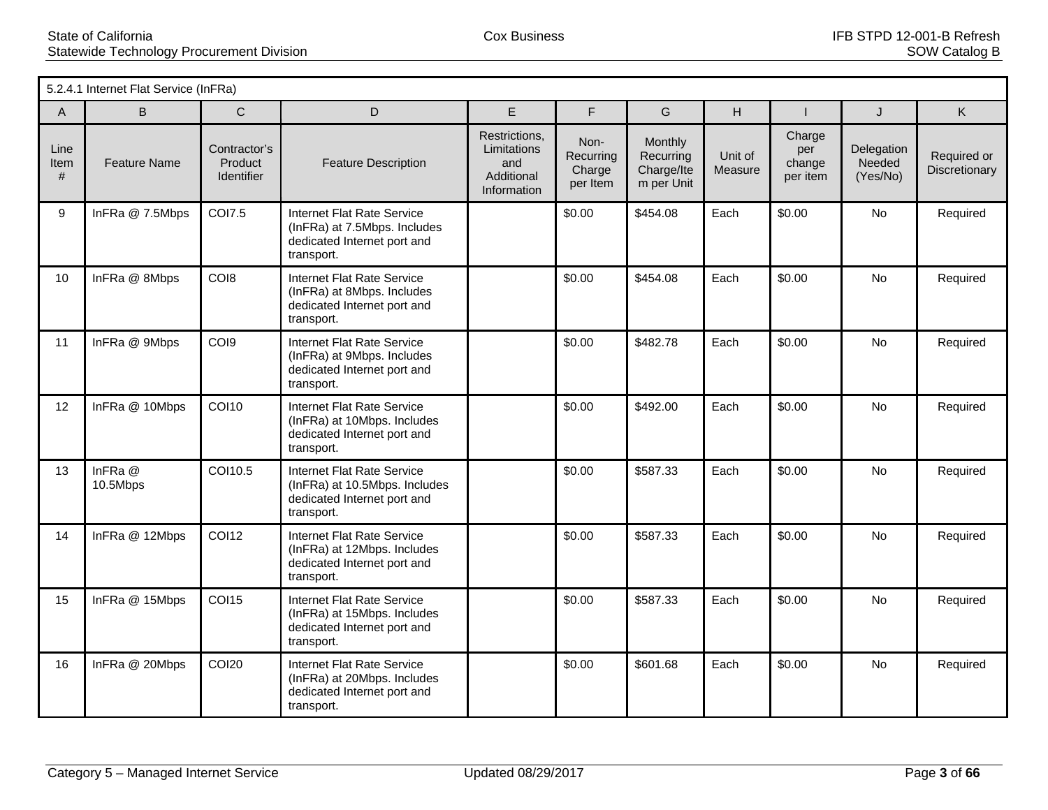| 5.2.4.1 Internet Flat Service (InFRa) | | | | | | | | | | |
|---|---|---|---|---|---|---|---|---|---|---|
| A | B | C | D | E | F | G | H | I | J | K |
| Line Item # | Feature Name | Contractor's Product Identifier | Feature Description | Restrictions, Limitations and Additional Information | Non-Recurring Charge per Item | Monthly Recurring Charge/Item per Unit | Unit of Measure | Charge per change per item | Delegation Needed (Yes/No) | Required or Discretionary |
| 9 | InFRa @ 7.5Mbps | COI7.5 | Internet Flat Rate Service (InFRa) at 7.5Mbps. Includes dedicated Internet port and transport. | | $0.00 | $454.08 | Each | $0.00 | No | Required |
| 10 | InFRa @ 8Mbps | COI8 | Internet Flat Rate Service (InFRa) at 8Mbps. Includes dedicated Internet port and transport. | | $0.00 | $454.08 | Each | $0.00 | No | Required |
| 11 | InFRa @ 9Mbps | COI9 | Internet Flat Rate Service (InFRa) at 9Mbps. Includes dedicated Internet port and transport. | | $0.00 | $482.78 | Each | $0.00 | No | Required |
| 12 | InFRa @ 10Mbps | COI10 | Internet Flat Rate Service (InFRa) at 10Mbps. Includes dedicated Internet port and transport. | | $0.00 | $492.00 | Each | $0.00 | No | Required |
| 13 | InFRa @ 10.5Mbps | COI10.5 | Internet Flat Rate Service (InFRa) at 10.5Mbps. Includes dedicated Internet port and transport. | | $0.00 | $587.33 | Each | $0.00 | No | Required |
| 14 | InFRa @ 12Mbps | COI12 | Internet Flat Rate Service (InFRa) at 12Mbps. Includes dedicated Internet port and transport. | | $0.00 | $587.33 | Each | $0.00 | No | Required |
| 15 | InFRa @ 15Mbps | COI15 | Internet Flat Rate Service (InFRa) at 15Mbps. Includes dedicated Internet port and transport. | | $0.00 | $587.33 | Each | $0.00 | No | Required |
| 16 | InFRa @ 20Mbps | COI20 | Internet Flat Rate Service (InFRa) at 20Mbps. Includes dedicated Internet port and transport. | | $0.00 | $601.68 | Each | $0.00 | No | Required |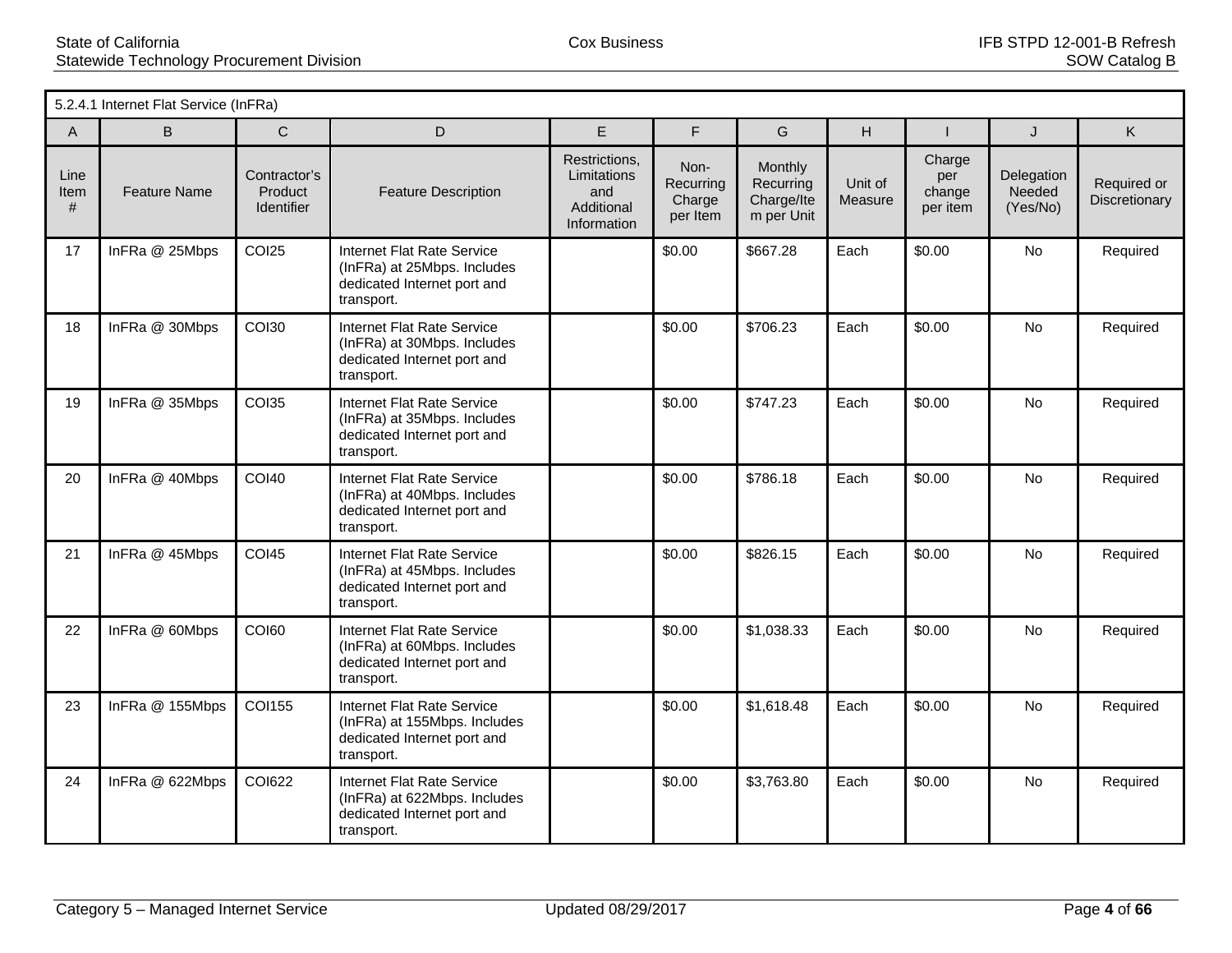| 5.2.4.1 Internet Flat Service (InFRa) | | | | | | | | | | |
|---|---|---|---|---|---|---|---|---|---|---|
| A | B | C | D | E | F | G | H | I | J | K |
| Line Item # | Feature Name | Contractor's Product Identifier | Feature Description | Restrictions, Limitations and Additional Information | Non-Recurring Charge per Item | Monthly Recurring Charge/Item per Unit | Unit of Measure | Charge per change per item | Delegation Needed (Yes/No) | Required or Discretionary |
| 17 | InFRa @ 25Mbps | COI25 | Internet Flat Rate Service (InFRa) at 25Mbps. Includes dedicated Internet port and transport. | | $0.00 | $667.28 | Each | $0.00 | No | Required |
| 18 | InFRa @ 30Mbps | COI30 | Internet Flat Rate Service (InFRa) at 30Mbps. Includes dedicated Internet port and transport. | | $0.00 | $706.23 | Each | $0.00 | No | Required |
| 19 | InFRa @ 35Mbps | COI35 | Internet Flat Rate Service (InFRa) at 35Mbps. Includes dedicated Internet port and transport. | | $0.00 | $747.23 | Each | $0.00 | No | Required |
| 20 | InFRa @ 40Mbps | COI40 | Internet Flat Rate Service (InFRa) at 40Mbps. Includes dedicated Internet port and transport. | | $0.00 | $786.18 | Each | $0.00 | No | Required |
| 21 | InFRa @ 45Mbps | COI45 | Internet Flat Rate Service (InFRa) at 45Mbps. Includes dedicated Internet port and transport. | | $0.00 | $826.15 | Each | $0.00 | No | Required |
| 22 | InFRa @ 60Mbps | COI60 | Internet Flat Rate Service (InFRa) at 60Mbps. Includes dedicated Internet port and transport. | | $0.00 | $1,038.33 | Each | $0.00 | No | Required |
| 23 | InFRa @ 155Mbps | COI155 | Internet Flat Rate Service (InFRa) at 155Mbps. Includes dedicated Internet port and transport. | | $0.00 | $1,618.48 | Each | $0.00 | No | Required |
| 24 | InFRa @ 622Mbps | COI622 | Internet Flat Rate Service (InFRa) at 622Mbps. Includes dedicated Internet port and transport. | | $0.00 | $3,763.80 | Each | $0.00 | No | Required |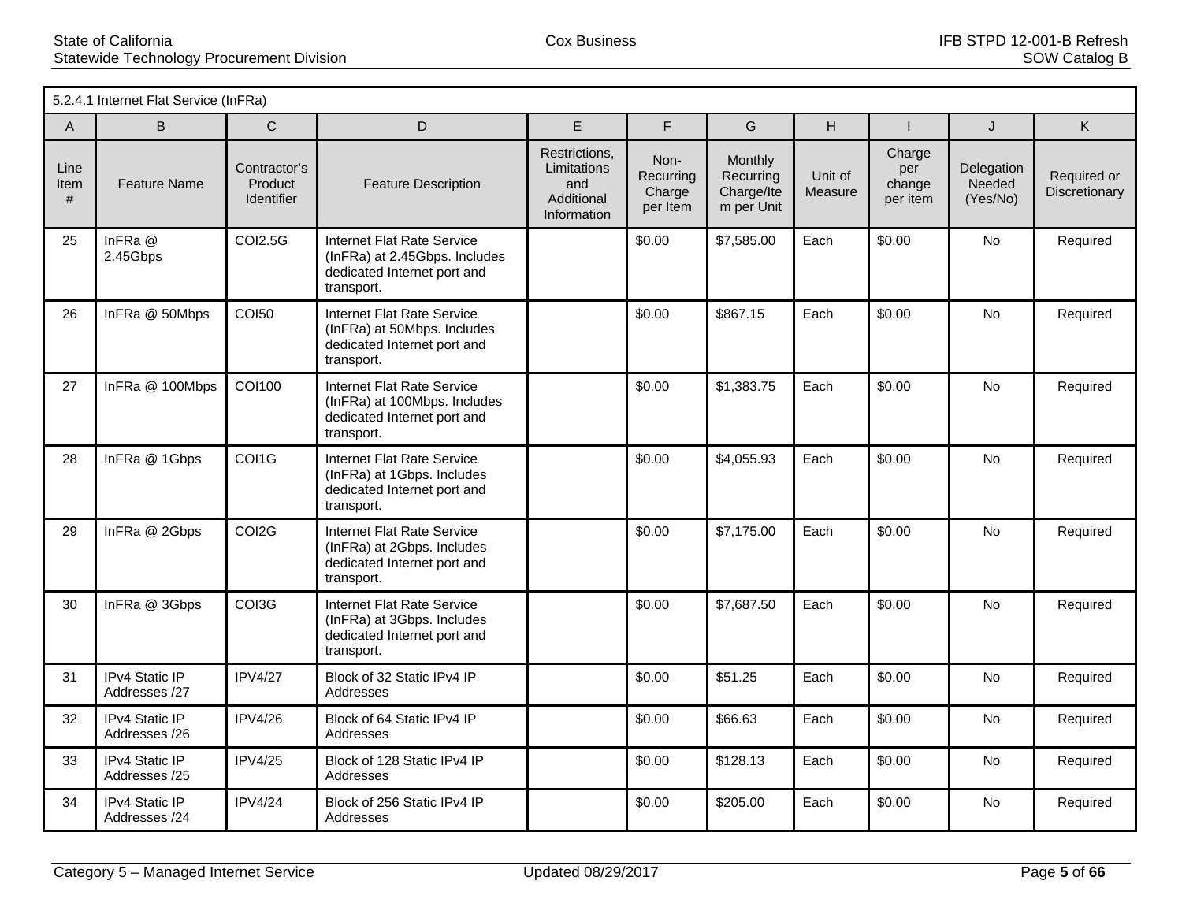| 5.2.4.1 Internet Flat Service (InFRa) | | | | | | | | | | |
|---|---|---|---|---|---|---|---|---|---|---|
| A | B | C | D | E | F | G | H | I | J | K |
| Line Item # | Feature Name | Contractor's Product Identifier | Feature Description | Restrictions, Limitations and Additional Information | Non-Recurring Charge per Item | Monthly Recurring Charge/Item per Unit | Unit of Measure | Charge per change per item | Delegation Needed (Yes/No) | Required or Discretionary |
| 25 | InFRa @ 2.45Gbps | COI2.5G | Internet Flat Rate Service (InFRa) at 2.45Gbps. Includes dedicated Internet port and transport. | | $0.00 | $7,585.00 | Each | $0.00 | No | Required |
| 26 | InFRa @ 50Mbps | COI50 | Internet Flat Rate Service (InFRa) at 50Mbps. Includes dedicated Internet port and transport. | | $0.00 | $867.15 | Each | $0.00 | No | Required |
| 27 | InFRa @ 100Mbps | COI100 | Internet Flat Rate Service (InFRa) at 100Mbps. Includes dedicated Internet port and transport. | | $0.00 | $1,383.75 | Each | $0.00 | No | Required |
| 28 | InFRa @ 1Gbps | COI1G | Internet Flat Rate Service (InFRa) at 1Gbps. Includes dedicated Internet port and transport. | | $0.00 | $4,055.93 | Each | $0.00 | No | Required |
| 29 | InFRa @ 2Gbps | COI2G | Internet Flat Rate Service (InFRa) at 2Gbps. Includes dedicated Internet port and transport. | | $0.00 | $7,175.00 | Each | $0.00 | No | Required |
| 30 | InFRa @ 3Gbps | COI3G | Internet Flat Rate Service (InFRa) at 3Gbps. Includes dedicated Internet port and transport. | | $0.00 | $7,687.50 | Each | $0.00 | No | Required |
| 31 | IPv4 Static IP Addresses /27 | IPV4/27 | Block of 32 Static IPv4 IP Addresses | | $0.00 | $51.25 | Each | $0.00 | No | Required |
| 32 | IPv4 Static IP Addresses /26 | IPV4/26 | Block of 64 Static IPv4 IP Addresses | | $0.00 | $66.63 | Each | $0.00 | No | Required |
| 33 | IPv4 Static IP Addresses /25 | IPV4/25 | Block of 128 Static IPv4 IP Addresses | | $0.00 | $128.13 | Each | $0.00 | No | Required |
| 34 | IPv4 Static IP Addresses /24 | IPV4/24 | Block of 256 Static IPv4 IP Addresses | | $0.00 | $205.00 | Each | $0.00 | No | Required |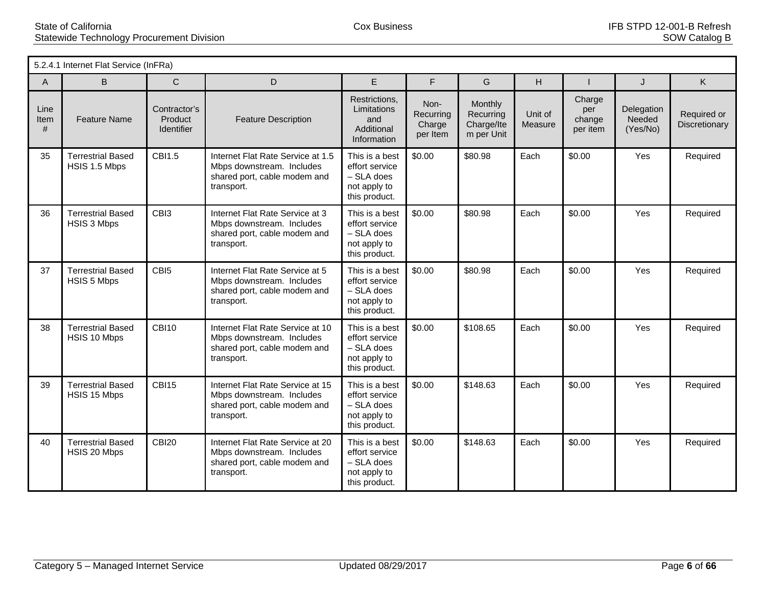| 5.2.4.1 Internet Flat Service (InFRa) | | | | | | | | | | |
|---|---|---|---|---|---|---|---|---|---|---|
| A | B | C | D | E | F | G | H | I | J | K |
| Line Item # | Feature Name | Contractor's Product Identifier | Feature Description | Restrictions, Limitations and Additional Information | Non-Recurring Charge per Item | Monthly Recurring Charge/Item per Unit | Unit of Measure | Charge per change per item | Delegation Needed (Yes/No) | Required or Discretionary |
| 35 | Terrestrial Based HSIS 1.5 Mbps | CBI1.5 | Internet Flat Rate Service at 1.5 Mbps downstream. Includes shared port, cable modem and transport. | This is a best effort service – SLA does not apply to this product. | $0.00 | $80.98 | Each | $0.00 | Yes | Required |
| 36 | Terrestrial Based HSIS 3 Mbps | CBI3 | Internet Flat Rate Service at 3 Mbps downstream. Includes shared port, cable modem and transport. | This is a best effort service – SLA does not apply to this product. | $0.00 | $80.98 | Each | $0.00 | Yes | Required |
| 37 | Terrestrial Based HSIS 5 Mbps | CBI5 | Internet Flat Rate Service at 5 Mbps downstream. Includes shared port, cable modem and transport. | This is a best effort service – SLA does not apply to this product. | $0.00 | $80.98 | Each | $0.00 | Yes | Required |
| 38 | Terrestrial Based HSIS 10 Mbps | CBI10 | Internet Flat Rate Service at 10 Mbps downstream. Includes shared port, cable modem and transport. | This is a best effort service – SLA does not apply to this product. | $0.00 | $108.65 | Each | $0.00 | Yes | Required |
| 39 | Terrestrial Based HSIS 15 Mbps | CBI15 | Internet Flat Rate Service at 15 Mbps downstream. Includes shared port, cable modem and transport. | This is a best effort service – SLA does not apply to this product. | $0.00 | $148.63 | Each | $0.00 | Yes | Required |
| 40 | Terrestrial Based HSIS 20 Mbps | CBI20 | Internet Flat Rate Service at 20 Mbps downstream. Includes shared port, cable modem and transport. | This is a best effort service – SLA does not apply to this product. | $0.00 | $148.63 | Each | $0.00 | Yes | Required |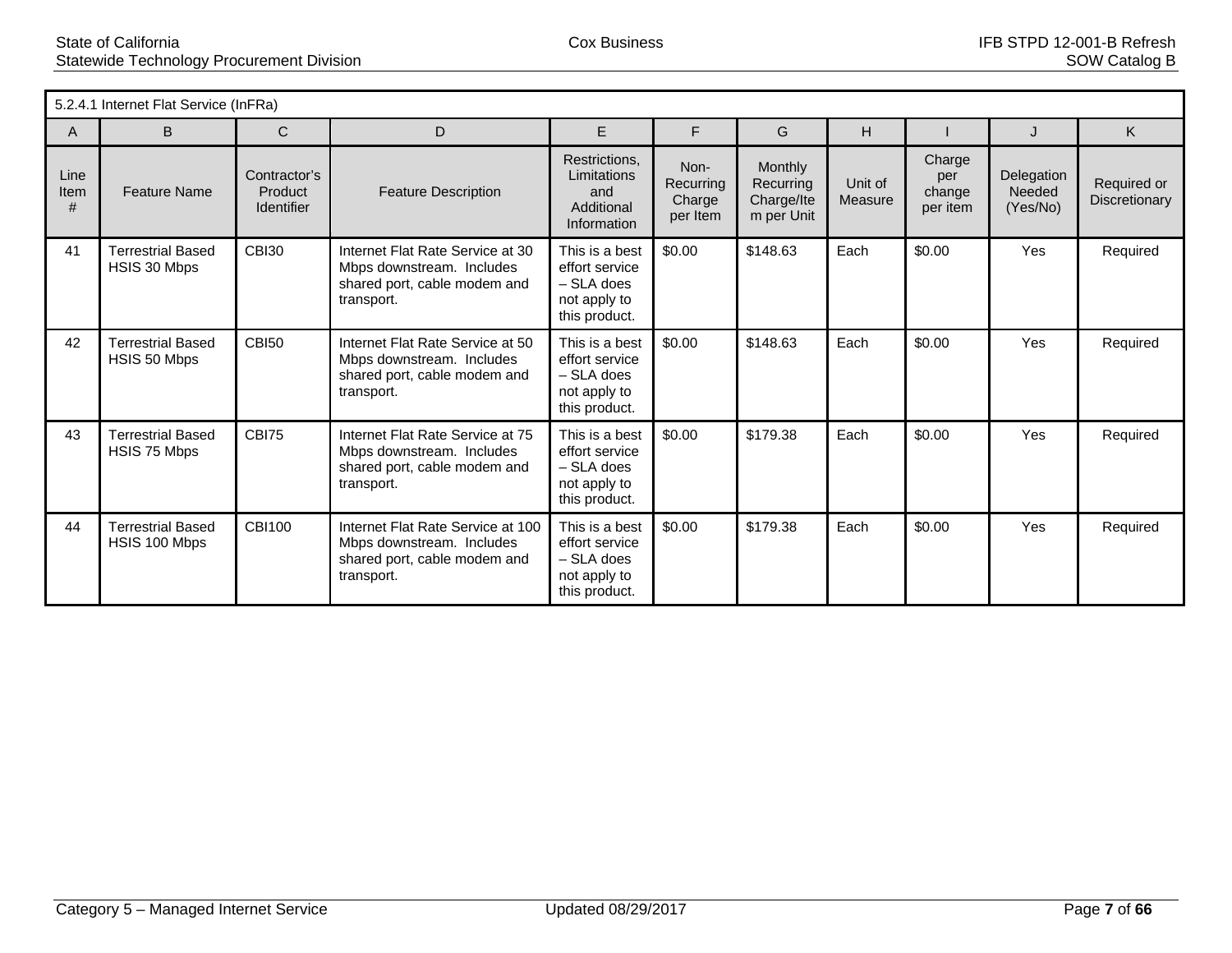| 5.2.4.1 Internet Flat Service (InFRa) | | | | | | | | | | |
|---|---|---|---|---|---|---|---|---|---|---|
| A | B | C | D | E | F | G | H | I | J | K |
| Line Item # | Feature Name | Contractor's Product Identifier | Feature Description | Restrictions, Limitations and Additional Information | Non-Recurring Charge per Item | Monthly Recurring Charge/Item per Unit | Unit of Measure | Charge per change per item | Delegation Needed (Yes/No) | Required or Discretionary |
| 41 | Terrestrial Based HSIS 30 Mbps | CBI30 | Internet Flat Rate Service at 30 Mbps downstream. Includes shared port, cable modem and transport. | This is a best effort service – SLA does not apply to this product. | $0.00 | $148.63 | Each | $0.00 | Yes | Required |
| 42 | Terrestrial Based HSIS 50 Mbps | CBI50 | Internet Flat Rate Service at 50 Mbps downstream. Includes shared port, cable modem and transport. | This is a best effort service – SLA does not apply to this product. | $0.00 | $148.63 | Each | $0.00 | Yes | Required |
| 43 | Terrestrial Based HSIS 75 Mbps | CBI75 | Internet Flat Rate Service at 75 Mbps downstream. Includes shared port, cable modem and transport. | This is a best effort service – SLA does not apply to this product. | $0.00 | $179.38 | Each | $0.00 | Yes | Required |
| 44 | Terrestrial Based HSIS 100 Mbps | CBI100 | Internet Flat Rate Service at 100 Mbps downstream. Includes shared port, cable modem and transport. | This is a best effort service – SLA does not apply to this product. | $0.00 | $179.38 | Each | $0.00 | Yes | Required |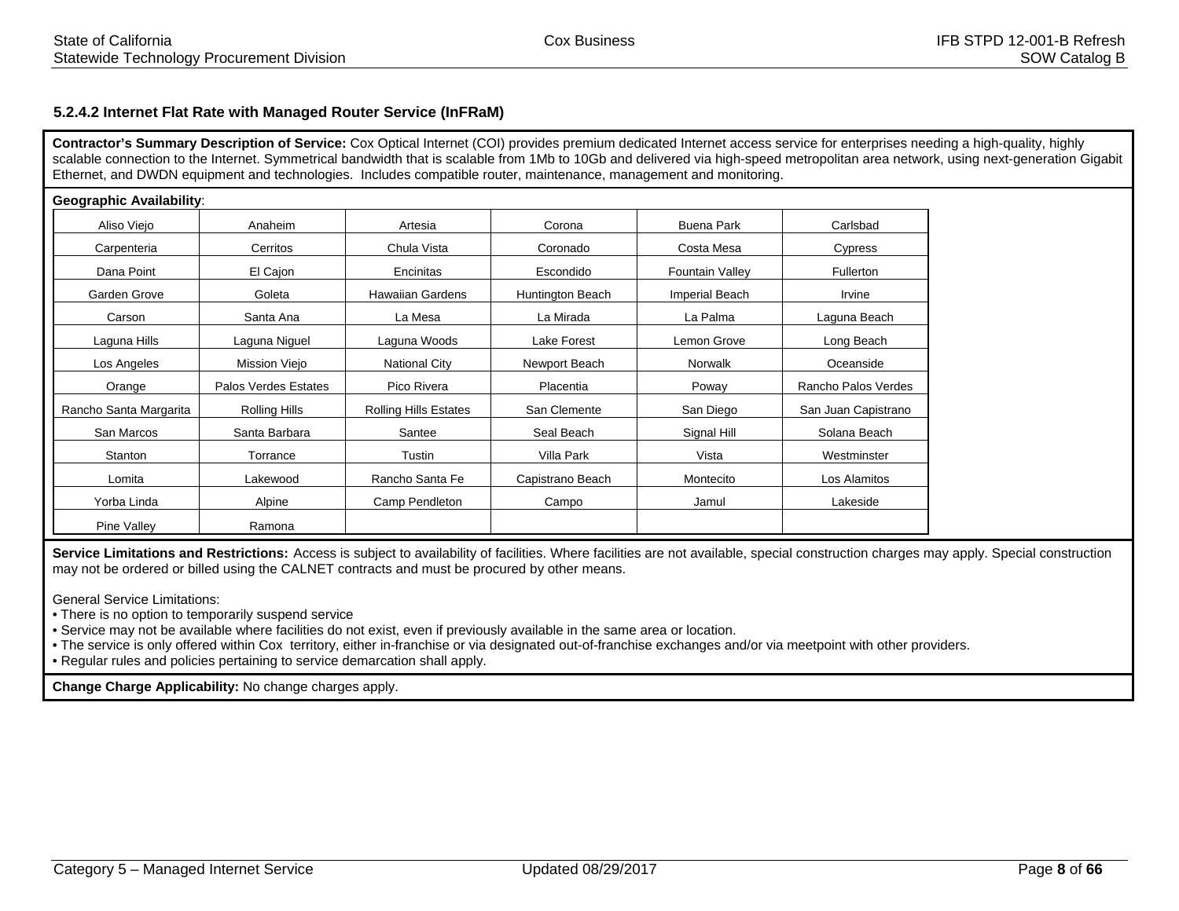### 5.2.4.2 Internet Flat Rate with Managed Router Service (InFRaM)

**Contractor's Summary Description of Service:** Cox Optical Internet (COI) provides premium dedicated Internet access service for enterprises needing a high-quality, highly scalable connection to the Internet. Symmetrical bandwidth that is scalable from 1Mb to 10Gb and delivered via high-speed metropolitan area network, using next-generation Gigabit Ethernet, and DWDN equipment and technologies. Includes compatible router, maintenance, management and monitoring.

**Geographic Availability**:

| | | | | | |
|---|---|---|---|---|---|
| Aliso Viejo | Anaheim | Artesia | Corona | Buena Park | Carlsbad |
| Carpenteria | Cerritos | Chula Vista | Coronado | Costa Mesa | Cypress |
| Dana Point | El Cajon | Encinitas | Escondido | Fountain Valley | Fullerton |
| Garden Grove | Goleta | Hawaiian Gardens | Huntington Beach | Imperial Beach | Irvine |
| Carson | Santa Ana | La Mesa | La Mirada | La Palma | Laguna Beach |
| Laguna Hills | Laguna Niguel | Laguna Woods | Lake Forest | Lemon Grove | Long Beach |
| Los Angeles | Mission Viejo | National City | Newport Beach | Norwalk | Oceanside |
| Orange | Palos Verdes Estates | Pico Rivera | Placentia | Poway | Rancho Palos Verdes |
| Rancho Santa Margarita | Rolling Hills | Rolling Hills Estates | San Clemente | San Diego | San Juan Capistrano |
| San Marcos | Santa Barbara | Santee | Seal Beach | Signal Hill | Solana Beach |
| Stanton | Torrance | Tustin | Villa Park | Vista | Westminster |
| Lomita | Lakewood | Rancho Santa Fe | Capistrano Beach | Montecito | Los Alamitos |
| Yorba Linda | Alpine | Camp Pendleton | Campo | Jamul | Lakeside |
| Pine Valley | Ramona | | | | |

**Service Limitations and Restrictions:** Access is subject to availability of facilities. Where facilities are not available, special construction charges may apply. Special construction may not be ordered or billed using the CALNET contracts and must be procured by other means.

General Service Limitations:
- There is no option to temporarily suspend service
- Service may not be available where facilities do not exist, even if previously available in the same area or location.
- The service is only offered within Cox territory, either in-franchise or via designated out-of-franchise exchanges and/or via meetpoint with other providers.
- Regular rules and policies pertaining to service demarcation shall apply.

**Change Charge Applicability:** No change charges apply.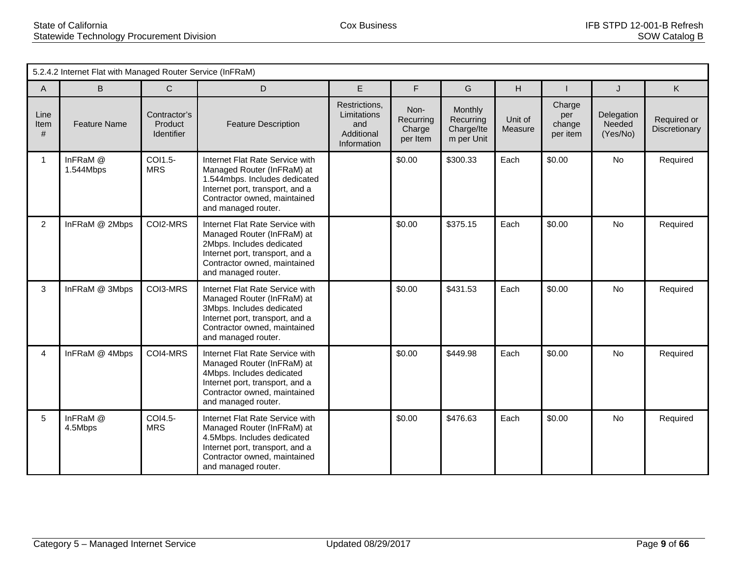| 5.2.4.2 Internet Flat with Managed Router Service (InFRaM) | | | | | | | | | | |
|---|---|---|---|---|---|---|---|---|---|---|
| A | B | C | D | E | F | G | H | I | J | K |
| Line Item # | Feature Name | Contractor's Product Identifier | Feature Description | Restrictions, Limitations and Additional Information | Non-Recurring Charge per Item | Monthly Recurring Charge/Item per Unit | Unit of Measure | Charge per change per item | Delegation Needed (Yes/No) | Required or Discretionary |
| 1 | InFRaM @ 1.544Mbps | COI1.5-MRS | Internet Flat Rate Service with Managed Router (InFRaM) at 1.544mbps. Includes dedicated Internet port, transport, and a Contractor owned, maintained and managed router. | | $0.00 | $300.33 | Each | $0.00 | No | Required |
| 2 | InFRaM @ 2Mbps | COI2-MRS | Internet Flat Rate Service with Managed Router (InFRaM) at 2Mbps. Includes dedicated Internet port, transport, and a Contractor owned, maintained and managed router. | | $0.00 | $375.15 | Each | $0.00 | No | Required |
| 3 | InFRaM @ 3Mbps | COI3-MRS | Internet Flat Rate Service with Managed Router (InFRaM) at 3Mbps. Includes dedicated Internet port, transport, and a Contractor owned, maintained and managed router. | | $0.00 | $431.53 | Each | $0.00 | No | Required |
| 4 | InFRaM @ 4Mbps | COI4-MRS | Internet Flat Rate Service with Managed Router (InFRaM) at 4Mbps. Includes dedicated Internet port, transport, and a Contractor owned, maintained and managed router. | | $0.00 | $449.98 | Each | $0.00 | No | Required |
| 5 | InFRaM @ 4.5Mbps | COI4.5-MRS | Internet Flat Rate Service with Managed Router (InFRaM) at 4.5Mbps. Includes dedicated Internet port, transport, and a Contractor owned, maintained and managed router. | | $0.00 | $476.63 | Each | $0.00 | No | Required |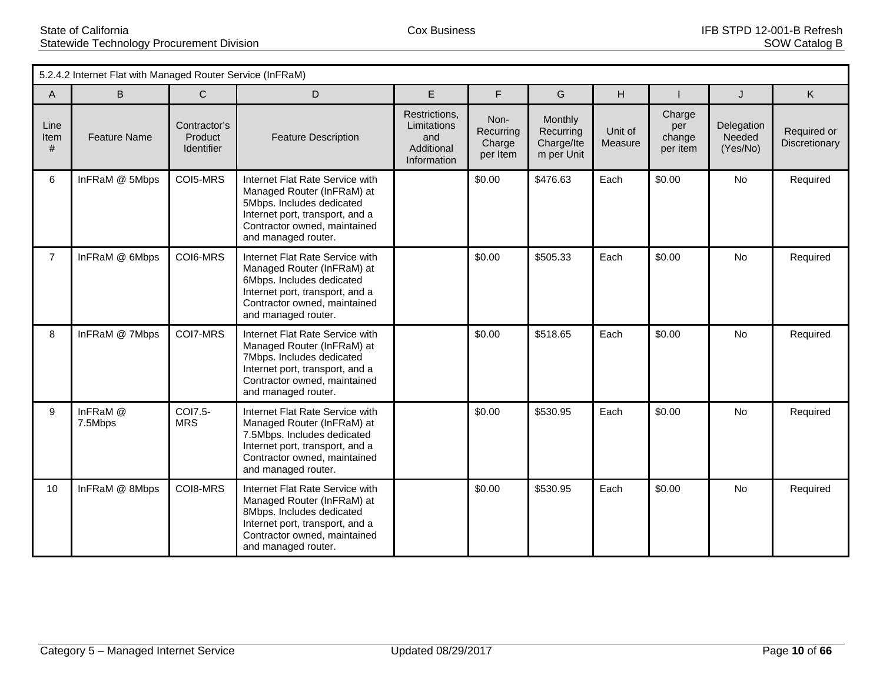| 5.2.4.2 Internet Flat with Managed Router Service (InFRaM) | | | | | | | | | | |
|---|---|---|---|---|---|---|---|---|---|---|
| A | B | C | D | E | F | G | H | I | J | K |
| Line Item # | Feature Name | Contractor's Product Identifier | Feature Description | Restrictions, Limitations and Additional Information | Non-Recurring Charge per Item | Monthly Recurring Charge/Item per Unit | Unit of Measure | Charge per change per item | Delegation Needed (Yes/No) | Required or Discretionary |
| 6 | InFRaM @ 5Mbps | COI5-MRS | Internet Flat Rate Service with Managed Router (InFRaM) at 5Mbps. Includes dedicated Internet port, transport, and a Contractor owned, maintained and managed router. | | $0.00 | $476.63 | Each | $0.00 | No | Required |
| 7 | InFRaM @ 6Mbps | COI6-MRS | Internet Flat Rate Service with Managed Router (InFRaM) at 6Mbps. Includes dedicated Internet port, transport, and a Contractor owned, maintained and managed router. | | $0.00 | $505.33 | Each | $0.00 | No | Required |
| 8 | InFRaM @ 7Mbps | COI7-MRS | Internet Flat Rate Service with Managed Router (InFRaM) at 7Mbps. Includes dedicated Internet port, transport, and a Contractor owned, maintained and managed router. | | $0.00 | $518.65 | Each | $0.00 | No | Required |
| 9 | InFRaM @ 7.5Mbps | COI7.5-MRS | Internet Flat Rate Service with Managed Router (InFRaM) at 7.5Mbps. Includes dedicated Internet port, transport, and a Contractor owned, maintained and managed router. | | $0.00 | $530.95 | Each | $0.00 | No | Required |
| 10 | InFRaM @ 8Mbps | COI8-MRS | Internet Flat Rate Service with Managed Router (InFRaM) at 8Mbps. Includes dedicated Internet port, transport, and a Contractor owned, maintained and managed router. | | $0.00 | $530.95 | Each | $0.00 | No | Required |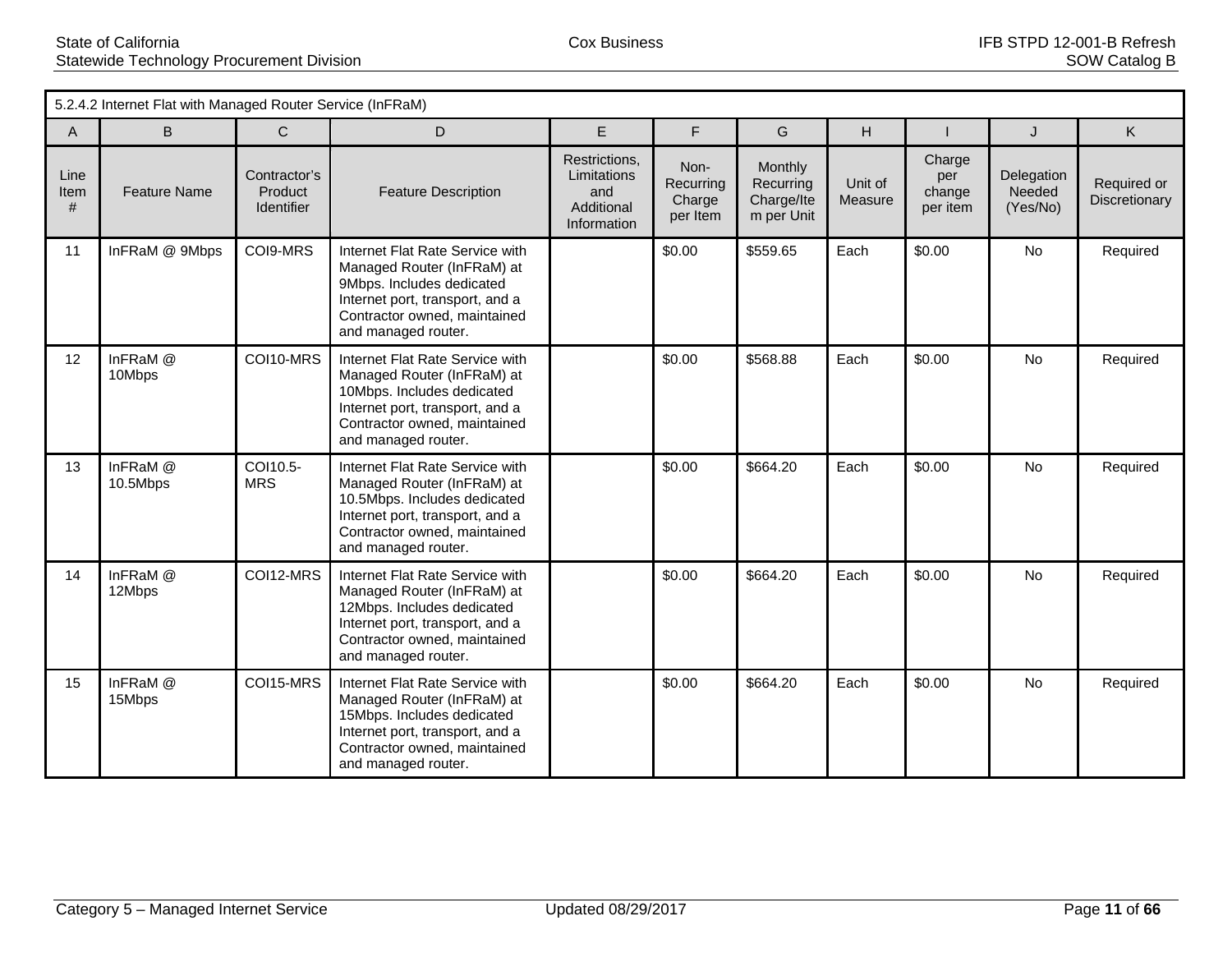| 5.2.4.2 Internet Flat with Managed Router Service (InFRaM) | | | | | | | | | | |
|---|---|---|---|---|---|---|---|---|---|---|
| A | B | C | D | E | F | G | H | I | J | K |
| Line Item # | Feature Name | Contractor's Product Identifier | Feature Description | Restrictions, Limitations and Additional Information | Non-Recurring Charge per Item | Monthly Recurring Charge/Item per Unit | Unit of Measure | Charge per change per item | Delegation Needed (Yes/No) | Required or Discretionary |
| 11 | InFRaM @ 9Mbps | COI9-MRS | Internet Flat Rate Service with Managed Router (InFRaM) at 9Mbps. Includes dedicated Internet port, transport, and a Contractor owned, maintained and managed router. | | $0.00 | $559.65 | Each | $0.00 | No | Required |
| 12 | InFRaM @ 10Mbps | COI10-MRS | Internet Flat Rate Service with Managed Router (InFRaM) at 10Mbps. Includes dedicated Internet port, transport, and a Contractor owned, maintained and managed router. | | $0.00 | $568.88 | Each | $0.00 | No | Required |
| 13 | InFRaM @ 10.5Mbps | COI10.5-MRS | Internet Flat Rate Service with Managed Router (InFRaM) at 10.5Mbps. Includes dedicated Internet port, transport, and a Contractor owned, maintained and managed router. | | $0.00 | $664.20 | Each | $0.00 | No | Required |
| 14 | InFRaM @ 12Mbps | COI12-MRS | Internet Flat Rate Service with Managed Router (InFRaM) at 12Mbps. Includes dedicated Internet port, transport, and a Contractor owned, maintained and managed router. | | $0.00 | $664.20 | Each | $0.00 | No | Required |
| 15 | InFRaM @ 15Mbps | COI15-MRS | Internet Flat Rate Service with Managed Router (InFRaM) at 15Mbps. Includes dedicated Internet port, transport, and a Contractor owned, maintained and managed router. | | $0.00 | $664.20 | Each | $0.00 | No | Required |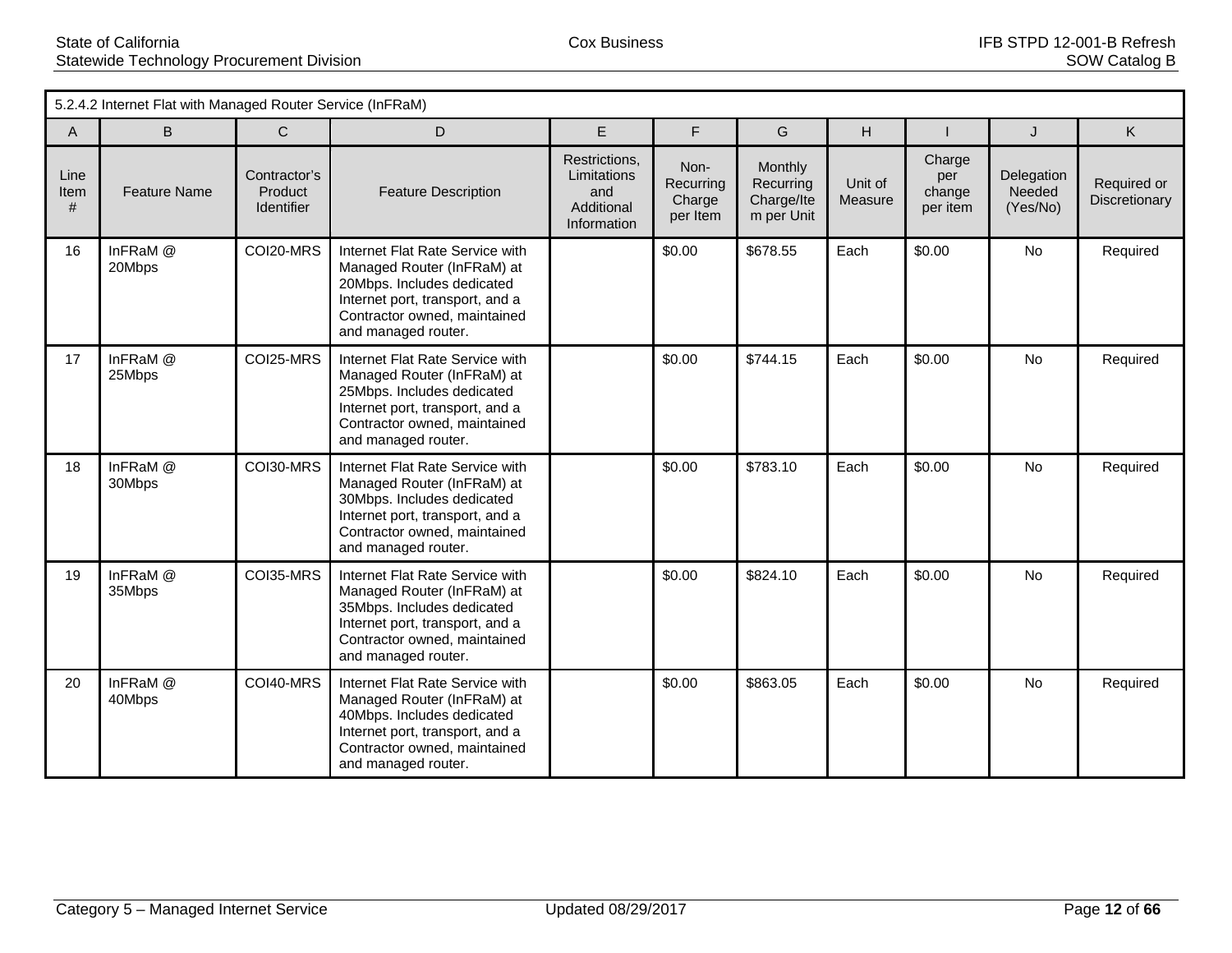| 5.2.4.2 Internet Flat with Managed Router Service (InFRaM) | | | | | | | | | | |
|---|---|---|---|---|---|---|---|---|---|---|
| A | B | C | D | E | F | G | H | I | J | K |
| Line Item # | Feature Name | Contractor's Product Identifier | Feature Description | Restrictions, Limitations and Additional Information | Non-Recurring Charge per Item | Monthly Recurring Charge/Item per Unit | Unit of Measure | Charge per change per item | Delegation Needed (Yes/No) | Required or Discretionary |
| 16 | InFRaM @ 20Mbps | COI20-MRS | Internet Flat Rate Service with Managed Router (InFRaM) at 20Mbps. Includes dedicated Internet port, transport, and a Contractor owned, maintained and managed router. | | $0.00 | $678.55 | Each | $0.00 | No | Required |
| 17 | InFRaM @ 25Mbps | COI25-MRS | Internet Flat Rate Service with Managed Router (InFRaM) at 25Mbps. Includes dedicated Internet port, transport, and a Contractor owned, maintained and managed router. | | $0.00 | $744.15 | Each | $0.00 | No | Required |
| 18 | InFRaM @ 30Mbps | COI30-MRS | Internet Flat Rate Service with Managed Router (InFRaM) at 30Mbps. Includes dedicated Internet port, transport, and a Contractor owned, maintained and managed router. | | $0.00 | $783.10 | Each | $0.00 | No | Required |
| 19 | InFRaM @ 35Mbps | COI35-MRS | Internet Flat Rate Service with Managed Router (InFRaM) at 35Mbps. Includes dedicated Internet port, transport, and a Contractor owned, maintained and managed router. | | $0.00 | $824.10 | Each | $0.00 | No | Required |
| 20 | InFRaM @ 40Mbps | COI40-MRS | Internet Flat Rate Service with Managed Router (InFRaM) at 40Mbps. Includes dedicated Internet port, transport, and a Contractor owned, maintained and managed router. | | $0.00 | $863.05 | Each | $0.00 | No | Required |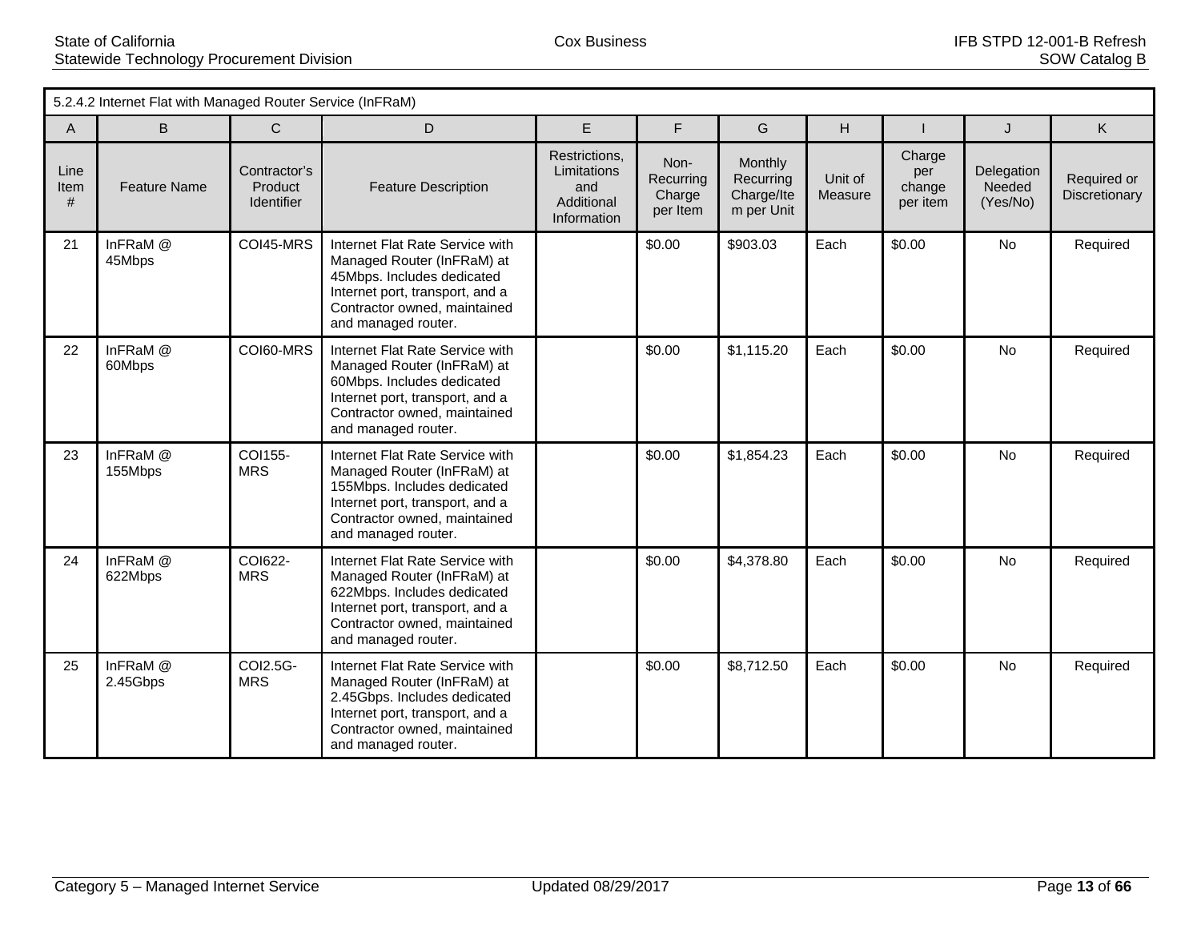| 5.2.4.2 Internet Flat with Managed Router Service (InFRaM) | | | | | | | | | | |
|---|---|---|---|---|---|---|---|---|---|---|
| A | B | C | D | E | F | G | H | I | J | K |
| Line Item # | Feature Name | Contractor's Product Identifier | Feature Description | Restrictions, Limitations and Additional Information | Non-Recurring Charge per Item | Monthly Recurring Charge/Item per Unit | Unit of Measure | Charge per change per item | Delegation Needed (Yes/No) | Required or Discretionary |
| 21 | InFRaM @ 45Mbps | COI45-MRS | Internet Flat Rate Service with Managed Router (InFRaM) at 45Mbps. Includes dedicated Internet port, transport, and a Contractor owned, maintained and managed router. | | $0.00 | $903.03 | Each | $0.00 | No | Required |
| 22 | InFRaM @ 60Mbps | COI60-MRS | Internet Flat Rate Service with Managed Router (InFRaM) at 60Mbps. Includes dedicated Internet port, transport, and a Contractor owned, maintained and managed router. | | $0.00 | $1,115.20 | Each | $0.00 | No | Required |
| 23 | InFRaM @ 155Mbps | COI155-MRS | Internet Flat Rate Service with Managed Router (InFRaM) at 155Mbps. Includes dedicated Internet port, transport, and a Contractor owned, maintained and managed router. | | $0.00 | $1,854.23 | Each | $0.00 | No | Required |
| 24 | InFRaM @ 622Mbps | COI622-MRS | Internet Flat Rate Service with Managed Router (InFRaM) at 622Mbps. Includes dedicated Internet port, transport, and a Contractor owned, maintained and managed router. | | $0.00 | $4,378.80 | Each | $0.00 | No | Required |
| 25 | InFRaM @ 2.45Gbps | COI2.5G-MRS | Internet Flat Rate Service with Managed Router (InFRaM) at 2.45Gbps. Includes dedicated Internet port, transport, and a Contractor owned, maintained and managed router. | | $0.00 | $8,712.50 | Each | $0.00 | No | Required |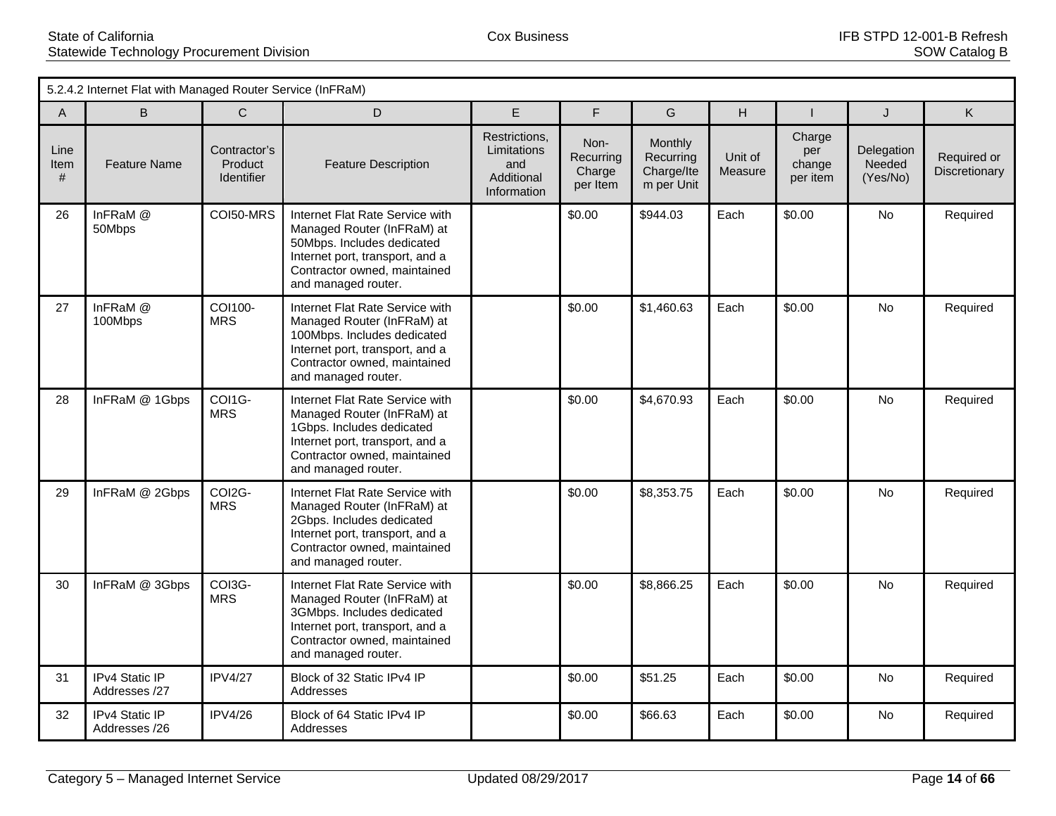| 5.2.4.2 Internet Flat with Managed Router Service (InFRaM) | | | | | | | | | | |
|---|---|---|---|---|---|---|---|---|---|---|
| A | B | C | D | E | F | G | H | I | J | K |
| Line Item # | Feature Name | Contractor's Product Identifier | Feature Description | Restrictions, Limitations and Additional Information | Non-Recurring Charge per Item | Monthly Recurring Charge/Item per Unit | Unit of Measure | Charge per change per item | Delegation Needed (Yes/No) | Required or Discretionary |
| 26 | InFRaM @ 50Mbps | COI50-MRS | Internet Flat Rate Service with Managed Router (InFRaM) at 50Mbps. Includes dedicated Internet port, transport, and a Contractor owned, maintained and managed router. | | $0.00 | $944.03 | Each | $0.00 | No | Required |
| 27 | InFRaM @ 100Mbps | COI100-MRS | Internet Flat Rate Service with Managed Router (InFRaM) at 100Mbps. Includes dedicated Internet port, transport, and a Contractor owned, maintained and managed router. | | $0.00 | $1,460.63 | Each | $0.00 | No | Required |
| 28 | InFRaM @ 1Gbps | COI1G-MRS | Internet Flat Rate Service with Managed Router (InFRaM) at 1Gbps. Includes dedicated Internet port, transport, and a Contractor owned, maintained and managed router. | | $0.00 | $4,670.93 | Each | $0.00 | No | Required |
| 29 | InFRaM @ 2Gbps | COI2G-MRS | Internet Flat Rate Service with Managed Router (InFRaM) at 2Gbps. Includes dedicated Internet port, transport, and a Contractor owned, maintained and managed router. | | $0.00 | $8,353.75 | Each | $0.00 | No | Required |
| 30 | InFRaM @ 3Gbps | COI3G-MRS | Internet Flat Rate Service with Managed Router (InFRaM) at 3GMbps. Includes dedicated Internet port, transport, and a Contractor owned, maintained and managed router. | | $0.00 | $8,866.25 | Each | $0.00 | No | Required |
| 31 | IPv4 Static IP Addresses /27 | IPV4/27 | Block of 32 Static IPv4 IP Addresses | | $0.00 | $51.25 | Each | $0.00 | No | Required |
| 32 | IPv4 Static IP Addresses /26 | IPV4/26 | Block of 64 Static IPv4 IP Addresses | | $0.00 | $66.63 | Each | $0.00 | No | Required |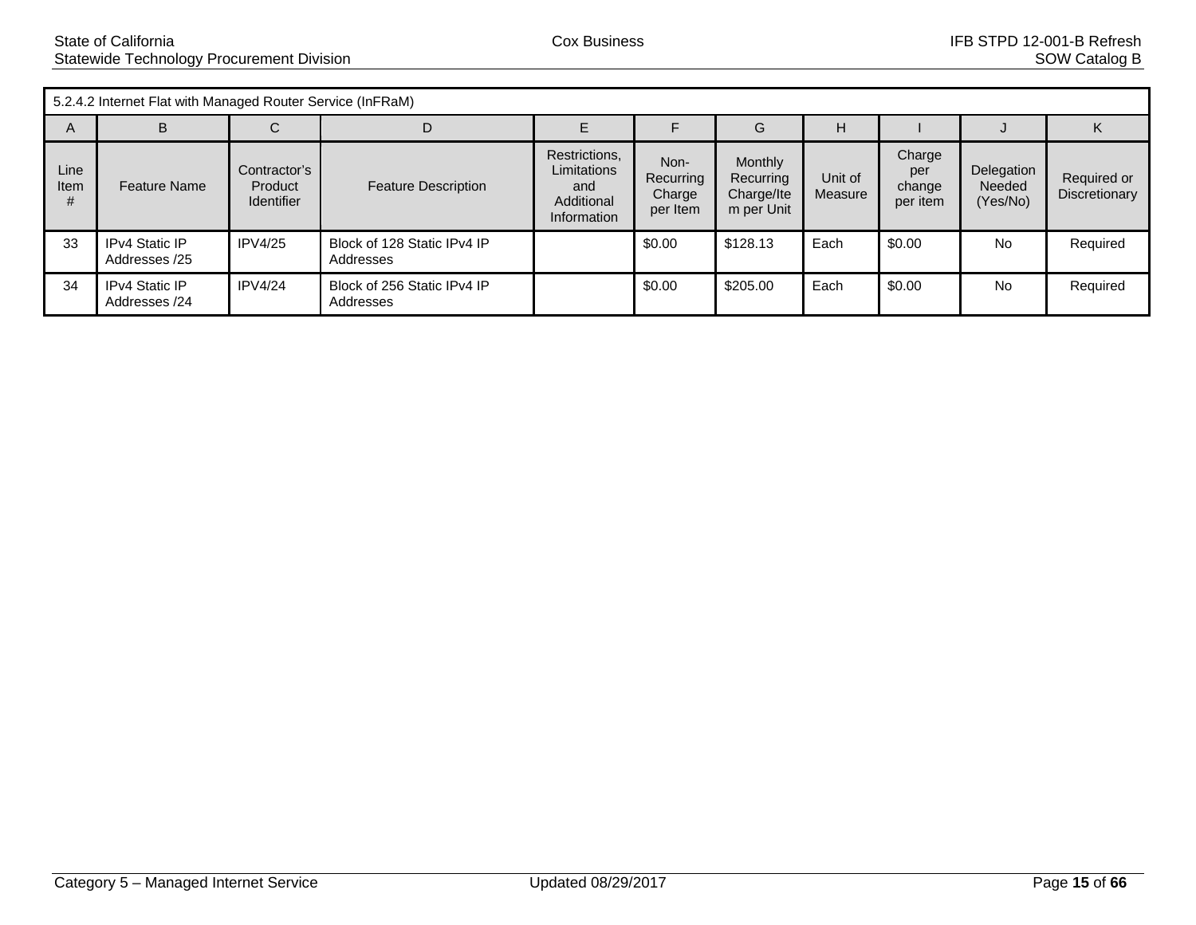| 5.2.4.2 Internet Flat with Managed Router Service (InFRaM) | | | | | | | | | | |
|---|---|---|---|---|---|---|---|---|---|---|
| A | B | C | D | E | F | G | H | I | J | K |
| Line Item # | Feature Name | Contractor's Product Identifier | Feature Description | Restrictions, Limitations and Additional Information | Non-Recurring Charge per Item | Monthly Recurring Charge/Item per Unit | Unit of Measure | Charge per change per item | Delegation Needed (Yes/No) | Required or Discretionary |
| 33 | IPv4 Static IP Addresses /25 | IPV4/25 | Block of 128 Static IPv4 IP Addresses | | $0.00 | $128.13 | Each | $0.00 | No | Required |
| 34 | IPv4 Static IP Addresses /24 | IPV4/24 | Block of 256 Static IPv4 IP Addresses | | $0.00 | $205.00 | Each | $0.00 | No | Required |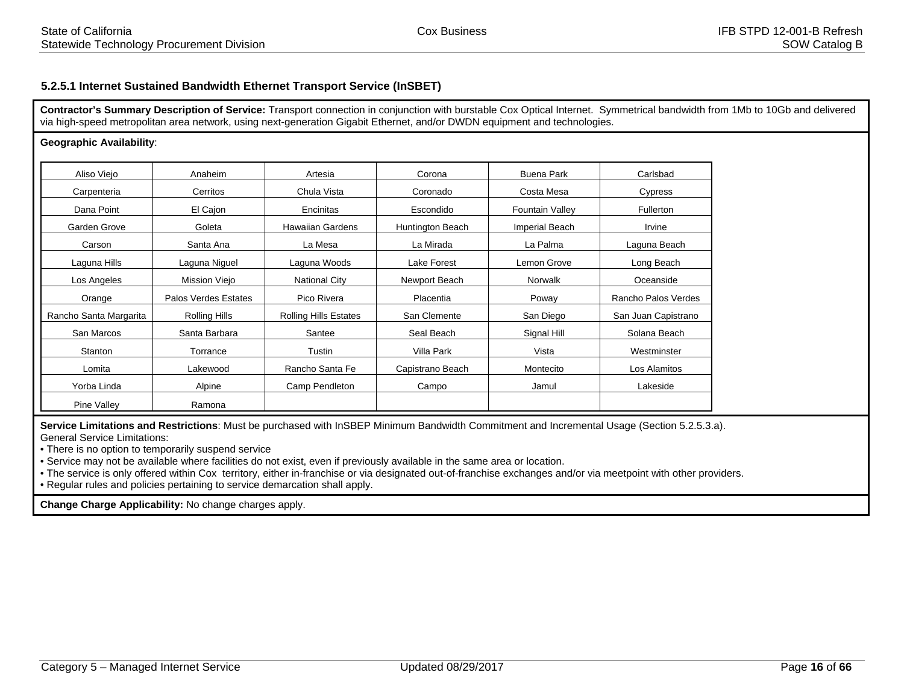### 5.2.5.1 Internet Sustained Bandwidth Ethernet Transport Service (InSBET)

**Contractor's Summary Description of Service:** Transport connection in conjunction with burstable Cox Optical Internet. Symmetrical bandwidth from 1Mb to 10Gb and delivered via high-speed metropolitan area network, using next-generation Gigabit Ethernet, and/or DWDN equipment and technologies.

**Geographic Availability**:

| | | | | | |
|---|---|---|---|---|---|
| Aliso Viejo | Anaheim | Artesia | Corona | Buena Park | Carlsbad |
| Carpenteria | Cerritos | Chula Vista | Coronado | Costa Mesa | Cypress |
| Dana Point | El Cajon | Encinitas | Escondido | Fountain Valley | Fullerton |
| Garden Grove | Goleta | Hawaiian Gardens | Huntington Beach | Imperial Beach | Irvine |
| Carson | Santa Ana | La Mesa | La Mirada | La Palma | Laguna Beach |
| Laguna Hills | Laguna Niguel | Laguna Woods | Lake Forest | Lemon Grove | Long Beach |
| Los Angeles | Mission Viejo | National City | Newport Beach | Norwalk | Oceanside |
| Orange | Palos Verdes Estates | Pico Rivera | Placentia | Poway | Rancho Palos Verdes |
| Rancho Santa Margarita | Rolling Hills | Rolling Hills Estates | San Clemente | San Diego | San Juan Capistrano |
| San Marcos | Santa Barbara | Santee | Seal Beach | Signal Hill | Solana Beach |
| Stanton | Torrance | Tustin | Villa Park | Vista | Westminster |
| Lomita | Lakewood | Rancho Santa Fe | Capistrano Beach | Montecito | Los Alamitos |
| Yorba Linda | Alpine | Camp Pendleton | Campo | Jamul | Lakeside |
| Pine Valley | Ramona | | | | |

**Service Limitations and Restrictions**: Must be purchased with InSBEP Minimum Bandwidth Commitment and Incremental Usage (Section 5.2.5.3.a).
General Service Limitations:

- There is no option to temporarily suspend service
- Service may not be available where facilities do not exist, even if previously available in the same area or location.
- The service is only offered within Cox territory, either in-franchise or via designated out-of-franchise exchanges and/or via meetpoint with other providers.
- Regular rules and policies pertaining to service demarcation shall apply.

**Change Charge Applicability:** No change charges apply.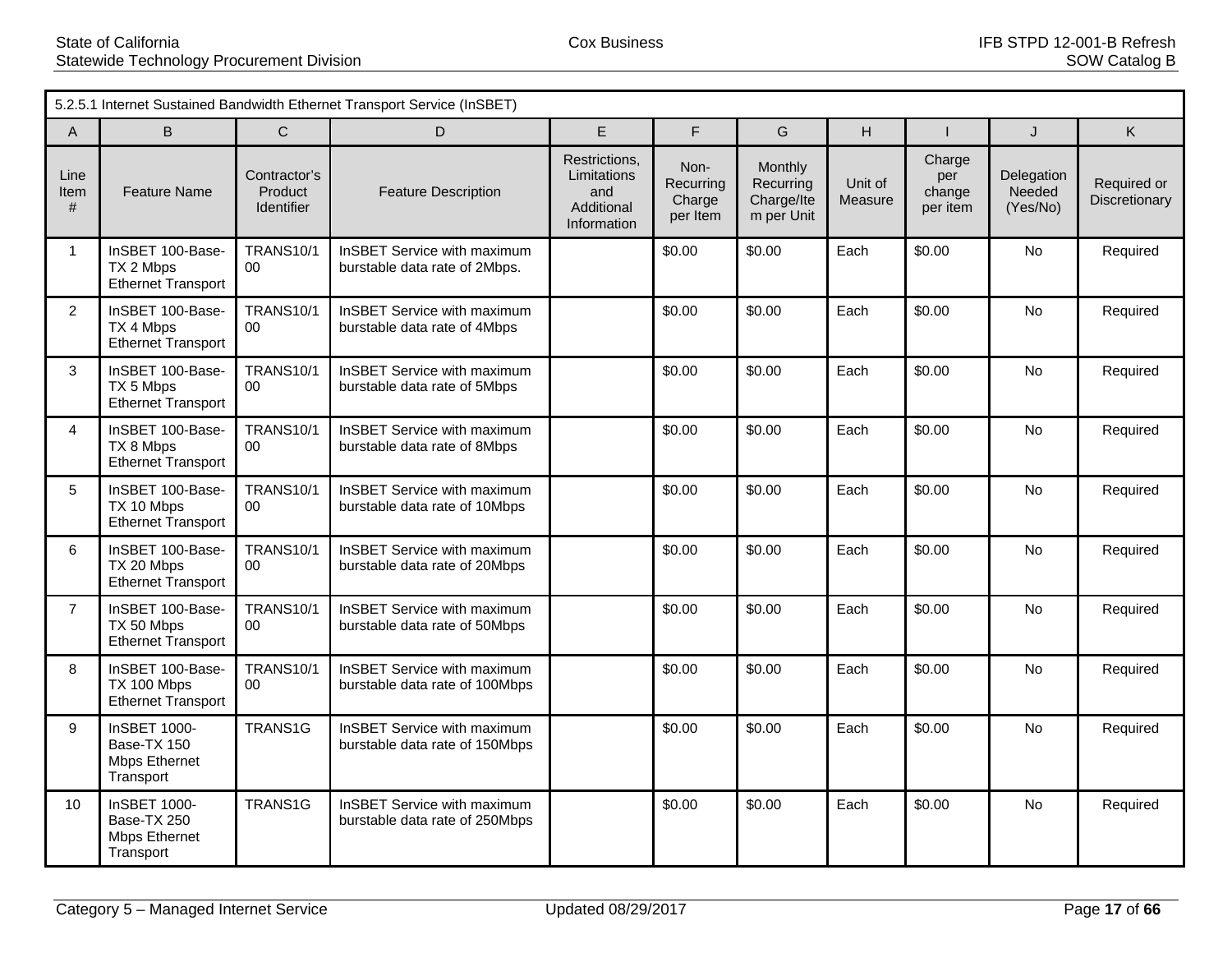| 5.2.5.1 Internet Sustained Bandwidth Ethernet Transport Service (InSBET) | | | | | | | | | | |
|---|---|---|---|---|---|---|---|---|---|---|
| A | B | C | D | E | F | G | H | I | J | K |
| Line Item # | Feature Name | Contractor's Product Identifier | Feature Description | Restrictions, Limitations and Additional Information | Non-Recurring Charge per Item | Monthly Recurring Charge/Item per Unit | Unit of Measure | Charge per change per item | Delegation Needed (Yes/No) | Required or Discretionary |
| 1 | InSBET 100-Base-TX 2 Mbps Ethernet Transport | TRANS10/100 | InSBET Service with maximum burstable data rate of 2Mbps. | | $0.00 | $0.00 | Each | $0.00 | No | Required |
| 2 | InSBET 100-Base-TX 4 Mbps Ethernet Transport | TRANS10/100 | InSBET Service with maximum burstable data rate of 4Mbps | | $0.00 | $0.00 | Each | $0.00 | No | Required |
| 3 | InSBET 100-Base-TX 5 Mbps Ethernet Transport | TRANS10/100 | InSBET Service with maximum burstable data rate of 5Mbps | | $0.00 | $0.00 | Each | $0.00 | No | Required |
| 4 | InSBET 100-Base-TX 8 Mbps Ethernet Transport | TRANS10/100 | InSBET Service with maximum burstable data rate of 8Mbps | | $0.00 | $0.00 | Each | $0.00 | No | Required |
| 5 | InSBET 100-Base-TX 10 Mbps Ethernet Transport | TRANS10/100 | InSBET Service with maximum burstable data rate of 10Mbps | | $0.00 | $0.00 | Each | $0.00 | No | Required |
| 6 | InSBET 100-Base-TX 20 Mbps Ethernet Transport | TRANS10/100 | InSBET Service with maximum burstable data rate of 20Mbps | | $0.00 | $0.00 | Each | $0.00 | No | Required |
| 7 | InSBET 100-Base-TX 50 Mbps Ethernet Transport | TRANS10/100 | InSBET Service with maximum burstable data rate of 50Mbps | | $0.00 | $0.00 | Each | $0.00 | No | Required |
| 8 | InSBET 100-Base-TX 100 Mbps Ethernet Transport | TRANS10/100 | InSBET Service with maximum burstable data rate of 100Mbps | | $0.00 | $0.00 | Each | $0.00 | No | Required |
| 9 | InSBET 1000-Base-TX 150 Mbps Ethernet Transport | TRANS1G | InSBET Service with maximum burstable data rate of 150Mbps | | $0.00 | $0.00 | Each | $0.00 | No | Required |
| 10 | InSBET 1000-Base-TX 250 Mbps Ethernet Transport | TRANS1G | InSBET Service with maximum burstable data rate of 250Mbps | | $0.00 | $0.00 | Each | $0.00 | No | Required |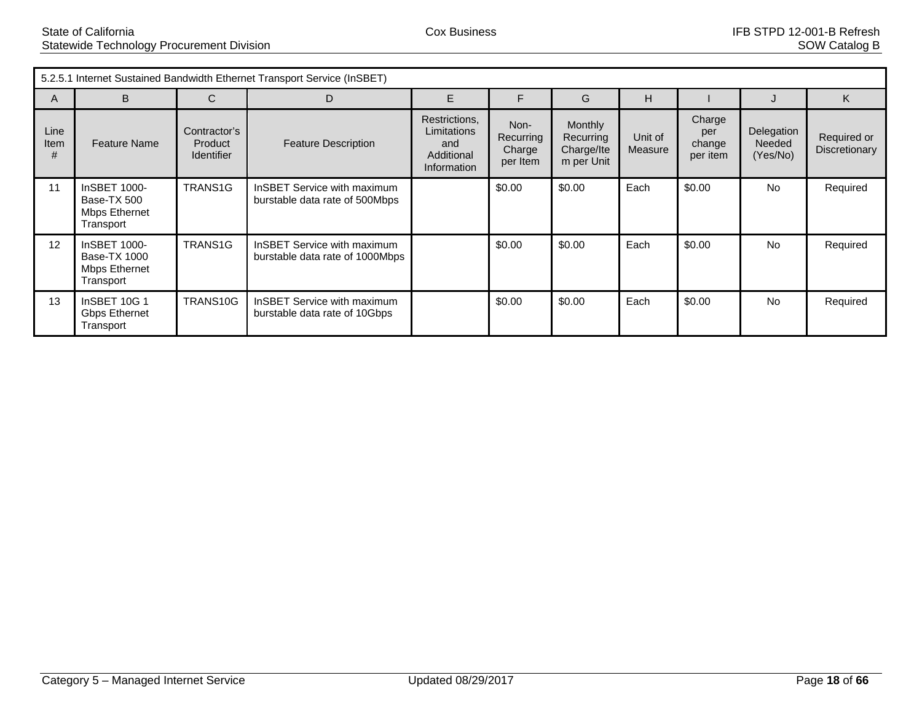| 5.2.5.1 Internet Sustained Bandwidth Ethernet Transport Service (InSBET) | | | | | | | | | | |
|---|---|---|---|---|---|---|---|---|---|---|
| A | B | C | D | E | F | G | H | I | J | K |
| Line Item # | Feature Name | Contractor's Product Identifier | Feature Description | Restrictions, Limitations and Additional Information | Non-Recurring Charge per Item | Monthly Recurring Charge/Item per Unit | Unit of Measure | Charge per change per item | Delegation Needed (Yes/No) | Required or Discretionary |
| 11 | InSBET 1000-Base-TX 500 Mbps Ethernet Transport | TRANS1G | InSBET Service with maximum burstable data rate of 500Mbps | | $0.00 | $0.00 | Each | $0.00 | No | Required |
| 12 | InSBET 1000-Base-TX 1000 Mbps Ethernet Transport | TRANS1G | InSBET Service with maximum burstable data rate of 1000Mbps | | $0.00 | $0.00 | Each | $0.00 | No | Required |
| 13 | InSBET 10G 1 Gbps Ethernet Transport | TRANS10G | InSBET Service with maximum burstable data rate of 10Gbps | | $0.00 | $0.00 | Each | $0.00 | No | Required |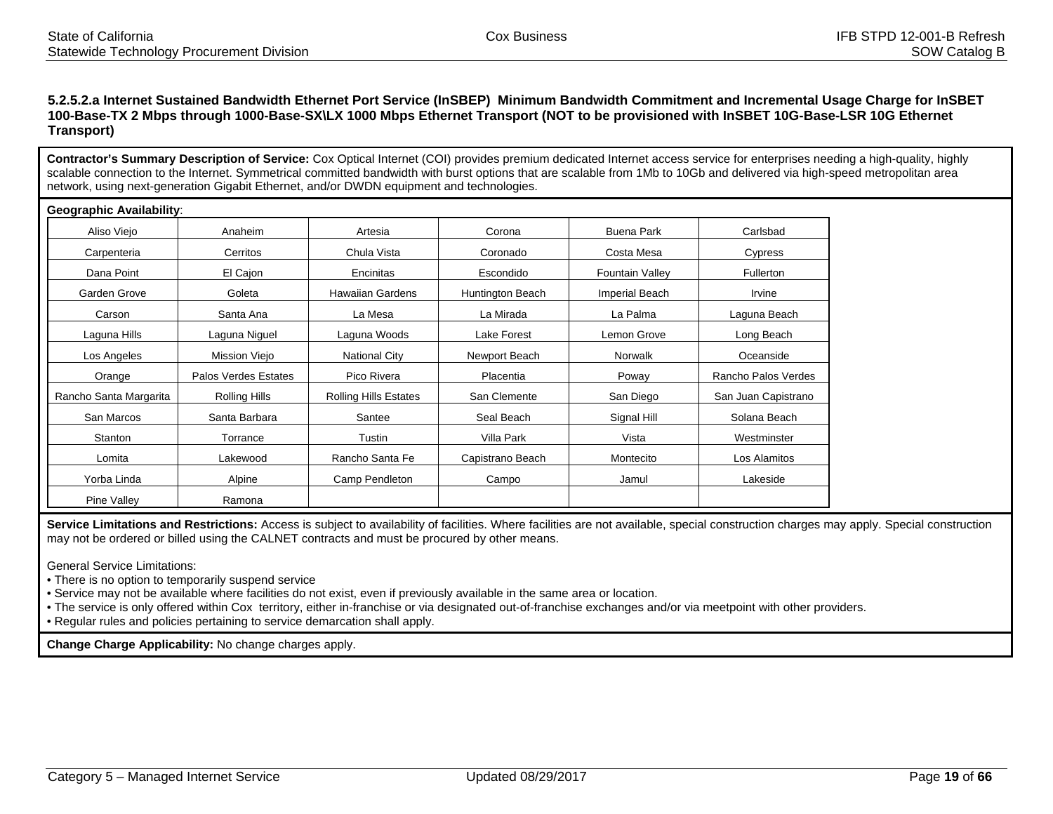### 5.2.5.2.a Internet Sustained Bandwidth Ethernet Port Service (InSBEP) Minimum Bandwidth Commitment and Incremental Usage Charge for InSBET 100-Base-TX 2 Mbps through 1000-Base-SX\LX 1000 Mbps Ethernet Transport (NOT to be provisioned with InSBET 10G-Base-LSR 10G Ethernet Transport)

**Contractor's Summary Description of Service:** Cox Optical Internet (COI) provides premium dedicated Internet access service for enterprises needing a high-quality, highly scalable connection to the Internet. Symmetrical committed bandwidth with burst options that are scalable from 1Mb to 10Gb and delivered via high-speed metropolitan area network, using next-generation Gigabit Ethernet, and/or DWDN equipment and technologies.

**Geographic Availability**:

| | | | | | |
|---|---|---|---|---|---|
| Aliso Viejo | Anaheim | Artesia | Corona | Buena Park | Carlsbad |
| Carpenteria | Cerritos | Chula Vista | Coronado | Costa Mesa | Cypress |
| Dana Point | El Cajon | Encinitas | Escondido | Fountain Valley | Fullerton |
| Garden Grove | Goleta | Hawaiian Gardens | Huntington Beach | Imperial Beach | Irvine |
| Carson | Santa Ana | La Mesa | La Mirada | La Palma | Laguna Beach |
| Laguna Hills | Laguna Niguel | Laguna Woods | Lake Forest | Lemon Grove | Long Beach |
| Los Angeles | Mission Viejo | National City | Newport Beach | Norwalk | Oceanside |
| Orange | Palos Verdes Estates | Pico Rivera | Placentia | Poway | Rancho Palos Verdes |
| Rancho Santa Margarita | Rolling Hills | Rolling Hills Estates | San Clemente | San Diego | San Juan Capistrano |
| San Marcos | Santa Barbara | Santee | Seal Beach | Signal Hill | Solana Beach |
| Stanton | Torrance | Tustin | Villa Park | Vista | Westminster |
| Lomita | Lakewood | Rancho Santa Fe | Capistrano Beach | Montecito | Los Alamitos |
| Yorba Linda | Alpine | Camp Pendleton | Campo | Jamul | Lakeside |
| Pine Valley | Ramona | | | | |

**Service Limitations and Restrictions:** Access is subject to availability of facilities. Where facilities are not available, special construction charges may apply. Special construction may not be ordered or billed using the CALNET contracts and must be procured by other means.

General Service Limitations:
- There is no option to temporarily suspend service
- Service may not be available where facilities do not exist, even if previously available in the same area or location.
- The service is only offered within Cox territory, either in-franchise or via designated out-of-franchise exchanges and/or via meetpoint with other providers.
- Regular rules and policies pertaining to service demarcation shall apply.

**Change Charge Applicability:** No change charges apply.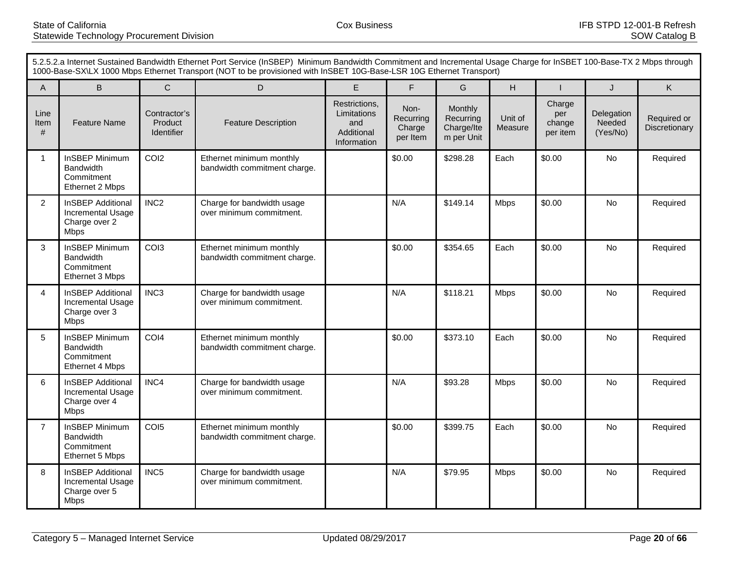5.2.5.2.a Internet Sustained Bandwidth Ethernet Port Service (InSBEP) Minimum Bandwidth Commitment and Incremental Usage Charge for InSBET 100-Base-TX 2 Mbps through 1000-Base-SX\LX 1000 Mbps Ethernet Transport (NOT to be provisioned with InSBET 10G-Base-LSR 10G Ethernet Transport)

| A | B | C | D | E | F | G | H | I | J | K |
|---|---|---|---|---|---|---|---|---|---|---|
| Line Item # | Feature Name | Contractor's Product Identifier | Feature Description | Restrictions, Limitations and Additional Information | Non-Recurring Charge per Item | Monthly Recurring Charge/Item per Unit | Unit of Measure | Charge per change per item | Delegation Needed (Yes/No) | Required or Discretionary |
| 1 | InSBEP Minimum Bandwidth Commitment Ethernet 2 Mbps | COI2 | Ethernet minimum monthly bandwidth commitment charge. | | $0.00 | $298.28 | Each | $0.00 | No | Required |
| 2 | InSBEP Additional Incremental Usage Charge over 2 Mbps | INC2 | Charge for bandwidth usage over minimum commitment. | | N/A | $149.14 | Mbps | $0.00 | No | Required |
| 3 | InSBEP Minimum Bandwidth Commitment Ethernet 3 Mbps | COI3 | Ethernet minimum monthly bandwidth commitment charge. | | $0.00 | $354.65 | Each | $0.00 | No | Required |
| 4 | InSBEP Additional Incremental Usage Charge over 3 Mbps | INC3 | Charge for bandwidth usage over minimum commitment. | | N/A | $118.21 | Mbps | $0.00 | No | Required |
| 5 | InSBEP Minimum Bandwidth Commitment Ethernet 4 Mbps | COI4 | Ethernet minimum monthly bandwidth commitment charge. | | $0.00 | $373.10 | Each | $0.00 | No | Required |
| 6 | InSBEP Additional Incremental Usage Charge over 4 Mbps | INC4 | Charge for bandwidth usage over minimum commitment. | | N/A | $93.28 | Mbps | $0.00 | No | Required |
| 7 | InSBEP Minimum Bandwidth Commitment Ethernet 5 Mbps | COI5 | Ethernet minimum monthly bandwidth commitment charge. | | $0.00 | $399.75 | Each | $0.00 | No | Required |
| 8 | InSBEP Additional Incremental Usage Charge over 5 Mbps | INC5 | Charge for bandwidth usage over minimum commitment. | | N/A | $79.95 | Mbps | $0.00 | No | Required |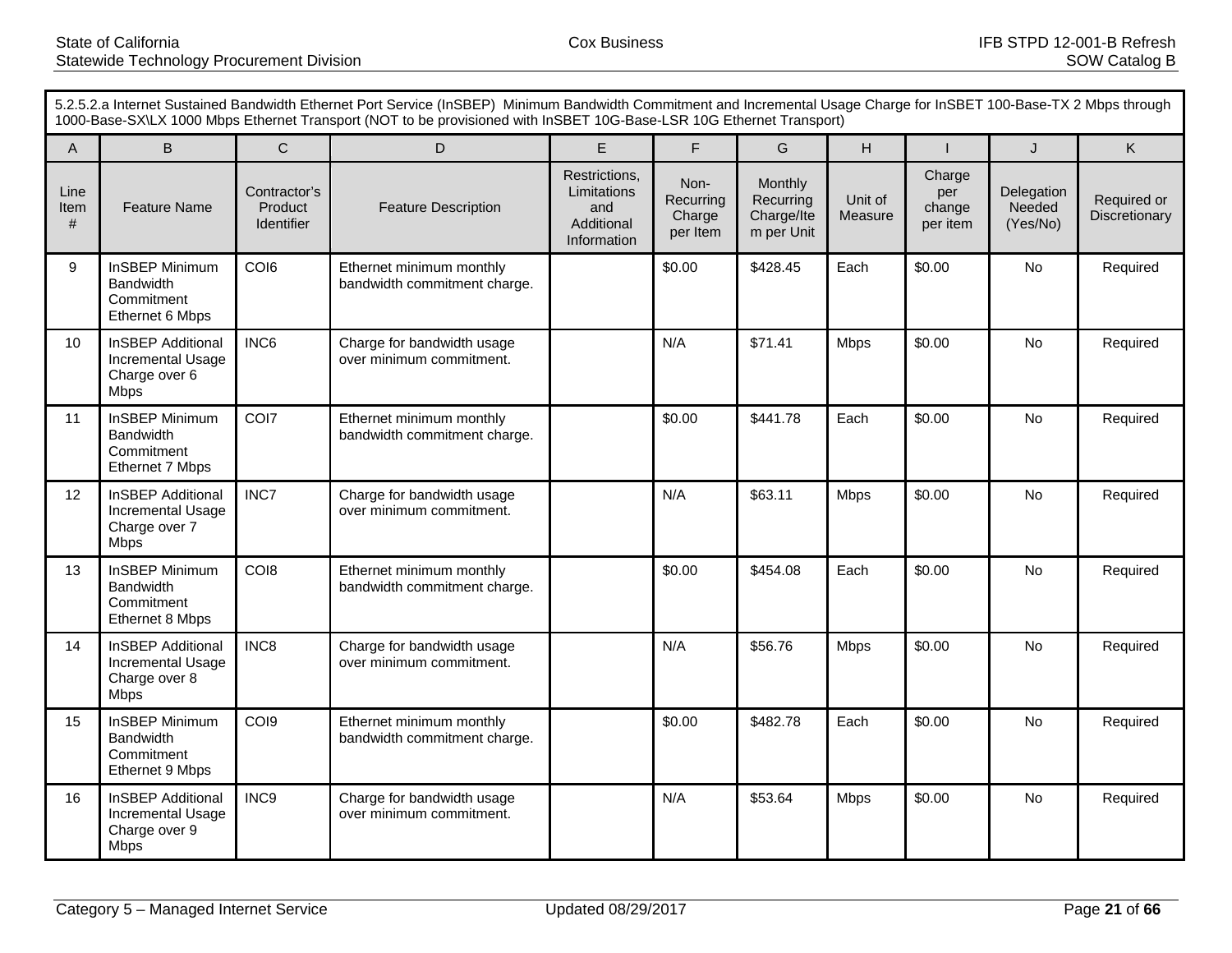| 5.2.5.2.a Internet Sustained Bandwidth Ethernet Port Service (InSBEP) Minimum Bandwidth Commitment and Incremental Usage Charge for InSBET 100-Base-TX 2 Mbps through 1000-Base-SX\LX 1000 Mbps Ethernet Transport (NOT to be provisioned with InSBET 10G-Base-LSR 10G Ethernet Transport) | | | | | | | | | | |
|---|---|---|---|---|---|---|---|---|---|---|
| A | B | C | D | E | F | G | H | I | J | K |
| Line Item # | Feature Name | Contractor's Product Identifier | Feature Description | Restrictions, Limitations and Additional Information | Non-Recurring Charge per Item | Monthly Recurring Charge/Item per Unit | Unit of Measure | Charge per change per item | Delegation Needed (Yes/No) | Required or Discretionary |
| 9 | InSBEP Minimum Bandwidth Commitment Ethernet 6 Mbps | COI6 | Ethernet minimum monthly bandwidth commitment charge. | | $0.00 | $428.45 | Each | $0.00 | No | Required |
| 10 | InSBEP Additional Incremental Usage Charge over 6 Mbps | INC6 | Charge for bandwidth usage over minimum commitment. | | N/A | $71.41 | Mbps | $0.00 | No | Required |
| 11 | InSBEP Minimum Bandwidth Commitment Ethernet 7 Mbps | COI7 | Ethernet minimum monthly bandwidth commitment charge. | | $0.00 | $441.78 | Each | $0.00 | No | Required |
| 12 | InSBEP Additional Incremental Usage Charge over 7 Mbps | INC7 | Charge for bandwidth usage over minimum commitment. | | N/A | $63.11 | Mbps | $0.00 | No | Required |
| 13 | InSBEP Minimum Bandwidth Commitment Ethernet 8 Mbps | COI8 | Ethernet minimum monthly bandwidth commitment charge. | | $0.00 | $454.08 | Each | $0.00 | No | Required |
| 14 | InSBEP Additional Incremental Usage Charge over 8 Mbps | INC8 | Charge for bandwidth usage over minimum commitment. | | N/A | $56.76 | Mbps | $0.00 | No | Required |
| 15 | InSBEP Minimum Bandwidth Commitment Ethernet 9 Mbps | COI9 | Ethernet minimum monthly bandwidth commitment charge. | | $0.00 | $482.78 | Each | $0.00 | No | Required |
| 16 | InSBEP Additional Incremental Usage Charge over 9 Mbps | INC9 | Charge for bandwidth usage over minimum commitment. | | N/A | $53.64 | Mbps | $0.00 | No | Required |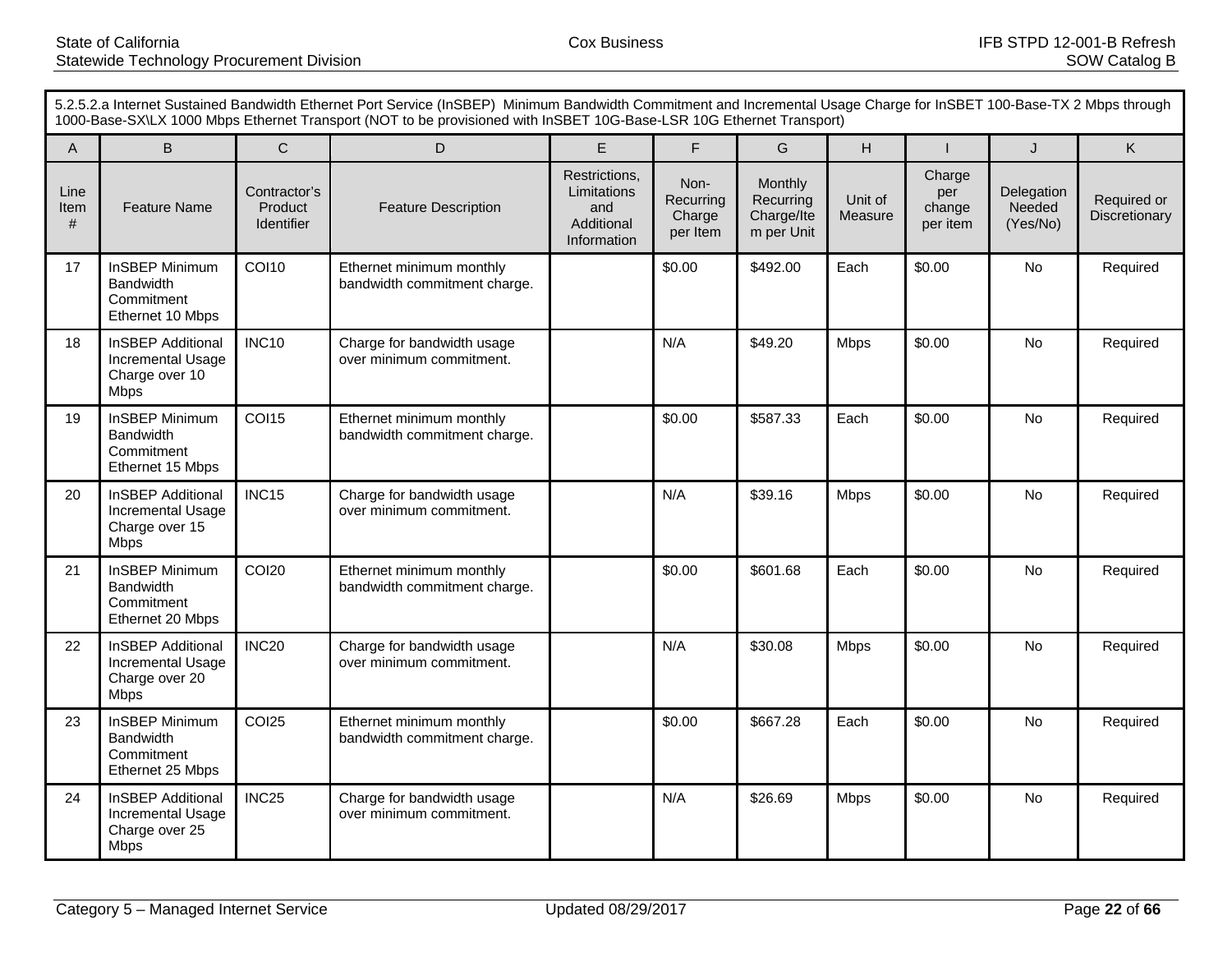5.2.5.2.a Internet Sustained Bandwidth Ethernet Port Service (InSBEP) Minimum Bandwidth Commitment and Incremental Usage Charge for InSBET 100-Base-TX 2 Mbps through 1000-Base-SX\LX 1000 Mbps Ethernet Transport (NOT to be provisioned with InSBET 10G-Base-LSR 10G Ethernet Transport)

| A | B | C | D | E | F | G | H | I | J | K |
|---|---|---|---|---|---|---|---|---|---|---|
| Line Item # | Feature Name | Contractor's Product Identifier | Feature Description | Restrictions, Limitations and Additional Information | Non-Recurring Charge per Item | Monthly Recurring Charge/Item per Unit | Unit of Measure | Charge per change per item | Delegation Needed (Yes/No) | Required or Discretionary |
| 17 | InSBEP Minimum Bandwidth Commitment Ethernet 10 Mbps | COI10 | Ethernet minimum monthly bandwidth commitment charge. | | $0.00 | $492.00 | Each | $0.00 | No | Required |
| 18 | InSBEP Additional Incremental Usage Charge over 10 Mbps | INC10 | Charge for bandwidth usage over minimum commitment. | | N/A | $49.20 | Mbps | $0.00 | No | Required |
| 19 | InSBEP Minimum Bandwidth Commitment Ethernet 15 Mbps | COI15 | Ethernet minimum monthly bandwidth commitment charge. | | $0.00 | $587.33 | Each | $0.00 | No | Required |
| 20 | InSBEP Additional Incremental Usage Charge over 15 Mbps | INC15 | Charge for bandwidth usage over minimum commitment. | | N/A | $39.16 | Mbps | $0.00 | No | Required |
| 21 | InSBEP Minimum Bandwidth Commitment Ethernet 20 Mbps | COI20 | Ethernet minimum monthly bandwidth commitment charge. | | $0.00 | $601.68 | Each | $0.00 | No | Required |
| 22 | InSBEP Additional Incremental Usage Charge over 20 Mbps | INC20 | Charge for bandwidth usage over minimum commitment. | | N/A | $30.08 | Mbps | $0.00 | No | Required |
| 23 | InSBEP Minimum Bandwidth Commitment Ethernet 25 Mbps | COI25 | Ethernet minimum monthly bandwidth commitment charge. | | $0.00 | $667.28 | Each | $0.00 | No | Required |
| 24 | InSBEP Additional Incremental Usage Charge over 25 Mbps | INC25 | Charge for bandwidth usage over minimum commitment. | | N/A | $26.69 | Mbps | $0.00 | No | Required |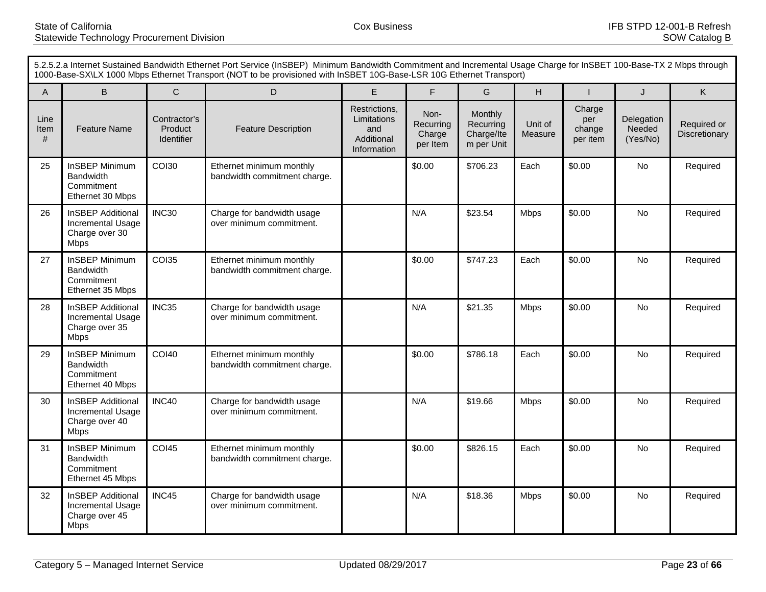5.2.5.2.a Internet Sustained Bandwidth Ethernet Port Service (InSBEP) Minimum Bandwidth Commitment and Incremental Usage Charge for InSBET 100-Base-TX 2 Mbps through 1000-Base-SX\LX 1000 Mbps Ethernet Transport (NOT to be provisioned with InSBET 10G-Base-LSR 10G Ethernet Transport)

| A | B | C | D | E | F | G | H | I | J | K |
|---|---|---|---|---|---|---|---|---|---|---|
| Line Item # | Feature Name | Contractor's Product Identifier | Feature Description | Restrictions, Limitations and Additional Information | Non-Recurring Charge per Item | Monthly Recurring Charge/Item per Unit | Unit of Measure | Charge per change per item | Delegation Needed (Yes/No) | Required or Discretionary |
| 25 | InSBEP Minimum Bandwidth Commitment Ethernet 30 Mbps | COI30 | Ethernet minimum monthly bandwidth commitment charge. | | $0.00 | $706.23 | Each | $0.00 | No | Required |
| 26 | InSBEP Additional Incremental Usage Charge over 30 Mbps | INC30 | Charge for bandwidth usage over minimum commitment. | | N/A | $23.54 | Mbps | $0.00 | No | Required |
| 27 | InSBEP Minimum Bandwidth Commitment Ethernet 35 Mbps | COI35 | Ethernet minimum monthly bandwidth commitment charge. | | $0.00 | $747.23 | Each | $0.00 | No | Required |
| 28 | InSBEP Additional Incremental Usage Charge over 35 Mbps | INC35 | Charge for bandwidth usage over minimum commitment. | | N/A | $21.35 | Mbps | $0.00 | No | Required |
| 29 | InSBEP Minimum Bandwidth Commitment Ethernet 40 Mbps | COI40 | Ethernet minimum monthly bandwidth commitment charge. | | $0.00 | $786.18 | Each | $0.00 | No | Required |
| 30 | InSBEP Additional Incremental Usage Charge over 40 Mbps | INC40 | Charge for bandwidth usage over minimum commitment. | | N/A | $19.66 | Mbps | $0.00 | No | Required |
| 31 | InSBEP Minimum Bandwidth Commitment Ethernet 45 Mbps | COI45 | Ethernet minimum monthly bandwidth commitment charge. | | $0.00 | $826.15 | Each | $0.00 | No | Required |
| 32 | InSBEP Additional Incremental Usage Charge over 45 Mbps | INC45 | Charge for bandwidth usage over minimum commitment. | | N/A | $18.36 | Mbps | $0.00 | No | Required |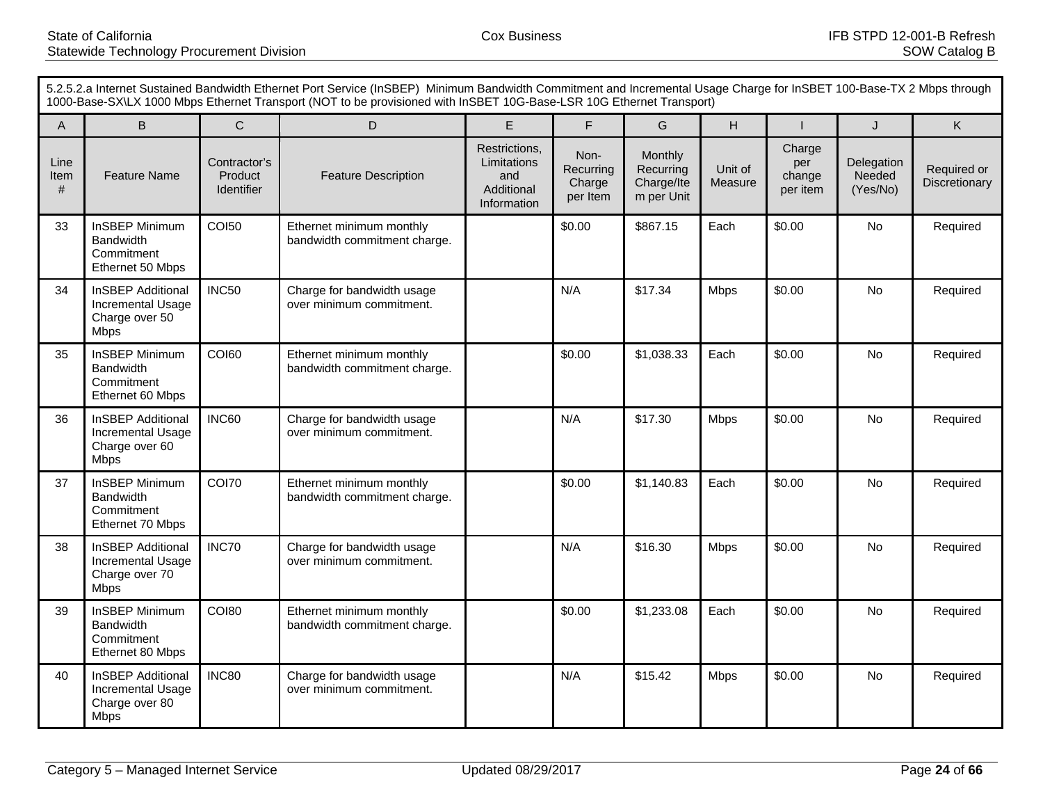| 5.2.5.2.a Internet Sustained Bandwidth Ethernet Port Service (InSBEP) Minimum Bandwidth Commitment and Incremental Usage Charge for InSBET 100-Base-TX 2 Mbps through 1000-Base-SX\LX 1000 Mbps Ethernet Transport (NOT to be provisioned with InSBET 10G-Base-LSR 10G Ethernet Transport) | | | | | | | | | | |
|---|---|---|---|---|---|---|---|---|---|---|
| A | B | C | D | E | F | G | H | I | J | K |
| Line Item # | Feature Name | Contractor's Product Identifier | Feature Description | Restrictions, Limitations and Additional Information | Non-Recurring Charge per Item | Monthly Recurring Charge/Item per Unit | Unit of Measure | Charge per change per item | Delegation Needed (Yes/No) | Required or Discretionary |
| 33 | InSBEP Minimum Bandwidth Commitment Ethernet 50 Mbps | COI50 | Ethernet minimum monthly bandwidth commitment charge. | | $0.00 | $867.15 | Each | $0.00 | No | Required |
| 34 | InSBEP Additional Incremental Usage Charge over 50 Mbps | INC50 | Charge for bandwidth usage over minimum commitment. | | N/A | $17.34 | Mbps | $0.00 | No | Required |
| 35 | InSBEP Minimum Bandwidth Commitment Ethernet 60 Mbps | COI60 | Ethernet minimum monthly bandwidth commitment charge. | | $0.00 | $1,038.33 | Each | $0.00 | No | Required |
| 36 | InSBEP Additional Incremental Usage Charge over 60 Mbps | INC60 | Charge for bandwidth usage over minimum commitment. | | N/A | $17.30 | Mbps | $0.00 | No | Required |
| 37 | InSBEP Minimum Bandwidth Commitment Ethernet 70 Mbps | COI70 | Ethernet minimum monthly bandwidth commitment charge. | | $0.00 | $1,140.83 | Each | $0.00 | No | Required |
| 38 | InSBEP Additional Incremental Usage Charge over 70 Mbps | INC70 | Charge for bandwidth usage over minimum commitment. | | N/A | $16.30 | Mbps | $0.00 | No | Required |
| 39 | InSBEP Minimum Bandwidth Commitment Ethernet 80 Mbps | COI80 | Ethernet minimum monthly bandwidth commitment charge. | | $0.00 | $1,233.08 | Each | $0.00 | No | Required |
| 40 | InSBEP Additional Incremental Usage Charge over 80 Mbps | INC80 | Charge for bandwidth usage over minimum commitment. | | N/A | $15.42 | Mbps | $0.00 | No | Required |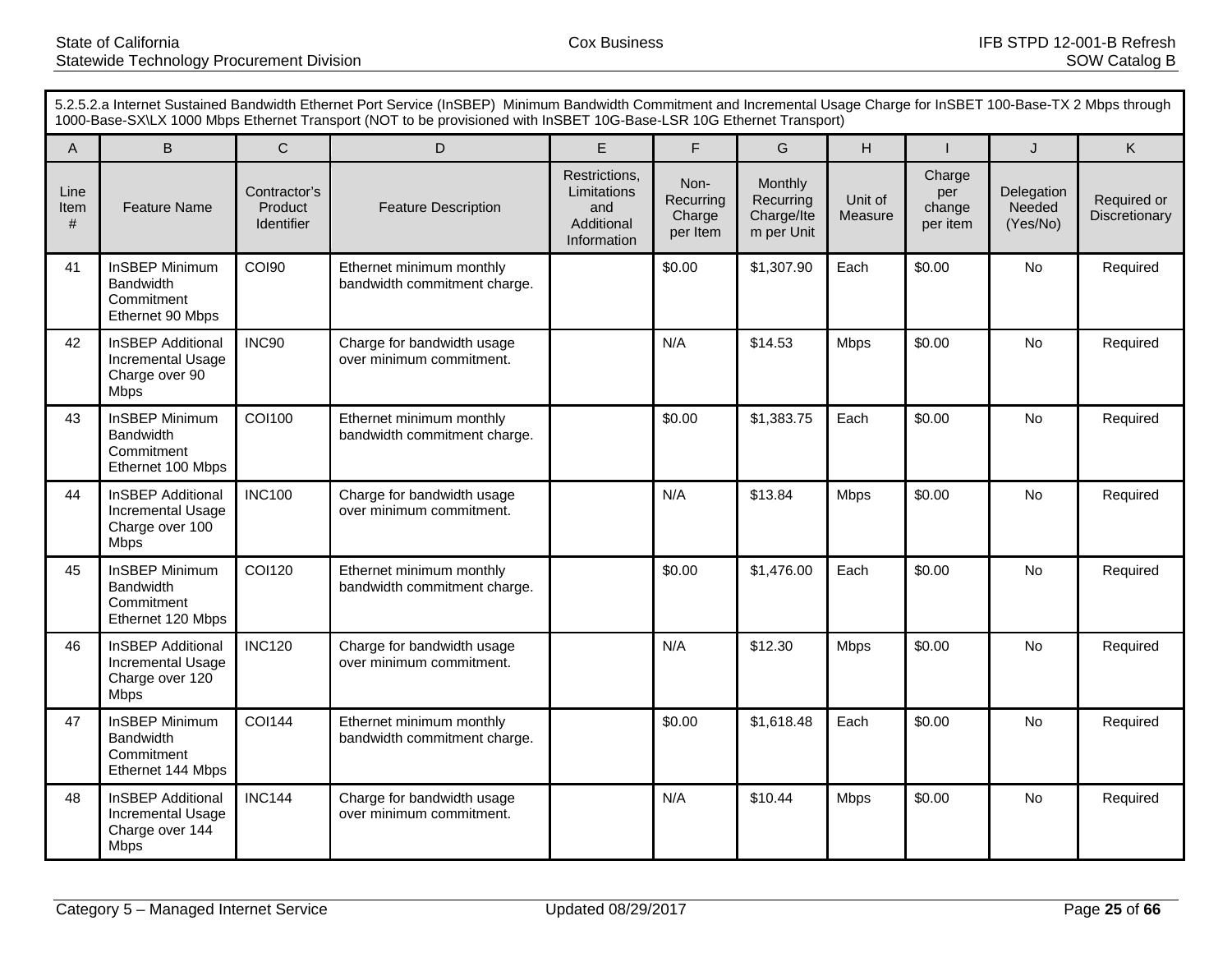| 5.2.5.2.a Internet Sustained Bandwidth Ethernet Port Service (InSBEP) Minimum Bandwidth Commitment and Incremental Usage Charge for InSBET 100-Base-TX 2 Mbps through 1000-Base-SX\LX 1000 Mbps Ethernet Transport (NOT to be provisioned with InSBET 10G-Base-LSR 10G Ethernet Transport) | | | | | | | | | | |
|---|---|---|---|---|---|---|---|---|---|---|
| A | B | C | D | E | F | G | H | I | J | K |
| Line Item # | Feature Name | Contractor's Product Identifier | Feature Description | Restrictions, Limitations and Additional Information | Non-Recurring Charge per Item | Monthly Recurring Charge/Item per Unit | Unit of Measure | Charge per change per item | Delegation Needed (Yes/No) | Required or Discretionary |
| 41 | InSBEP Minimum Bandwidth Commitment Ethernet 90 Mbps | COI90 | Ethernet minimum monthly bandwidth commitment charge. | | $0.00 | $1,307.90 | Each | $0.00 | No | Required |
| 42 | InSBEP Additional Incremental Usage Charge over 90 Mbps | INC90 | Charge for bandwidth usage over minimum commitment. | | N/A | $14.53 | Mbps | $0.00 | No | Required |
| 43 | InSBEP Minimum Bandwidth Commitment Ethernet 100 Mbps | COI100 | Ethernet minimum monthly bandwidth commitment charge. | | $0.00 | $1,383.75 | Each | $0.00 | No | Required |
| 44 | InSBEP Additional Incremental Usage Charge over 100 Mbps | INC100 | Charge for bandwidth usage over minimum commitment. | | N/A | $13.84 | Mbps | $0.00 | No | Required |
| 45 | InSBEP Minimum Bandwidth Commitment Ethernet 120 Mbps | COI120 | Ethernet minimum monthly bandwidth commitment charge. | | $0.00 | $1,476.00 | Each | $0.00 | No | Required |
| 46 | InSBEP Additional Incremental Usage Charge over 120 Mbps | INC120 | Charge for bandwidth usage over minimum commitment. | | N/A | $12.30 | Mbps | $0.00 | No | Required |
| 47 | InSBEP Minimum Bandwidth Commitment Ethernet 144 Mbps | COI144 | Ethernet minimum monthly bandwidth commitment charge. | | $0.00 | $1,618.48 | Each | $0.00 | No | Required |
| 48 | InSBEP Additional Incremental Usage Charge over 144 Mbps | INC144 | Charge for bandwidth usage over minimum commitment. | | N/A | $10.44 | Mbps | $0.00 | No | Required |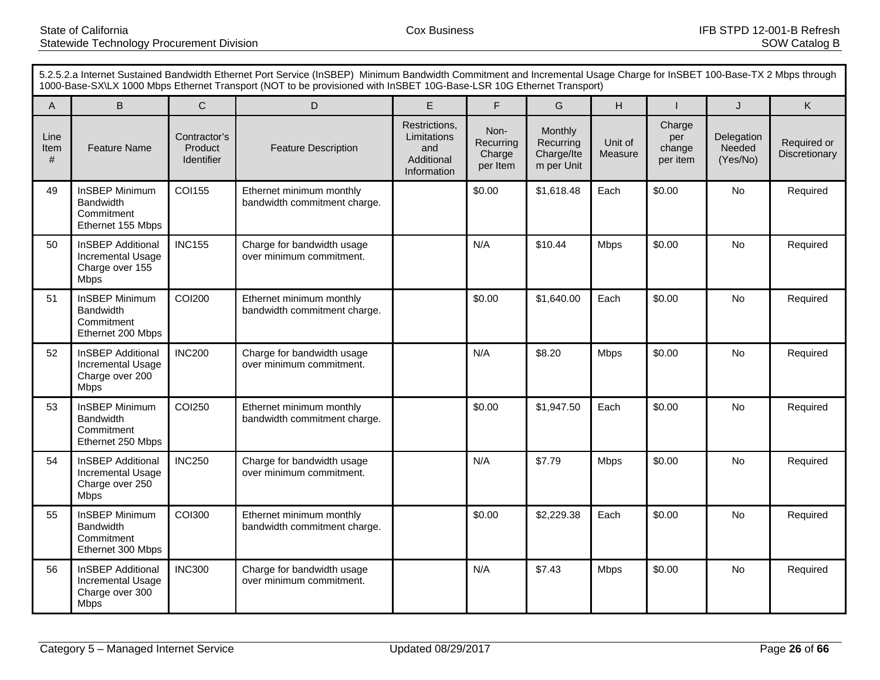| 5.2.5.2.a Internet Sustained Bandwidth Ethernet Port Service (InSBEP) Minimum Bandwidth Commitment and Incremental Usage Charge for InSBET 100-Base-TX 2 Mbps through 1000-Base-SX\LX 1000 Mbps Ethernet Transport (NOT to be provisioned with InSBET 10G-Base-LSR 10G Ethernet Transport) | | | | | | | | | | |
|---|---|---|---|---|---|---|---|---|---|---|
| A | B | C | D | E | F | G | H | I | J | K |
| Line Item # | Feature Name | Contractor's Product Identifier | Feature Description | Restrictions, Limitations and Additional Information | Non-Recurring Charge per Item | Monthly Recurring Charge/Item per Unit | Unit of Measure | Charge per change per item | Delegation Needed (Yes/No) | Required or Discretionary |
| 49 | InSBEP Minimum Bandwidth Commitment Ethernet 155 Mbps | COI155 | Ethernet minimum monthly bandwidth commitment charge. | | $0.00 | $1,618.48 | Each | $0.00 | No | Required |
| 50 | InSBEP Additional Incremental Usage Charge over 155 Mbps | INC155 | Charge for bandwidth usage over minimum commitment. | | N/A | $10.44 | Mbps | $0.00 | No | Required |
| 51 | InSBEP Minimum Bandwidth Commitment Ethernet 200 Mbps | COI200 | Ethernet minimum monthly bandwidth commitment charge. | | $0.00 | $1,640.00 | Each | $0.00 | No | Required |
| 52 | InSBEP Additional Incremental Usage Charge over 200 Mbps | INC200 | Charge for bandwidth usage over minimum commitment. | | N/A | $8.20 | Mbps | $0.00 | No | Required |
| 53 | InSBEP Minimum Bandwidth Commitment Ethernet 250 Mbps | COI250 | Ethernet minimum monthly bandwidth commitment charge. | | $0.00 | $1,947.50 | Each | $0.00 | No | Required |
| 54 | InSBEP Additional Incremental Usage Charge over 250 Mbps | INC250 | Charge for bandwidth usage over minimum commitment. | | N/A | $7.79 | Mbps | $0.00 | No | Required |
| 55 | InSBEP Minimum Bandwidth Commitment Ethernet 300 Mbps | COI300 | Ethernet minimum monthly bandwidth commitment charge. | | $0.00 | $2,229.38 | Each | $0.00 | No | Required |
| 56 | InSBEP Additional Incremental Usage Charge over 300 Mbps | INC300 | Charge for bandwidth usage over minimum commitment. | | N/A | $7.43 | Mbps | $0.00 | No | Required |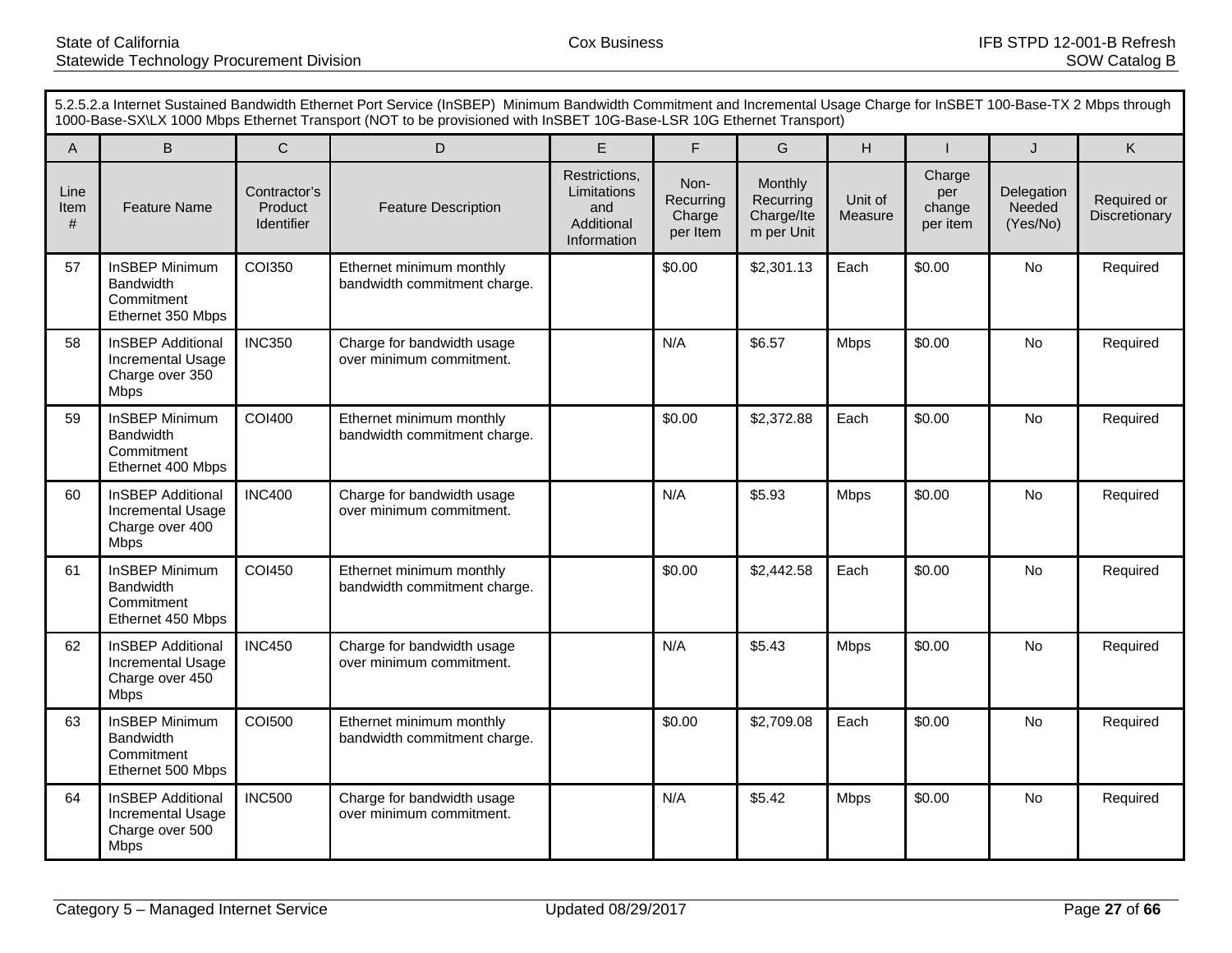5.2.5.2.a Internet Sustained Bandwidth Ethernet Port Service (InSBEP) Minimum Bandwidth Commitment and Incremental Usage Charge for InSBET 100-Base-TX 2 Mbps through 1000-Base-SX\LX 1000 Mbps Ethernet Transport (NOT to be provisioned with InSBET 10G-Base-LSR 10G Ethernet Transport)

| A | B | C | D | E | F | G | H | I | J | K |
|---|---|---|---|---|---|---|---|---|---|---|
| Line Item # | Feature Name | Contractor's Product Identifier | Feature Description | Restrictions, Limitations and Additional Information | Non-Recurring Charge per Item | Monthly Recurring Charge/Item per Unit | Unit of Measure | Charge per change per item | Delegation Needed (Yes/No) | Required or Discretionary |
| 57 | InSBEP Minimum Bandwidth Commitment Ethernet 350 Mbps | COI350 | Ethernet minimum monthly bandwidth commitment charge. | | $0.00 | $2,301.13 | Each | $0.00 | No | Required |
| 58 | InSBEP Additional Incremental Usage Charge over 350 Mbps | INC350 | Charge for bandwidth usage over minimum commitment. | | N/A | $6.57 | Mbps | $0.00 | No | Required |
| 59 | InSBEP Minimum Bandwidth Commitment Ethernet 400 Mbps | COI400 | Ethernet minimum monthly bandwidth commitment charge. | | $0.00 | $2,372.88 | Each | $0.00 | No | Required |
| 60 | InSBEP Additional Incremental Usage Charge over 400 Mbps | INC400 | Charge for bandwidth usage over minimum commitment. | | N/A | $5.93 | Mbps | $0.00 | No | Required |
| 61 | InSBEP Minimum Bandwidth Commitment Ethernet 450 Mbps | COI450 | Ethernet minimum monthly bandwidth commitment charge. | | $0.00 | $2,442.58 | Each | $0.00 | No | Required |
| 62 | InSBEP Additional Incremental Usage Charge over 450 Mbps | INC450 | Charge for bandwidth usage over minimum commitment. | | N/A | $5.43 | Mbps | $0.00 | No | Required |
| 63 | InSBEP Minimum Bandwidth Commitment Ethernet 500 Mbps | COI500 | Ethernet minimum monthly bandwidth commitment charge. | | $0.00 | $2,709.08 | Each | $0.00 | No | Required |
| 64 | InSBEP Additional Incremental Usage Charge over 500 Mbps | INC500 | Charge for bandwidth usage over minimum commitment. | | N/A | $5.42 | Mbps | $0.00 | No | Required |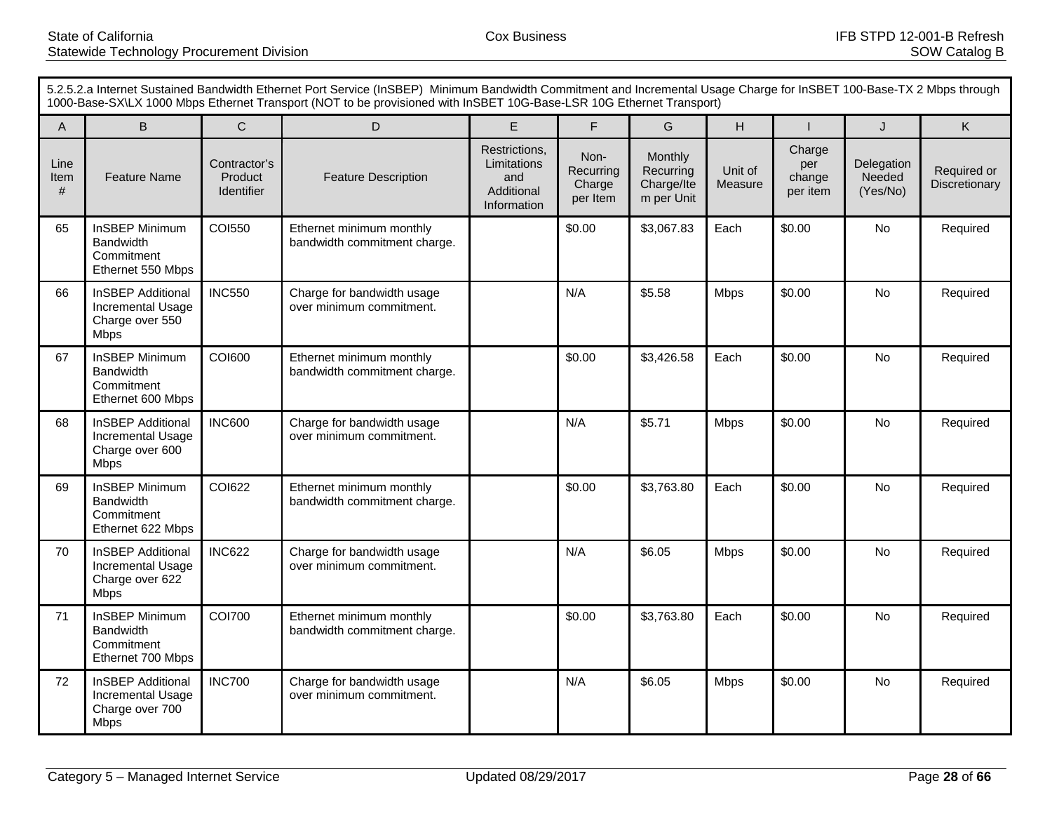| 5.2.5.2.a Internet Sustained Bandwidth Ethernet Port Service (InSBEP) Minimum Bandwidth Commitment and Incremental Usage Charge for InSBET 100-Base-TX 2 Mbps through 1000-Base-SX\LX 1000 Mbps Ethernet Transport (NOT to be provisioned with InSBET 10G-Base-LSR 10G Ethernet Transport) | | | | | | | | | | |
|---|---|---|---|---|---|---|---|---|---|---|
| A | B | C | D | E | F | G | H | I | J | K |
| Line Item # | Feature Name | Contractor's Product Identifier | Feature Description | Restrictions, Limitations and Additional Information | Non-Recurring Charge per Item | Monthly Recurring Charge/Item per Unit | Unit of Measure | Charge per change per item | Delegation Needed (Yes/No) | Required or Discretionary |
| 65 | InSBEP Minimum Bandwidth Commitment Ethernet 550 Mbps | COI550 | Ethernet minimum monthly bandwidth commitment charge. | | $0.00 | $3,067.83 | Each | $0.00 | No | Required |
| 66 | InSBEP Additional Incremental Usage Charge over 550 Mbps | INC550 | Charge for bandwidth usage over minimum commitment. | | N/A | $5.58 | Mbps | $0.00 | No | Required |
| 67 | InSBEP Minimum Bandwidth Commitment Ethernet 600 Mbps | COI600 | Ethernet minimum monthly bandwidth commitment charge. | | $0.00 | $3,426.58 | Each | $0.00 | No | Required |
| 68 | InSBEP Additional Incremental Usage Charge over 600 Mbps | INC600 | Charge for bandwidth usage over minimum commitment. | | N/A | $5.71 | Mbps | $0.00 | No | Required |
| 69 | InSBEP Minimum Bandwidth Commitment Ethernet 622 Mbps | COI622 | Ethernet minimum monthly bandwidth commitment charge. | | $0.00 | $3,763.80 | Each | $0.00 | No | Required |
| 70 | InSBEP Additional Incremental Usage Charge over 622 Mbps | INC622 | Charge for bandwidth usage over minimum commitment. | | N/A | $6.05 | Mbps | $0.00 | No | Required |
| 71 | InSBEP Minimum Bandwidth Commitment Ethernet 700 Mbps | COI700 | Ethernet minimum monthly bandwidth commitment charge. | | $0.00 | $3,763.80 | Each | $0.00 | No | Required |
| 72 | InSBEP Additional Incremental Usage Charge over 700 Mbps | INC700 | Charge for bandwidth usage over minimum commitment. | | N/A | $6.05 | Mbps | $0.00 | No | Required |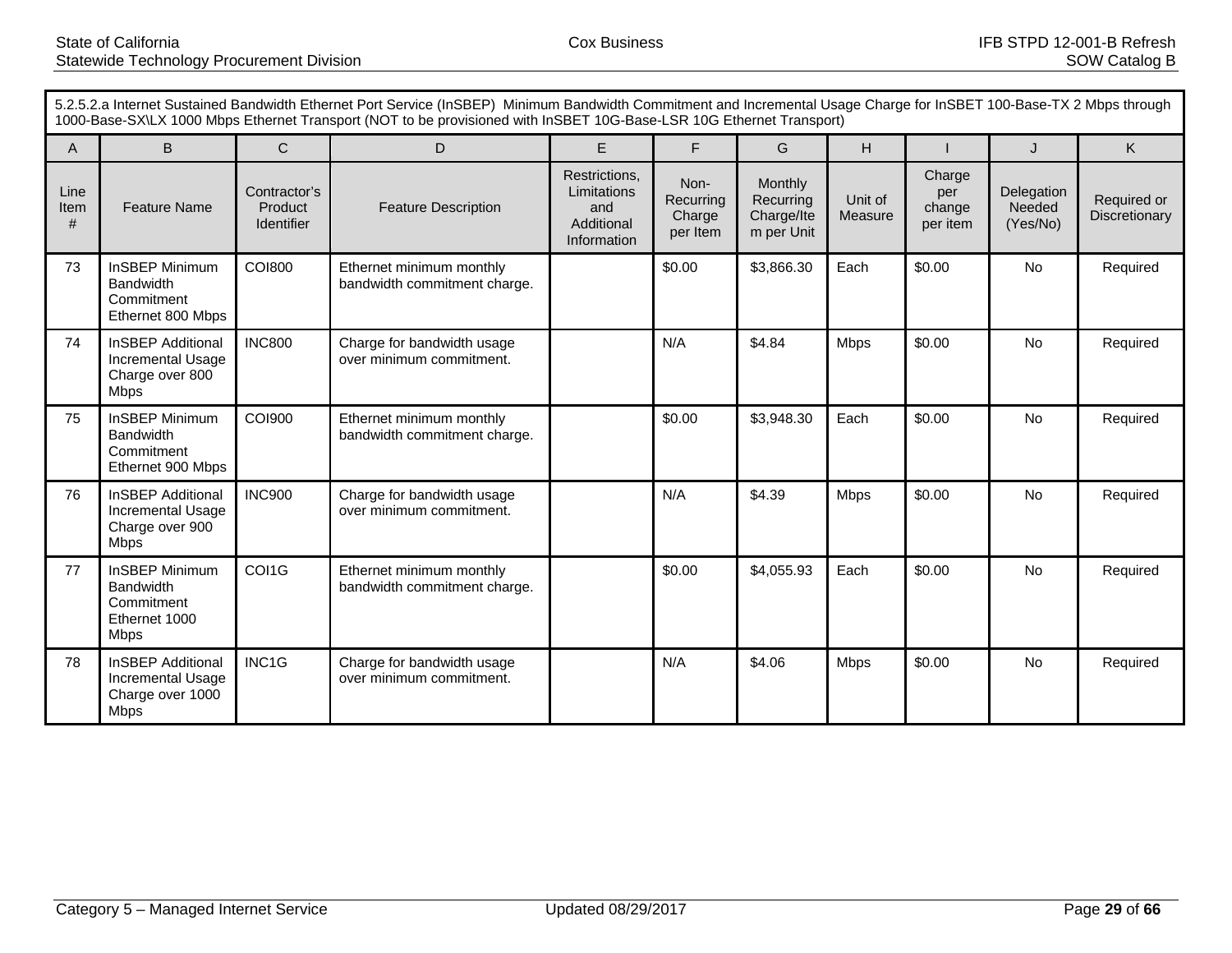| 5.2.5.2.a Internet Sustained Bandwidth Ethernet Port Service (InSBEP) Minimum Bandwidth Commitment and Incremental Usage Charge for InSBET 100-Base-TX 2 Mbps through 1000-Base-SX\LX 1000 Mbps Ethernet Transport (NOT to be provisioned with InSBET 10G-Base-LSR 10G Ethernet Transport) | | | | | | | | | | |
|---|---|---|---|---|---|---|---|---|---|---|
| A | B | C | D | E | F | G | H | I | J | K |
| Line Item # | Feature Name | Contractor's Product Identifier | Feature Description | Restrictions, Limitations and Additional Information | Non-Recurring Charge per Item | Monthly Recurring Charge/Item per Unit | Unit of Measure | Charge per change per item | Delegation Needed (Yes/No) | Required or Discretionary |
| 73 | InSBEP Minimum Bandwidth Commitment Ethernet 800 Mbps | COI800 | Ethernet minimum monthly bandwidth commitment charge. | | $0.00 | $3,866.30 | Each | $0.00 | No | Required |
| 74 | InSBEP Additional Incremental Usage Charge over 800 Mbps | INC800 | Charge for bandwidth usage over minimum commitment. | | N/A | $4.84 | Mbps | $0.00 | No | Required |
| 75 | InSBEP Minimum Bandwidth Commitment Ethernet 900 Mbps | COI900 | Ethernet minimum monthly bandwidth commitment charge. | | $0.00 | $3,948.30 | Each | $0.00 | No | Required |
| 76 | InSBEP Additional Incremental Usage Charge over 900 Mbps | INC900 | Charge for bandwidth usage over minimum commitment. | | N/A | $4.39 | Mbps | $0.00 | No | Required |
| 77 | InSBEP Minimum Bandwidth Commitment Ethernet 1000 Mbps | COI1G | Ethernet minimum monthly bandwidth commitment charge. | | $0.00 | $4,055.93 | Each | $0.00 | No | Required |
| 78 | InSBEP Additional Incremental Usage Charge over 1000 Mbps | INC1G | Charge for bandwidth usage over minimum commitment. | | N/A | $4.06 | Mbps | $0.00 | No | Required |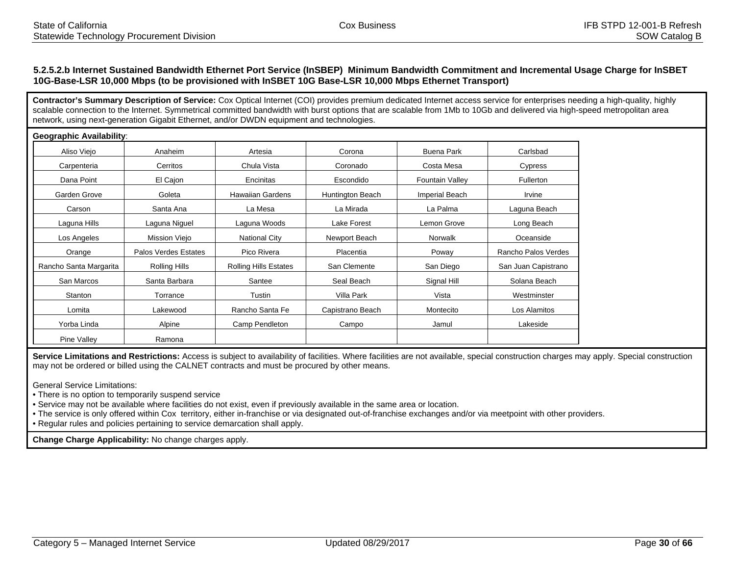### 5.2.5.2.b Internet Sustained Bandwidth Ethernet Port Service (InSBEP) Minimum Bandwidth Commitment and Incremental Usage Charge for InSBET 10G-Base-LSR 10,000 Mbps (to be provisioned with InSBET 10G Base-LSR 10,000 Mbps Ethernet Transport)

**Contractor's Summary Description of Service:** Cox Optical Internet (COI) provides premium dedicated Internet access service for enterprises needing a high-quality, highly scalable connection to the Internet. Symmetrical committed bandwidth with burst options that are scalable from 1Mb to 10Gb and delivered via high-speed metropolitan area network, using next-generation Gigabit Ethernet, and/or DWDN equipment and technologies.

**Geographic Availability**:

| | | | | | |
|---|---|---|---|---|---|
| Aliso Viejo | Anaheim | Artesia | Corona | Buena Park | Carlsbad |
| Carpenteria | Cerritos | Chula Vista | Coronado | Costa Mesa | Cypress |
| Dana Point | El Cajon | Encinitas | Escondido | Fountain Valley | Fullerton |
| Garden Grove | Goleta | Hawaiian Gardens | Huntington Beach | Imperial Beach | Irvine |
| Carson | Santa Ana | La Mesa | La Mirada | La Palma | Laguna Beach |
| Laguna Hills | Laguna Niguel | Laguna Woods | Lake Forest | Lemon Grove | Long Beach |
| Los Angeles | Mission Viejo | National City | Newport Beach | Norwalk | Oceanside |
| Orange | Palos Verdes Estates | Pico Rivera | Placentia | Poway | Rancho Palos Verdes |
| Rancho Santa Margarita | Rolling Hills | Rolling Hills Estates | San Clemente | San Diego | San Juan Capistrano |
| San Marcos | Santa Barbara | Santee | Seal Beach | Signal Hill | Solana Beach |
| Stanton | Torrance | Tustin | Villa Park | Vista | Westminster |
| Lomita | Lakewood | Rancho Santa Fe | Capistrano Beach | Montecito | Los Alamitos |
| Yorba Linda | Alpine | Camp Pendleton | Campo | Jamul | Lakeside |
| Pine Valley | Ramona | | | | |

**Service Limitations and Restrictions:** Access is subject to availability of facilities. Where facilities are not available, special construction charges may apply. Special construction may not be ordered or billed using the CALNET contracts and must be procured by other means.

General Service Limitations:
- There is no option to temporarily suspend service
- Service may not be available where facilities do not exist, even if previously available in the same area or location.
- The service is only offered within Cox territory, either in-franchise or via designated out-of-franchise exchanges and/or via meetpoint with other providers.
- Regular rules and policies pertaining to service demarcation shall apply.

**Change Charge Applicability:** No change charges apply.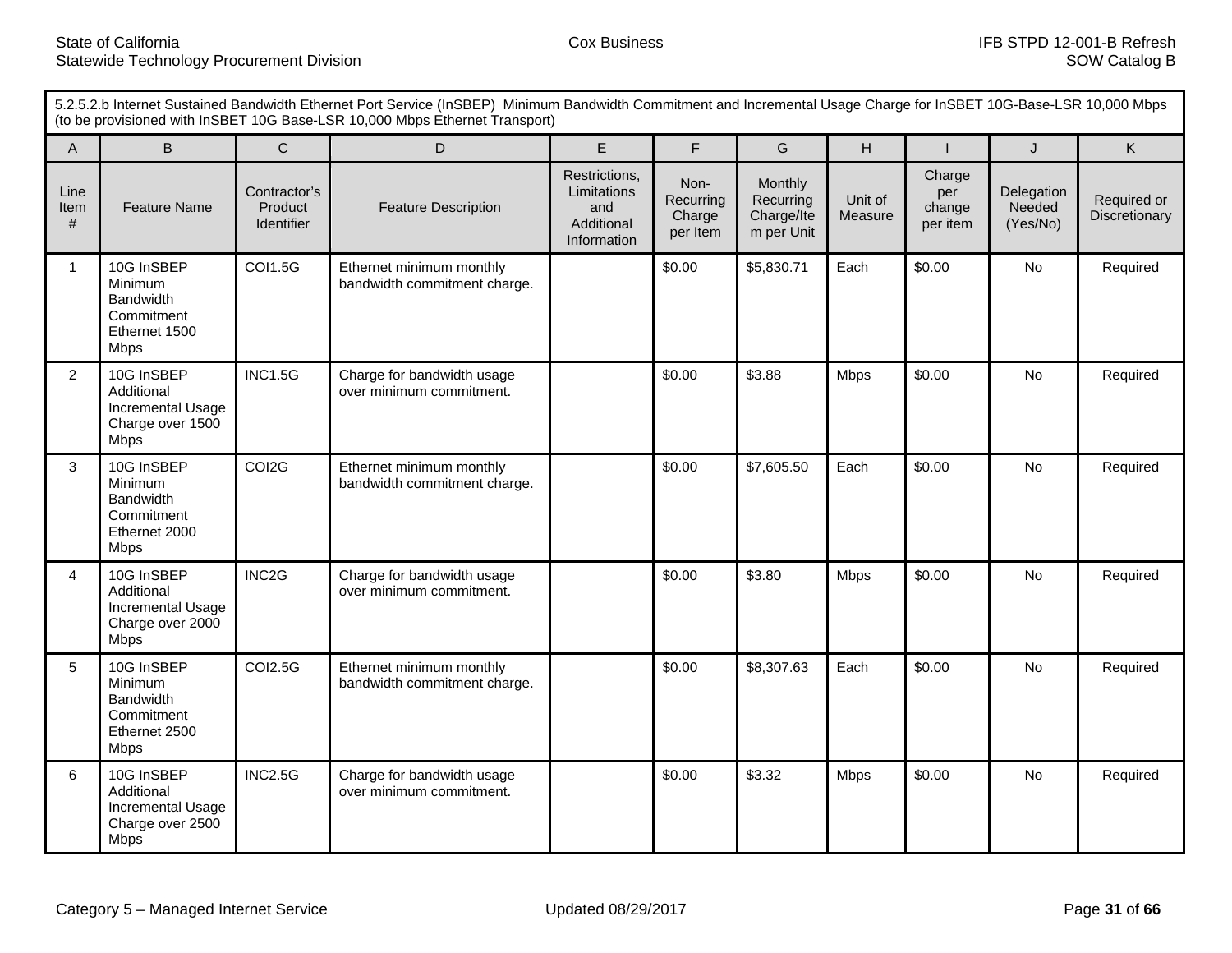5.2.5.2.b Internet Sustained Bandwidth Ethernet Port Service (InSBEP) Minimum Bandwidth Commitment and Incremental Usage Charge for InSBET 10G-Base-LSR 10,000 Mbps (to be provisioned with InSBET 10G Base-LSR 10,000 Mbps Ethernet Transport)

| A | B | C | D | E | F | G | H | I | J | K |
|---|---|---|---|---|---|---|---|---|---|---|
| Line Item # | Feature Name | Contractor's Product Identifier | Feature Description | Restrictions, Limitations and Additional Information | Non-Recurring Charge per Item | Monthly Recurring Charge/Item per Unit | Unit of Measure | Charge per change per item | Delegation Needed (Yes/No) | Required or Discretionary |
| 1 | 10G InSBEP Minimum Bandwidth Commitment Ethernet 1500 Mbps | COI1.5G | Ethernet minimum monthly bandwidth commitment charge. | | $0.00 | $5,830.71 | Each | $0.00 | No | Required |
| 2 | 10G InSBEP Additional Incremental Usage Charge over 1500 Mbps | INC1.5G | Charge for bandwidth usage over minimum commitment. | | $0.00 | $3.88 | Mbps | $0.00 | No | Required |
| 3 | 10G InSBEP Minimum Bandwidth Commitment Ethernet 2000 Mbps | COI2G | Ethernet minimum monthly bandwidth commitment charge. | | $0.00 | $7,605.50 | Each | $0.00 | No | Required |
| 4 | 10G InSBEP Additional Incremental Usage Charge over 2000 Mbps | INC2G | Charge for bandwidth usage over minimum commitment. | | $0.00 | $3.80 | Mbps | $0.00 | No | Required |
| 5 | 10G InSBEP Minimum Bandwidth Commitment Ethernet 2500 Mbps | COI2.5G | Ethernet minimum monthly bandwidth commitment charge. | | $0.00 | $8,307.63 | Each | $0.00 | No | Required |
| 6 | 10G InSBEP Additional Incremental Usage Charge over 2500 Mbps | INC2.5G | Charge for bandwidth usage over minimum commitment. | | $0.00 | $3.32 | Mbps | $0.00 | No | Required |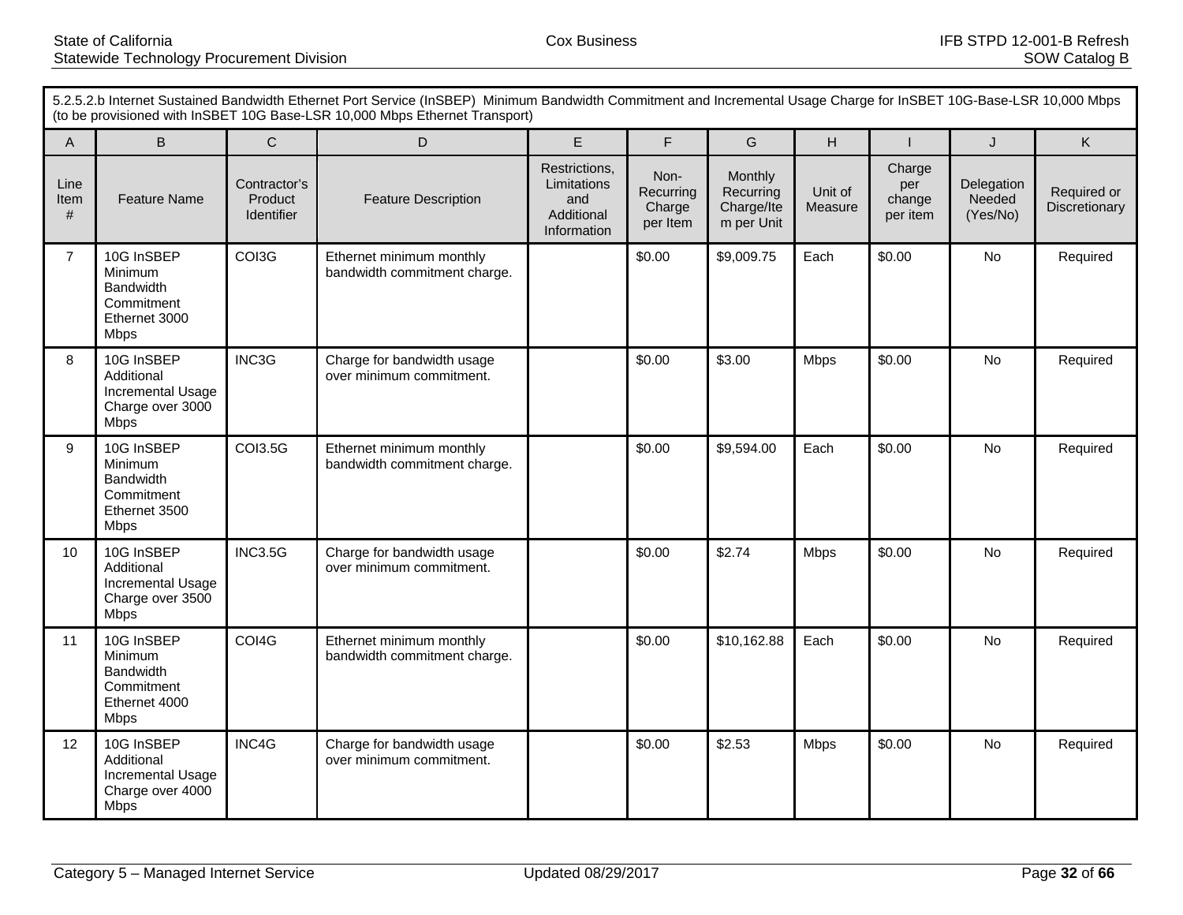5.2.5.2.b Internet Sustained Bandwidth Ethernet Port Service (InSBEP) Minimum Bandwidth Commitment and Incremental Usage Charge for InSBET 10G-Base-LSR 10,000 Mbps (to be provisioned with InSBET 10G Base-LSR 10,000 Mbps Ethernet Transport)

| A | B | C | D | E | F | G | H | I | J | K |
|---|---|---|---|---|---|---|---|---|---|---|
| Line Item # | Feature Name | Contractor's Product Identifier | Feature Description | Restrictions, Limitations and Additional Information | Non-Recurring Charge per Item | Monthly Recurring Charge/Item per Unit | Unit of Measure | Charge per change per item | Delegation Needed (Yes/No) | Required or Discretionary |
| 7 | 10G InSBEP Minimum Bandwidth Commitment Ethernet 3000 Mbps | COI3G | Ethernet minimum monthly bandwidth commitment charge. | | $0.00 | $9,009.75 | Each | $0.00 | No | Required |
| 8 | 10G InSBEP Additional Incremental Usage Charge over 3000 Mbps | INC3G | Charge for bandwidth usage over minimum commitment. | | $0.00 | $3.00 | Mbps | $0.00 | No | Required |
| 9 | 10G InSBEP Minimum Bandwidth Commitment Ethernet 3500 Mbps | COI3.5G | Ethernet minimum monthly bandwidth commitment charge. | | $0.00 | $9,594.00 | Each | $0.00 | No | Required |
| 10 | 10G InSBEP Additional Incremental Usage Charge over 3500 Mbps | INC3.5G | Charge for bandwidth usage over minimum commitment. | | $0.00 | $2.74 | Mbps | $0.00 | No | Required |
| 11 | 10G InSBEP Minimum Bandwidth Commitment Ethernet 4000 Mbps | COI4G | Ethernet minimum monthly bandwidth commitment charge. | | $0.00 | $10,162.88 | Each | $0.00 | No | Required |
| 12 | 10G InSBEP Additional Incremental Usage Charge over 4000 Mbps | INC4G | Charge for bandwidth usage over minimum commitment. | | $0.00 | $2.53 | Mbps | $0.00 | No | Required |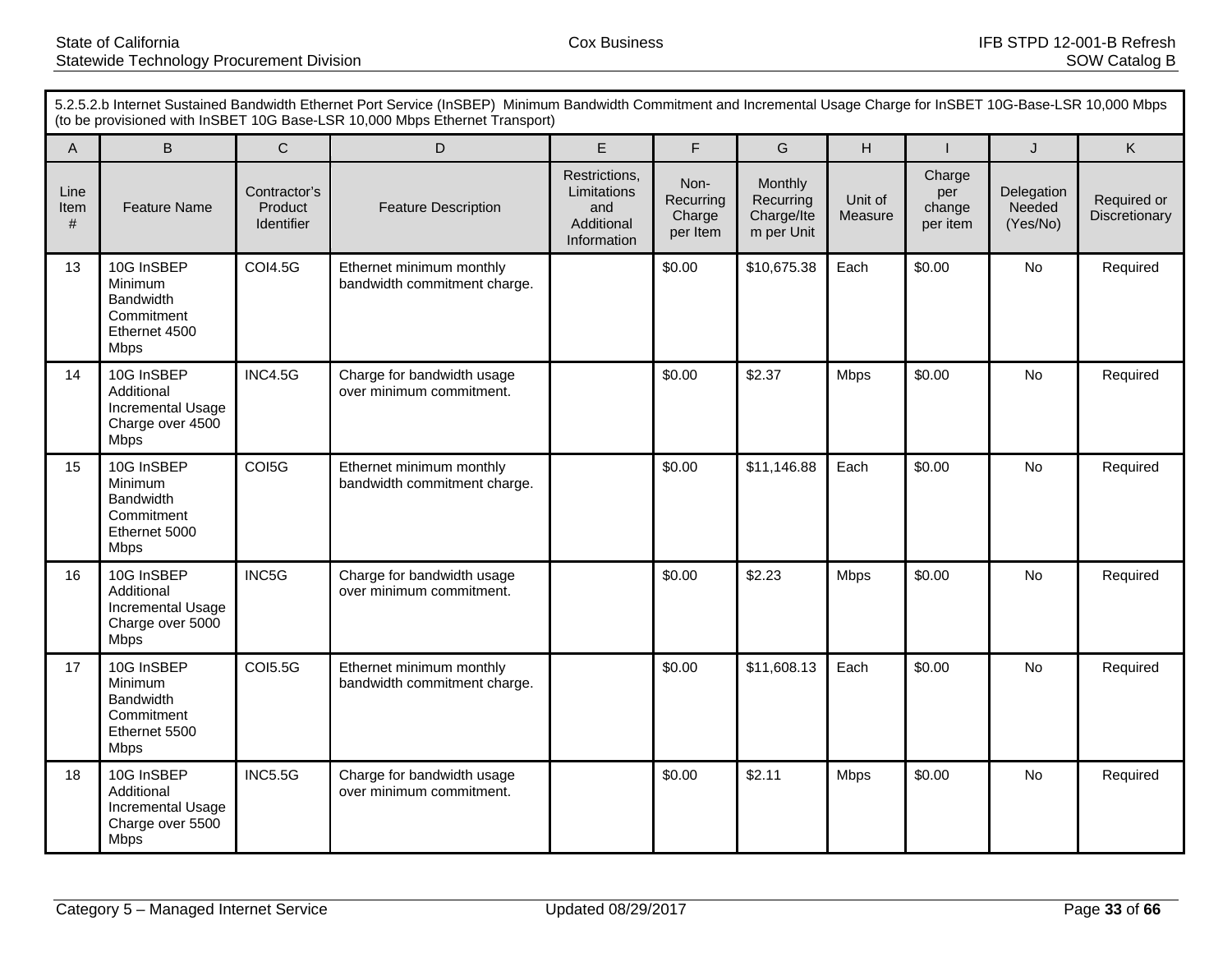| 5.2.5.2.b Internet Sustained Bandwidth Ethernet Port Service (InSBEP) Minimum Bandwidth Commitment and Incremental Usage Charge for InSBET 10G-Base-LSR 10,000 Mbps (to be provisioned with InSBET 10G Base-LSR 10,000 Mbps Ethernet Transport) | | | | | | | | | | |
|---|---|---|---|---|---|---|---|---|---|---|
| A | B | C | D | E | F | G | H | I | J | K |
| Line Item # | Feature Name | Contractor's Product Identifier | Feature Description | Restrictions, Limitations and Additional Information | Non-Recurring Charge per Item | Monthly Recurring Charge/Item per Unit | Unit of Measure | Charge per change per item | Delegation Needed (Yes/No) | Required or Discretionary |
| 13 | 10G InSBEP Minimum Bandwidth Commitment Ethernet 4500 Mbps | COI4.5G | Ethernet minimum monthly bandwidth commitment charge. | | $0.00 | $10,675.38 | Each | $0.00 | No | Required |
| 14 | 10G InSBEP Additional Incremental Usage Charge over 4500 Mbps | INC4.5G | Charge for bandwidth usage over minimum commitment. | | $0.00 | $2.37 | Mbps | $0.00 | No | Required |
| 15 | 10G InSBEP Minimum Bandwidth Commitment Ethernet 5000 Mbps | COI5G | Ethernet minimum monthly bandwidth commitment charge. | | $0.00 | $11,146.88 | Each | $0.00 | No | Required |
| 16 | 10G InSBEP Additional Incremental Usage Charge over 5000 Mbps | INC5G | Charge for bandwidth usage over minimum commitment. | | $0.00 | $2.23 | Mbps | $0.00 | No | Required |
| 17 | 10G InSBEP Minimum Bandwidth Commitment Ethernet 5500 Mbps | COI5.5G | Ethernet minimum monthly bandwidth commitment charge. | | $0.00 | $11,608.13 | Each | $0.00 | No | Required |
| 18 | 10G InSBEP Additional Incremental Usage Charge over 5500 Mbps | INC5.5G | Charge for bandwidth usage over minimum commitment. | | $0.00 | $2.11 | Mbps | $0.00 | No | Required |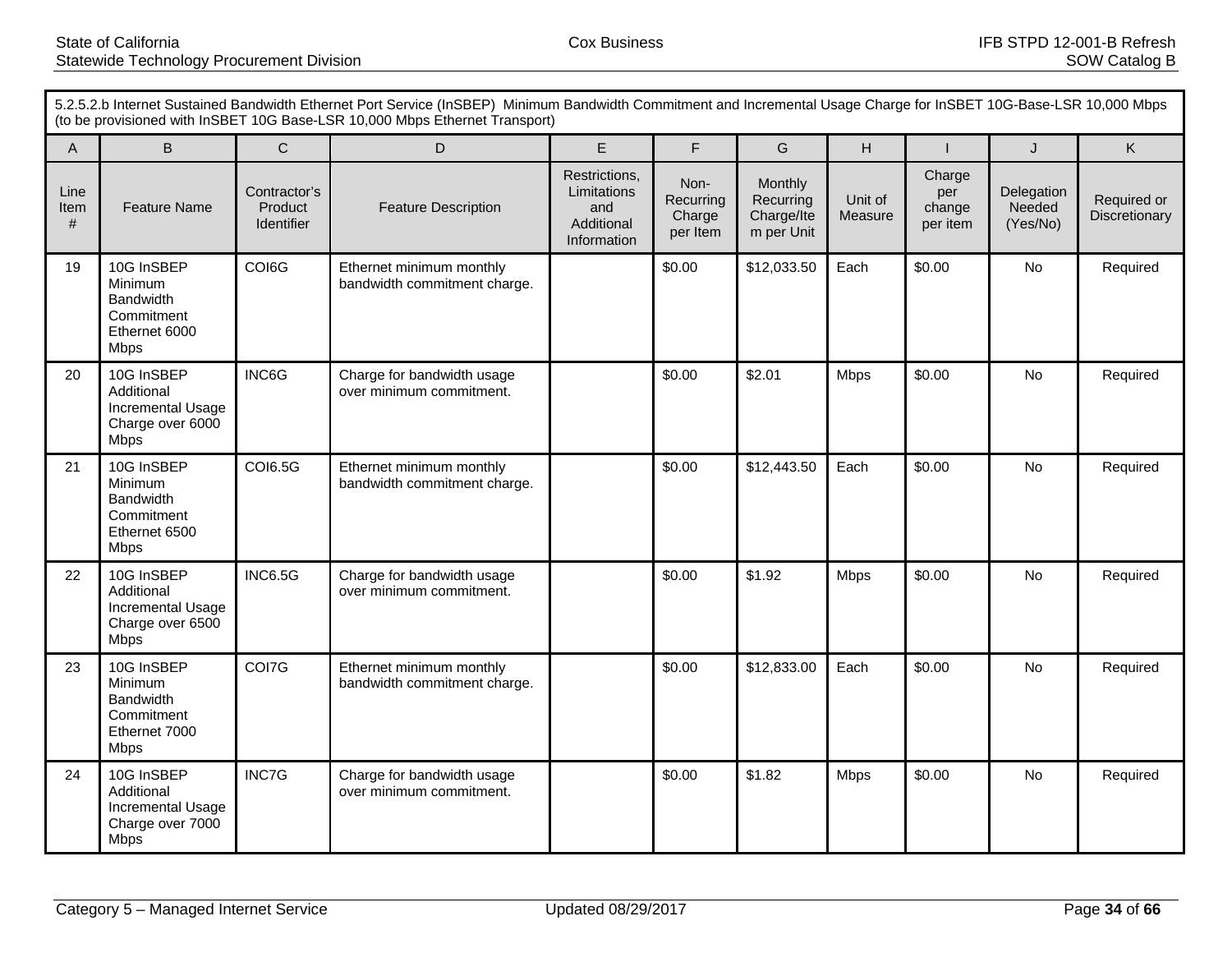5.2.5.2.b Internet Sustained Bandwidth Ethernet Port Service (InSBEP) Minimum Bandwidth Commitment and Incremental Usage Charge for InSBET 10G-Base-LSR 10,000 Mbps (to be provisioned with InSBET 10G Base-LSR 10,000 Mbps Ethernet Transport)

| A | B | C | D | E | F | G | H | I | J | K |
|---|---|---|---|---|---|---|---|---|---|---|
| Line Item # | Feature Name | Contractor's Product Identifier | Feature Description | Restrictions, Limitations and Additional Information | Non-Recurring Charge per Item | Monthly Recurring Charge/Item per Unit | Unit of Measure | Charge per change per item | Delegation Needed (Yes/No) | Required or Discretionary |
| 19 | 10G InSBEP Minimum Bandwidth Commitment Ethernet 6000 Mbps | COI6G | Ethernet minimum monthly bandwidth commitment charge. | | $0.00 | $12,033.50 | Each | $0.00 | No | Required |
| 20 | 10G InSBEP Additional Incremental Usage Charge over 6000 Mbps | INC6G | Charge for bandwidth usage over minimum commitment. | | $0.00 | $2.01 | Mbps | $0.00 | No | Required |
| 21 | 10G InSBEP Minimum Bandwidth Commitment Ethernet 6500 Mbps | COI6.5G | Ethernet minimum monthly bandwidth commitment charge. | | $0.00 | $12,443.50 | Each | $0.00 | No | Required |
| 22 | 10G InSBEP Additional Incremental Usage Charge over 6500 Mbps | INC6.5G | Charge for bandwidth usage over minimum commitment. | | $0.00 | $1.92 | Mbps | $0.00 | No | Required |
| 23 | 10G InSBEP Minimum Bandwidth Commitment Ethernet 7000 Mbps | COI7G | Ethernet minimum monthly bandwidth commitment charge. | | $0.00 | $12,833.00 | Each | $0.00 | No | Required |
| 24 | 10G InSBEP Additional Incremental Usage Charge over 7000 Mbps | INC7G | Charge for bandwidth usage over minimum commitment. | | $0.00 | $1.82 | Mbps | $0.00 | No | Required |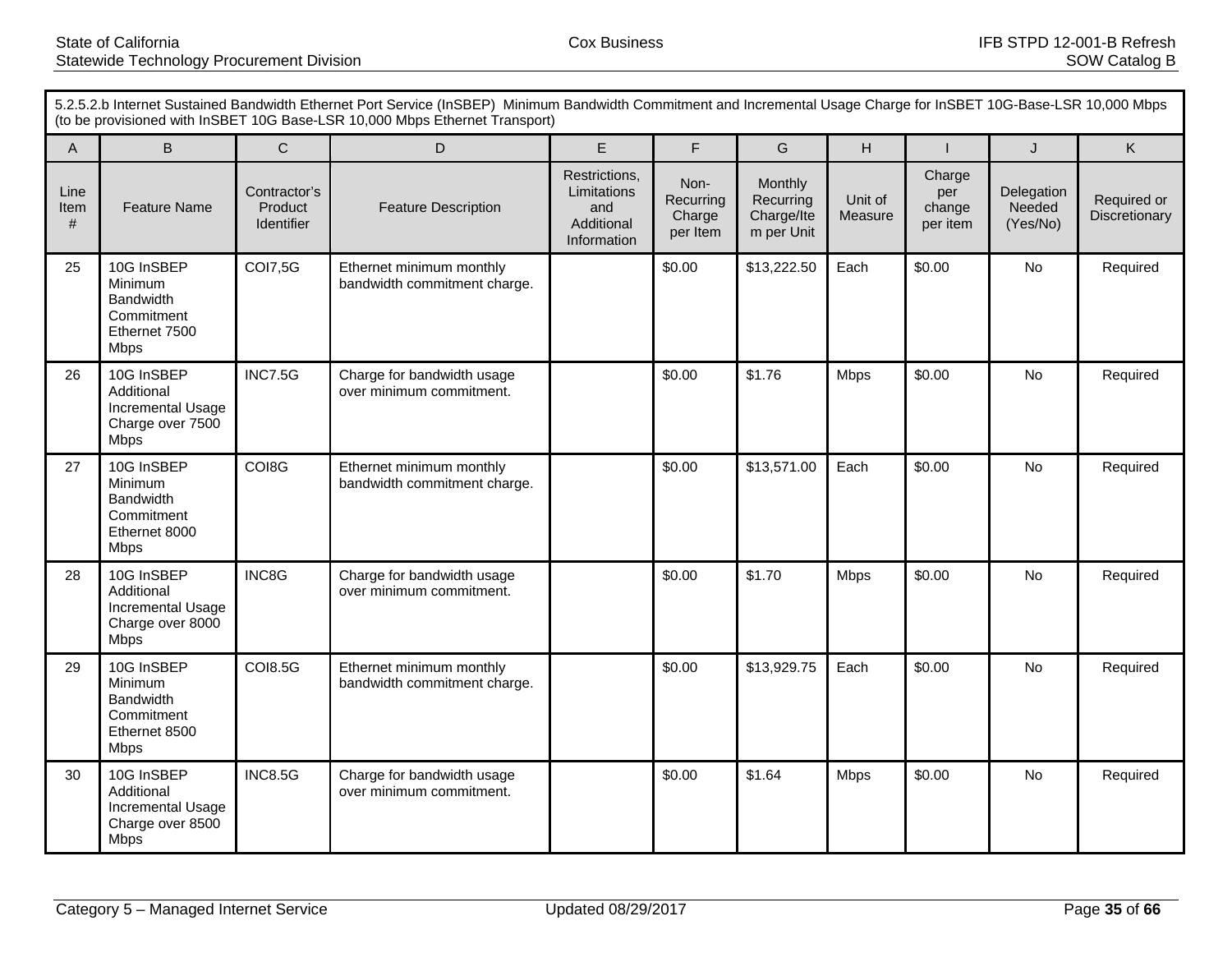| 5.2.5.2.b Internet Sustained Bandwidth Ethernet Port Service (InSBEP) Minimum Bandwidth Commitment and Incremental Usage Charge for InSBET 10G-Base-LSR 10,000 Mbps (to be provisioned with InSBET 10G Base-LSR 10,000 Mbps Ethernet Transport) | | | | | | | | | | |
|---|---|---|---|---|---|---|---|---|---|---|
| A | B | C | D | E | F | G | H | I | J | K |
| Line Item # | Feature Name | Contractor's Product Identifier | Feature Description | Restrictions, Limitations and Additional Information | Non-Recurring Charge per Item | Monthly Recurring Charge/Item per Unit | Unit of Measure | Charge per change per item | Delegation Needed (Yes/No) | Required or Discretionary |
| 25 | 10G InSBEP Minimum Bandwidth Commitment Ethernet 7500 Mbps | COI7,5G | Ethernet minimum monthly bandwidth commitment charge. | | $0.00 | $13,222.50 | Each | $0.00 | No | Required |
| 26 | 10G InSBEP Additional Incremental Usage Charge over 7500 Mbps | INC7.5G | Charge for bandwidth usage over minimum commitment. | | $0.00 | $1.76 | Mbps | $0.00 | No | Required |
| 27 | 10G InSBEP Minimum Bandwidth Commitment Ethernet 8000 Mbps | COI8G | Ethernet minimum monthly bandwidth commitment charge. | | $0.00 | $13,571.00 | Each | $0.00 | No | Required |
| 28 | 10G InSBEP Additional Incremental Usage Charge over 8000 Mbps | INC8G | Charge for bandwidth usage over minimum commitment. | | $0.00 | $1.70 | Mbps | $0.00 | No | Required |
| 29 | 10G InSBEP Minimum Bandwidth Commitment Ethernet 8500 Mbps | COI8.5G | Ethernet minimum monthly bandwidth commitment charge. | | $0.00 | $13,929.75 | Each | $0.00 | No | Required |
| 30 | 10G InSBEP Additional Incremental Usage Charge over 8500 Mbps | INC8.5G | Charge for bandwidth usage over minimum commitment. | | $0.00 | $1.64 | Mbps | $0.00 | No | Required |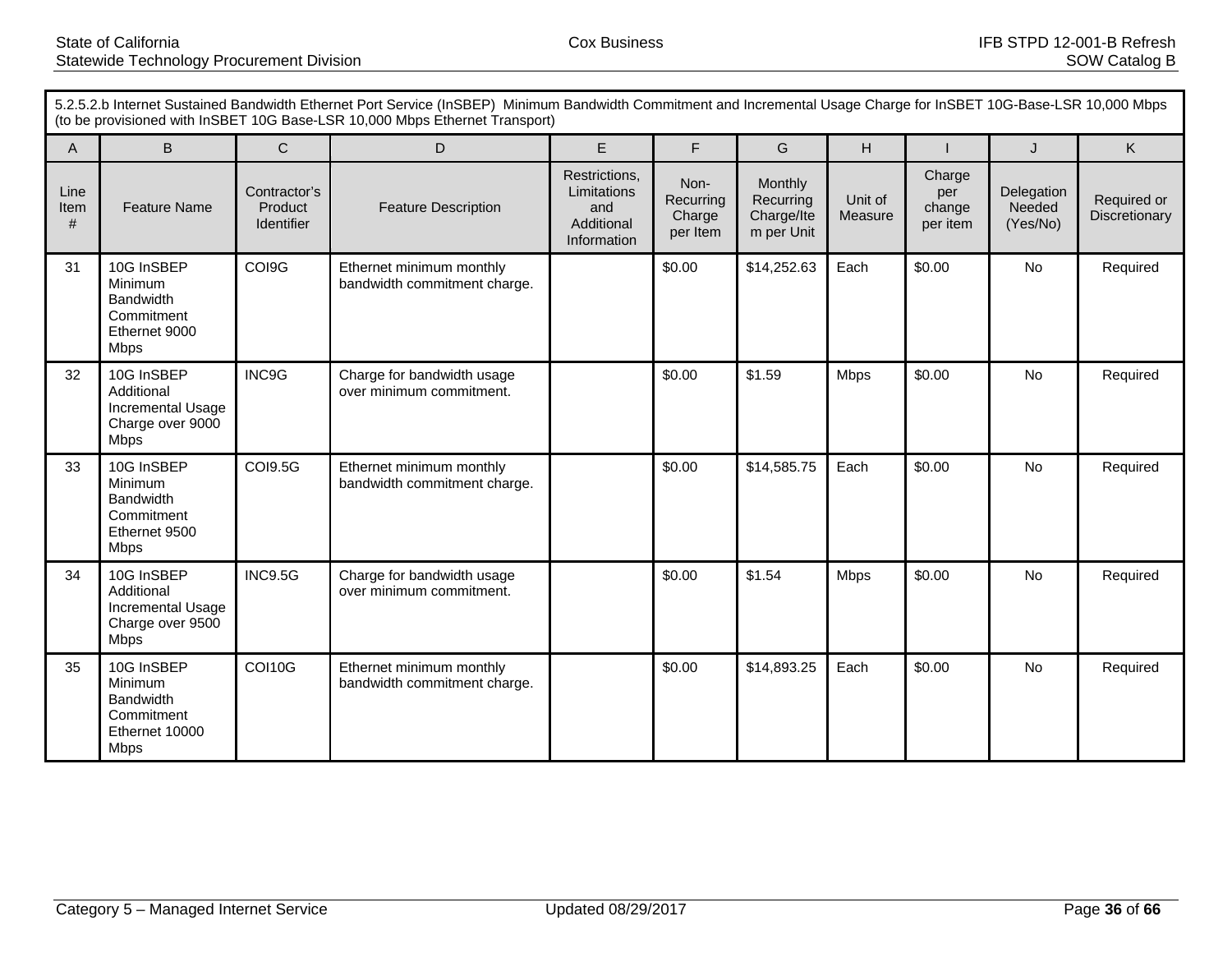5.2.5.2.b Internet Sustained Bandwidth Ethernet Port Service (InSBEP) Minimum Bandwidth Commitment and Incremental Usage Charge for InSBET 10G-Base-LSR 10,000 Mbps (to be provisioned with InSBET 10G Base-LSR 10,000 Mbps Ethernet Transport)

| A | B | C | D | E | F | G | H | I | J | K |
|---|---|---|---|---|---|---|---|---|---|---|
| Line Item # | Feature Name | Contractor's Product Identifier | Feature Description | Restrictions, Limitations and Additional Information | Non-Recurring Charge per Item | Monthly Recurring Charge/Item per Unit | Unit of Measure | Charge per change per item | Delegation Needed (Yes/No) | Required or Discretionary |
| 31 | 10G InSBEP Minimum Bandwidth Commitment Ethernet 9000 Mbps | COI9G | Ethernet minimum monthly bandwidth commitment charge. | | $0.00 | $14,252.63 | Each | $0.00 | No | Required |
| 32 | 10G InSBEP Additional Incremental Usage Charge over 9000 Mbps | INC9G | Charge for bandwidth usage over minimum commitment. | | $0.00 | $1.59 | Mbps | $0.00 | No | Required |
| 33 | 10G InSBEP Minimum Bandwidth Commitment Ethernet 9500 Mbps | COI9.5G | Ethernet minimum monthly bandwidth commitment charge. | | $0.00 | $14,585.75 | Each | $0.00 | No | Required |
| 34 | 10G InSBEP Additional Incremental Usage Charge over 9500 Mbps | INC9.5G | Charge for bandwidth usage over minimum commitment. | | $0.00 | $1.54 | Mbps | $0.00 | No | Required |
| 35 | 10G InSBEP Minimum Bandwidth Commitment Ethernet 10000 Mbps | COI10G | Ethernet minimum monthly bandwidth commitment charge. | | $0.00 | $14,893.25 | Each | $0.00 | No | Required |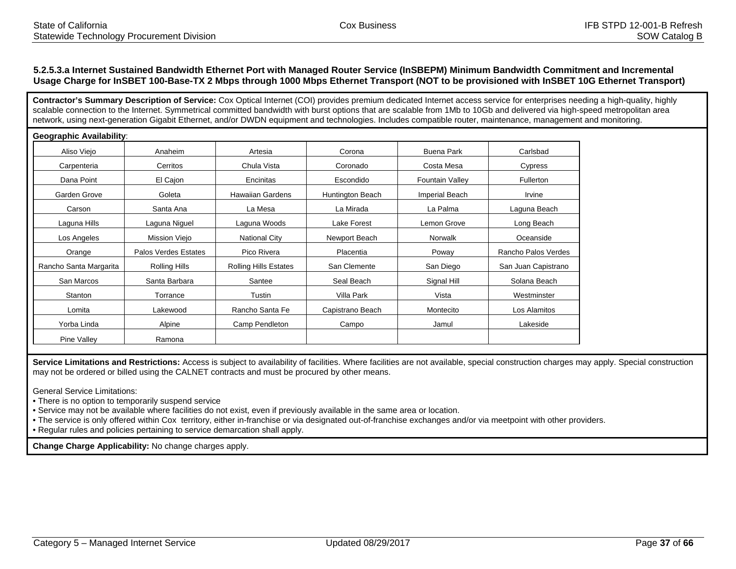### 5.2.5.3.a Internet Sustained Bandwidth Ethernet Port with Managed Router Service (InSBEPM) Minimum Bandwidth Commitment and Incremental Usage Charge for InSBET 100-Base-TX 2 Mbps through 1000 Mbps Ethernet Transport (NOT to be provisioned with InSBET 10G Ethernet Transport)

**Contractor's Summary Description of Service:** Cox Optical Internet (COI) provides premium dedicated Internet access service for enterprises needing a high-quality, highly scalable connection to the Internet. Symmetrical committed bandwidth with burst options that are scalable from 1Mb to 10Gb and delivered via high-speed metropolitan area network, using next-generation Gigabit Ethernet, and/or DWDN equipment and technologies. Includes compatible router, maintenance, management and monitoring.

**Geographic Availability**:

| | | | | | |
|---|---|---|---|---|---|
| Aliso Viejo | Anaheim | Artesia | Corona | Buena Park | Carlsbad |
| Carpenteria | Cerritos | Chula Vista | Coronado | Costa Mesa | Cypress |
| Dana Point | El Cajon | Encinitas | Escondido | Fountain Valley | Fullerton |
| Garden Grove | Goleta | Hawaiian Gardens | Huntington Beach | Imperial Beach | Irvine |
| Carson | Santa Ana | La Mesa | La Mirada | La Palma | Laguna Beach |
| Laguna Hills | Laguna Niguel | Laguna Woods | Lake Forest | Lemon Grove | Long Beach |
| Los Angeles | Mission Viejo | National City | Newport Beach | Norwalk | Oceanside |
| Orange | Palos Verdes Estates | Pico Rivera | Placentia | Poway | Rancho Palos Verdes |
| Rancho Santa Margarita | Rolling Hills | Rolling Hills Estates | San Clemente | San Diego | San Juan Capistrano |
| San Marcos | Santa Barbara | Santee | Seal Beach | Signal Hill | Solana Beach |
| Stanton | Torrance | Tustin | Villa Park | Vista | Westminster |
| Lomita | Lakewood | Rancho Santa Fe | Capistrano Beach | Montecito | Los Alamitos |
| Yorba Linda | Alpine | Camp Pendleton | Campo | Jamul | Lakeside |
| Pine Valley | Ramona | | | | |

**Service Limitations and Restrictions:** Access is subject to availability of facilities. Where facilities are not available, special construction charges may apply. Special construction may not be ordered or billed using the CALNET contracts and must be procured by other means.

General Service Limitations:
- There is no option to temporarily suspend service
- Service may not be available where facilities do not exist, even if previously available in the same area or location.
- The service is only offered within Cox territory, either in-franchise or via designated out-of-franchise exchanges and/or via meetpoint with other providers.
- Regular rules and policies pertaining to service demarcation shall apply.

**Change Charge Applicability:** No change charges apply.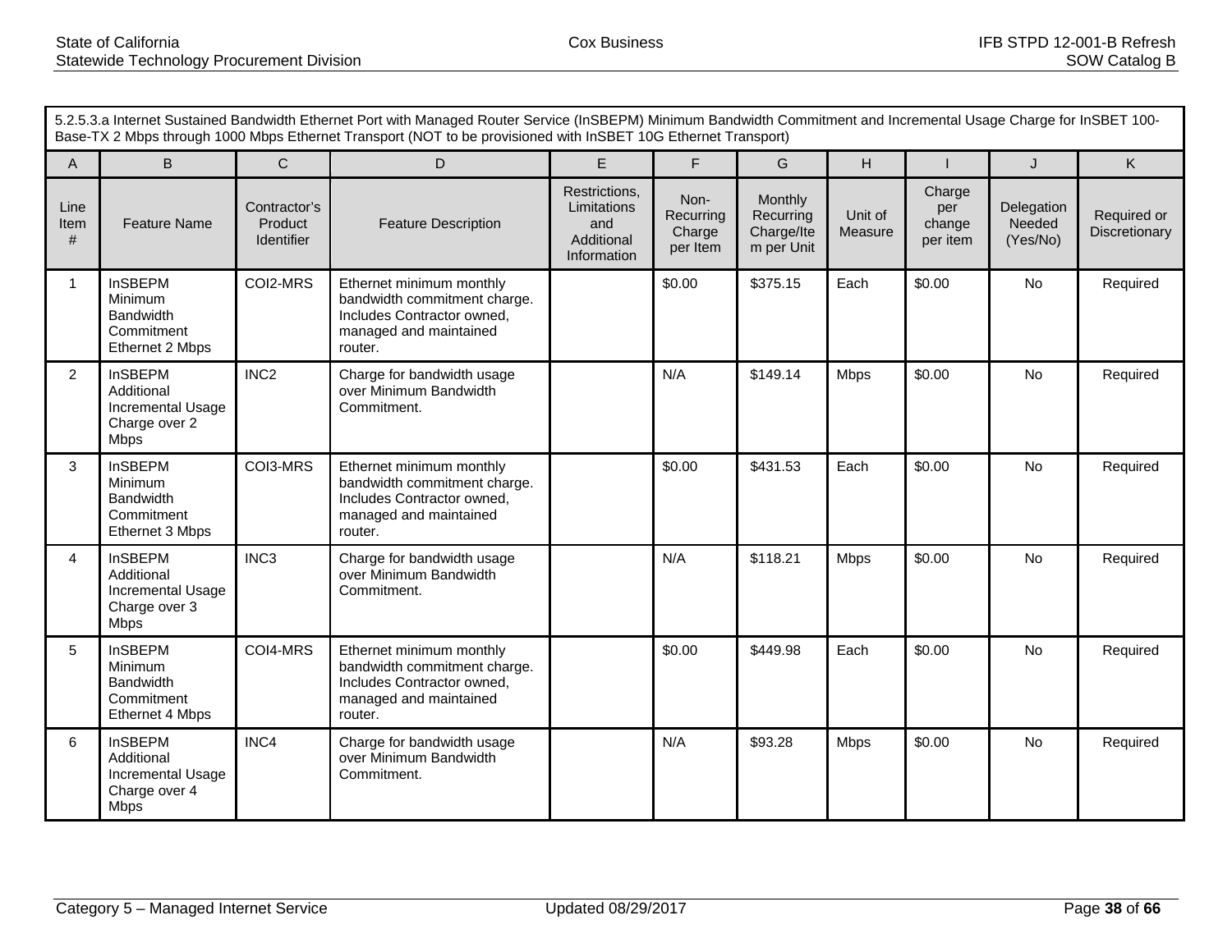5.2.5.3.a Internet Sustained Bandwidth Ethernet Port with Managed Router Service (InSBEPM) Minimum Bandwidth Commitment and Incremental Usage Charge for InSBET 100-Base-TX 2 Mbps through 1000 Mbps Ethernet Transport (NOT to be provisioned with InSBET 10G Ethernet Transport)

| A | B | C | D | E | F | G | H | I | J | K |
|---|---|---|---|---|---|---|---|---|---|---|
| Line Item # | Feature Name | Contractor's Product Identifier | Feature Description | Restrictions, Limitations and Additional Information | Non-Recurring Charge per Item | Monthly Recurring Charge/Item per Unit | Unit of Measure | Charge per change per item | Delegation Needed (Yes/No) | Required or Discretionary |
| 1 | InSBEPM Minimum Bandwidth Commitment Ethernet 2 Mbps | COI2-MRS | Ethernet minimum monthly bandwidth commitment charge. Includes Contractor owned, managed and maintained router. | | $0.00 | $375.15 | Each | $0.00 | No | Required |
| 2 | InSBEPM Additional Incremental Usage Charge over 2 Mbps | INC2 | Charge for bandwidth usage over Minimum Bandwidth Commitment. | | N/A | $149.14 | Mbps | $0.00 | No | Required |
| 3 | InSBEPM Minimum Bandwidth Commitment Ethernet 3 Mbps | COI3-MRS | Ethernet minimum monthly bandwidth commitment charge. Includes Contractor owned, managed and maintained router. | | $0.00 | $431.53 | Each | $0.00 | No | Required |
| 4 | InSBEPM Additional Incremental Usage Charge over 3 Mbps | INC3 | Charge for bandwidth usage over Minimum Bandwidth Commitment. | | N/A | $118.21 | Mbps | $0.00 | No | Required |
| 5 | InSBEPM Minimum Bandwidth Commitment Ethernet 4 Mbps | COI4-MRS | Ethernet minimum monthly bandwidth commitment charge. Includes Contractor owned, managed and maintained router. | | $0.00 | $449.98 | Each | $0.00 | No | Required |
| 6 | InSBEPM Additional Incremental Usage Charge over 4 Mbps | INC4 | Charge for bandwidth usage over Minimum Bandwidth Commitment. | | N/A | $93.28 | Mbps | $0.00 | No | Required |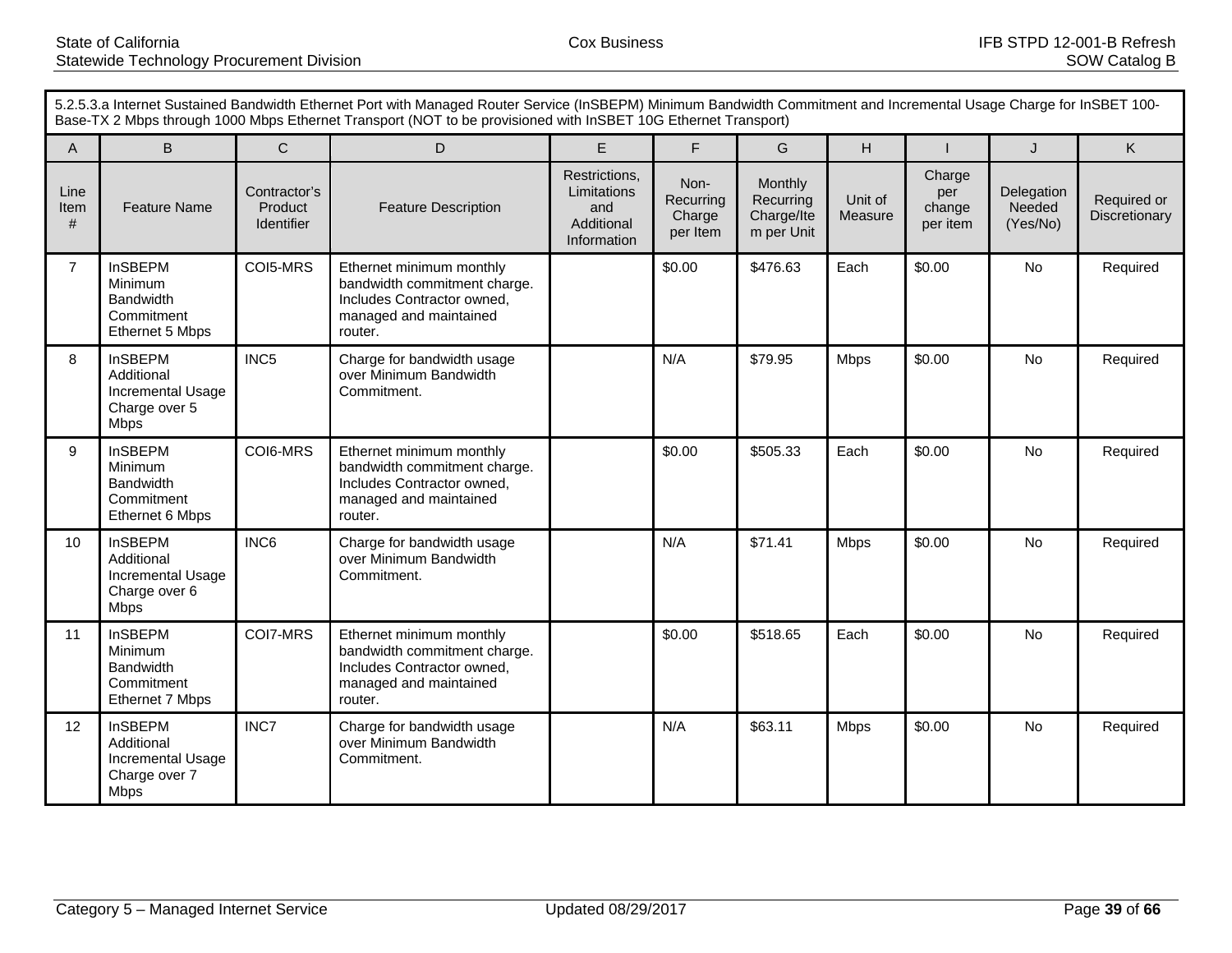5.2.5.3.a Internet Sustained Bandwidth Ethernet Port with Managed Router Service (InSBEPM) Minimum Bandwidth Commitment and Incremental Usage Charge for InSBET 100-Base-TX 2 Mbps through 1000 Mbps Ethernet Transport (NOT to be provisioned with InSBET 10G Ethernet Transport)

| A | B | C | D | E | F | G | H | I | J | K |
|---|---|---|---|---|---|---|---|---|---|---|
| Line Item # | Feature Name | Contractor's Product Identifier | Feature Description | Restrictions, Limitations and Additional Information | Non-Recurring Charge per Item | Monthly Recurring Charge/Item per Unit | Unit of Measure | Charge per change per item | Delegation Needed (Yes/No) | Required or Discretionary |
| 7 | InSBEPM Minimum Bandwidth Commitment Ethernet 5 Mbps | COI5-MRS | Ethernet minimum monthly bandwidth commitment charge. Includes Contractor owned, managed and maintained router. | | $0.00 | $476.63 | Each | $0.00 | No | Required |
| 8 | InSBEPM Additional Incremental Usage Charge over 5 Mbps | INC5 | Charge for bandwidth usage over Minimum Bandwidth Commitment. | | N/A | $79.95 | Mbps | $0.00 | No | Required |
| 9 | InSBEPM Minimum Bandwidth Commitment Ethernet 6 Mbps | COI6-MRS | Ethernet minimum monthly bandwidth commitment charge. Includes Contractor owned, managed and maintained router. | | $0.00 | $505.33 | Each | $0.00 | No | Required |
| 10 | InSBEPM Additional Incremental Usage Charge over 6 Mbps | INC6 | Charge for bandwidth usage over Minimum Bandwidth Commitment. | | N/A | $71.41 | Mbps | $0.00 | No | Required |
| 11 | InSBEPM Minimum Bandwidth Commitment Ethernet 7 Mbps | COI7-MRS | Ethernet minimum monthly bandwidth commitment charge. Includes Contractor owned, managed and maintained router. | | $0.00 | $518.65 | Each | $0.00 | No | Required |
| 12 | InSBEPM Additional Incremental Usage Charge over 7 Mbps | INC7 | Charge for bandwidth usage over Minimum Bandwidth Commitment. | | N/A | $63.11 | Mbps | $0.00 | No | Required |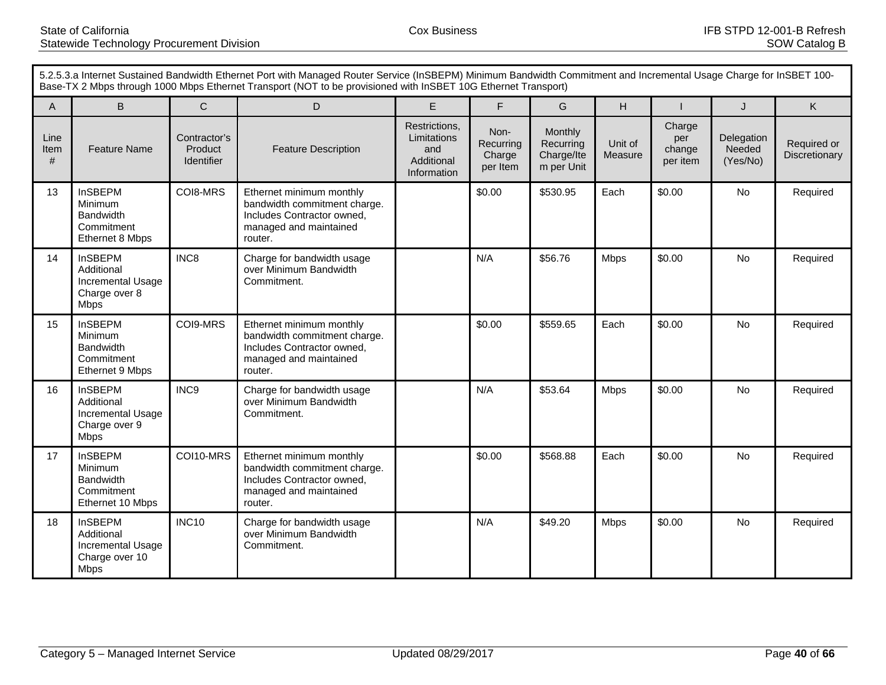| 5.2.5.3.a Internet Sustained Bandwidth Ethernet Port with Managed Router Service (InSBEPM) Minimum Bandwidth Commitment and Incremental Usage Charge for InSBET 100-Base-TX 2 Mbps through 1000 Mbps Ethernet Transport (NOT to be provisioned with InSBET 10G Ethernet Transport) | | | | | | | | | | |
|---|---|---|---|---|---|---|---|---|---|---|
| A | B | C | D | E | F | G | H | I | J | K |
| Line Item # | Feature Name | Contractor's Product Identifier | Feature Description | Restrictions, Limitations and Additional Information | Non-Recurring Charge per Item | Monthly Recurring Charge/Item per Unit | Unit of Measure | Charge per change per item | Delegation Needed (Yes/No) | Required or Discretionary |
| 13 | InSBEPM Minimum Bandwidth Commitment Ethernet 8 Mbps | COI8-MRS | Ethernet minimum monthly bandwidth commitment charge. Includes Contractor owned, managed and maintained router. | | $0.00 | $530.95 | Each | $0.00 | No | Required |
| 14 | InSBEPM Additional Incremental Usage Charge over 8 Mbps | INC8 | Charge for bandwidth usage over Minimum Bandwidth Commitment. | | N/A | $56.76 | Mbps | $0.00 | No | Required |
| 15 | InSBEPM Minimum Bandwidth Commitment Ethernet 9 Mbps | COI9-MRS | Ethernet minimum monthly bandwidth commitment charge. Includes Contractor owned, managed and maintained router. | | $0.00 | $559.65 | Each | $0.00 | No | Required |
| 16 | InSBEPM Additional Incremental Usage Charge over 9 Mbps | INC9 | Charge for bandwidth usage over Minimum Bandwidth Commitment. | | N/A | $53.64 | Mbps | $0.00 | No | Required |
| 17 | InSBEPM Minimum Bandwidth Commitment Ethernet 10 Mbps | COI10-MRS | Ethernet minimum monthly bandwidth commitment charge. Includes Contractor owned, managed and maintained router. | | $0.00 | $568.88 | Each | $0.00 | No | Required |
| 18 | InSBEPM Additional Incremental Usage Charge over 10 Mbps | INC10 | Charge for bandwidth usage over Minimum Bandwidth Commitment. | | N/A | $49.20 | Mbps | $0.00 | No | Required |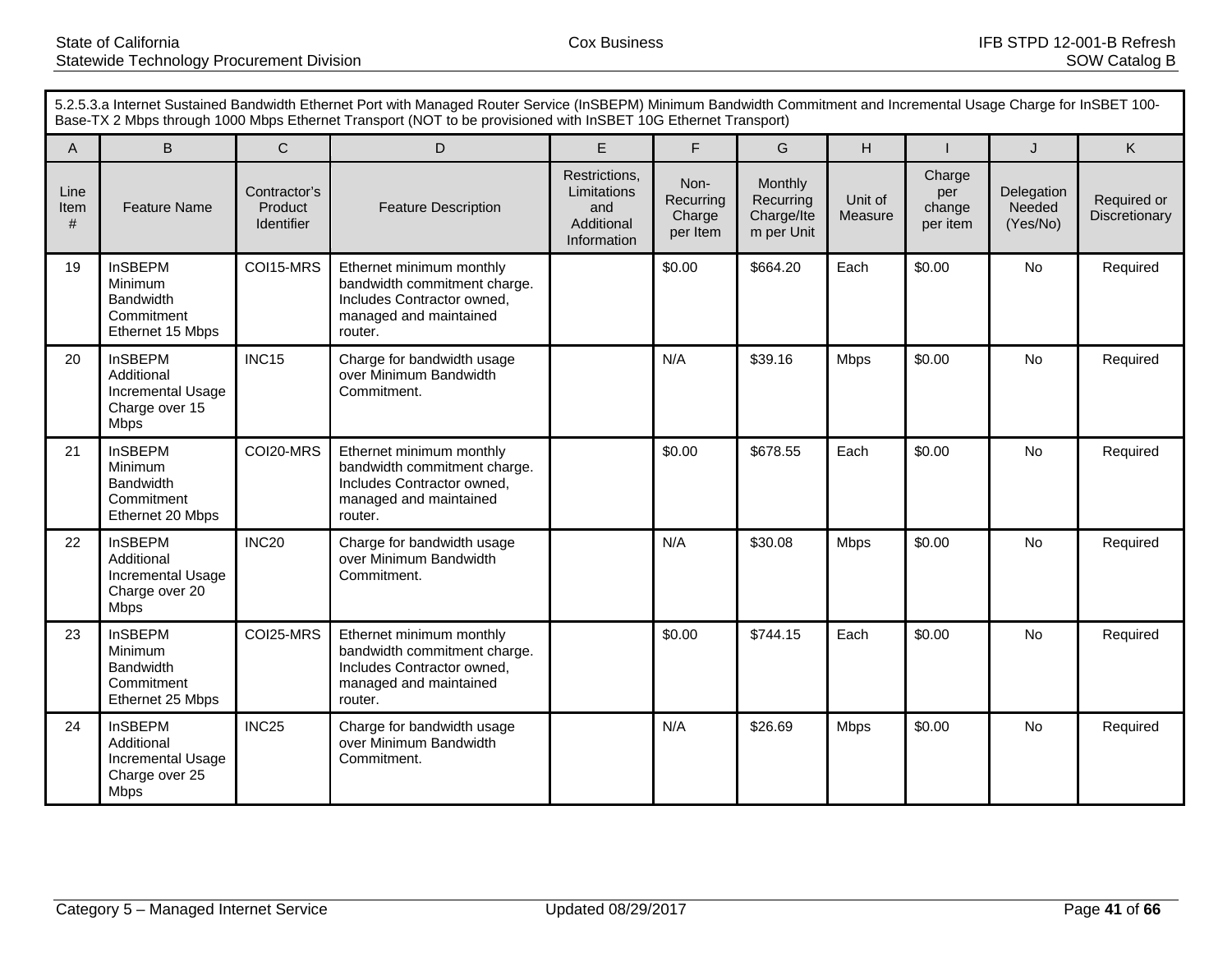5.2.5.3.a Internet Sustained Bandwidth Ethernet Port with Managed Router Service (InSBEPM) Minimum Bandwidth Commitment and Incremental Usage Charge for InSBET 100-Base-TX 2 Mbps through 1000 Mbps Ethernet Transport (NOT to be provisioned with InSBET 10G Ethernet Transport)

| A | B | C | D | E | F | G | H | I | J | K |
|---|---|---|---|---|---|---|---|---|---|---|
| Line Item # | Feature Name | Contractor's Product Identifier | Feature Description | Restrictions, Limitations and Additional Information | Non-Recurring Charge per Item | Monthly Recurring Charge/Item per Unit | Unit of Measure | Charge per change per item | Delegation Needed (Yes/No) | Required or Discretionary |
| 19 | InSBEPM Minimum Bandwidth Commitment Ethernet 15 Mbps | COI15-MRS | Ethernet minimum monthly bandwidth commitment charge. Includes Contractor owned, managed and maintained router. | | $0.00 | $664.20 | Each | $0.00 | No | Required |
| 20 | InSBEPM Additional Incremental Usage Charge over 15 Mbps | INC15 | Charge for bandwidth usage over Minimum Bandwidth Commitment. | | N/A | $39.16 | Mbps | $0.00 | No | Required |
| 21 | InSBEPM Minimum Bandwidth Commitment Ethernet 20 Mbps | COI20-MRS | Ethernet minimum monthly bandwidth commitment charge. Includes Contractor owned, managed and maintained router. | | $0.00 | $678.55 | Each | $0.00 | No | Required |
| 22 | InSBEPM Additional Incremental Usage Charge over 20 Mbps | INC20 | Charge for bandwidth usage over Minimum Bandwidth Commitment. | | N/A | $30.08 | Mbps | $0.00 | No | Required |
| 23 | InSBEPM Minimum Bandwidth Commitment Ethernet 25 Mbps | COI25-MRS | Ethernet minimum monthly bandwidth commitment charge. Includes Contractor owned, managed and maintained router. | | $0.00 | $744.15 | Each | $0.00 | No | Required |
| 24 | InSBEPM Additional Incremental Usage Charge over 25 Mbps | INC25 | Charge for bandwidth usage over Minimum Bandwidth Commitment. | | N/A | $26.69 | Mbps | $0.00 | No | Required |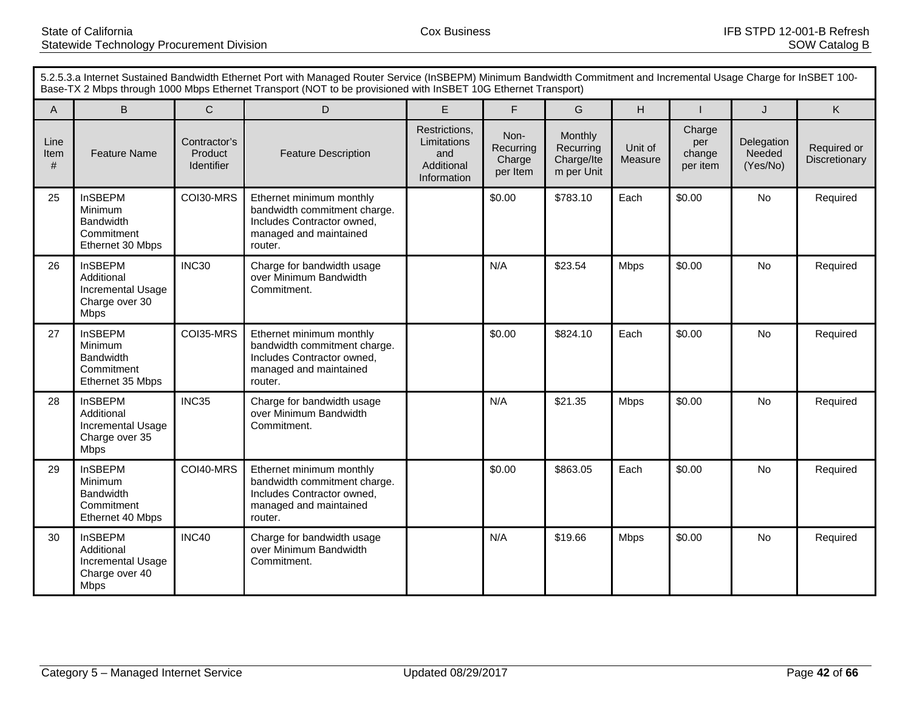| 5.2.5.3.a Internet Sustained Bandwidth Ethernet Port with Managed Router Service (InSBEPM) Minimum Bandwidth Commitment and Incremental Usage Charge for InSBET 100-Base-TX 2 Mbps through 1000 Mbps Ethernet Transport (NOT to be provisioned with InSBET 10G Ethernet Transport) | | | | | | | | | | |
|---|---|---|---|---|---|---|---|---|---|---|
| A | B | C | D | E | F | G | H | I | J | K |
| Line Item # | Feature Name | Contractor's Product Identifier | Feature Description | Restrictions, Limitations and Additional Information | Non-Recurring Charge per Item | Monthly Recurring Charge/Item per Unit | Unit of Measure | Charge per change per item | Delegation Needed (Yes/No) | Required or Discretionary |
| 25 | InSBEPM Minimum Bandwidth Commitment Ethernet 30 Mbps | COI30-MRS | Ethernet minimum monthly bandwidth commitment charge. Includes Contractor owned, managed and maintained router. | | $0.00 | $783.10 | Each | $0.00 | No | Required |
| 26 | InSBEPM Additional Incremental Usage Charge over 30 Mbps | INC30 | Charge for bandwidth usage over Minimum Bandwidth Commitment. | | N/A | $23.54 | Mbps | $0.00 | No | Required |
| 27 | InSBEPM Minimum Bandwidth Commitment Ethernet 35 Mbps | COI35-MRS | Ethernet minimum monthly bandwidth commitment charge. Includes Contractor owned, managed and maintained router. | | $0.00 | $824.10 | Each | $0.00 | No | Required |
| 28 | InSBEPM Additional Incremental Usage Charge over 35 Mbps | INC35 | Charge for bandwidth usage over Minimum Bandwidth Commitment. | | N/A | $21.35 | Mbps | $0.00 | No | Required |
| 29 | InSBEPM Minimum Bandwidth Commitment Ethernet 40 Mbps | COI40-MRS | Ethernet minimum monthly bandwidth commitment charge. Includes Contractor owned, managed and maintained router. | | $0.00 | $863.05 | Each | $0.00 | No | Required |
| 30 | InSBEPM Additional Incremental Usage Charge over 40 Mbps | INC40 | Charge for bandwidth usage over Minimum Bandwidth Commitment. | | N/A | $19.66 | Mbps | $0.00 | No | Required |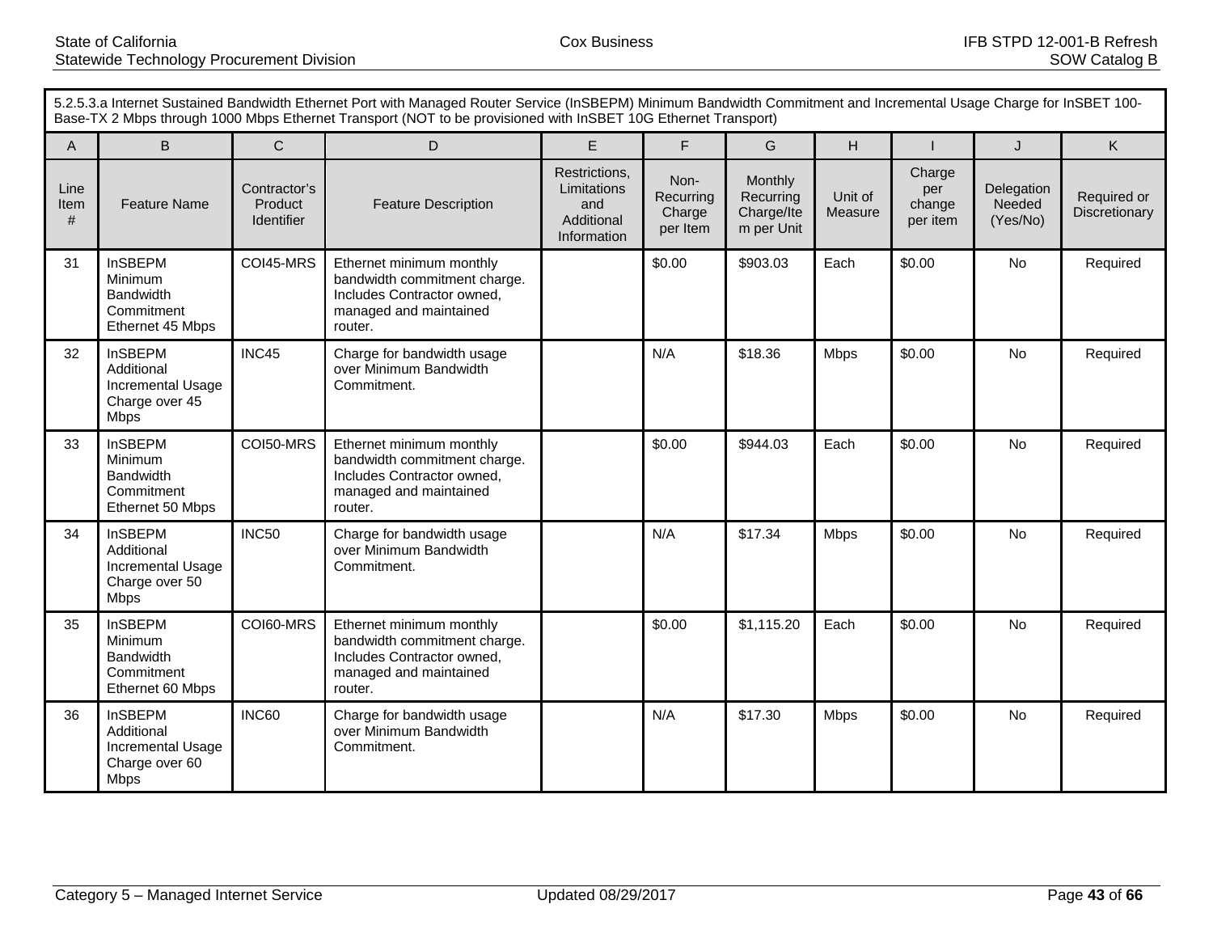| 5.2.5.3.a Internet Sustained Bandwidth Ethernet Port with Managed Router Service (InSBEPM) Minimum Bandwidth Commitment and Incremental Usage Charge for InSBET 100-Base-TX 2 Mbps through 1000 Mbps Ethernet Transport (NOT to be provisioned with InSBET 10G Ethernet Transport) | | | | | | | | | | |
|---|---|---|---|---|---|---|---|---|---|---|
| A | B | C | D | E | F | G | H | I | J | K |
| Line Item # | Feature Name | Contractor's Product Identifier | Feature Description | Restrictions, Limitations and Additional Information | Non-Recurring Charge per Item | Monthly Recurring Charge/Item per Unit | Unit of Measure | Charge per change per item | Delegation Needed (Yes/No) | Required or Discretionary |
| 31 | InSBEPM Minimum Bandwidth Commitment Ethernet 45 Mbps | COI45-MRS | Ethernet minimum monthly bandwidth commitment charge. Includes Contractor owned, managed and maintained router. | | $0.00 | $903.03 | Each | $0.00 | No | Required |
| 32 | InSBEPM Additional Incremental Usage Charge over 45 Mbps | INC45 | Charge for bandwidth usage over Minimum Bandwidth Commitment. | | N/A | $18.36 | Mbps | $0.00 | No | Required |
| 33 | InSBEPM Minimum Bandwidth Commitment Ethernet 50 Mbps | COI50-MRS | Ethernet minimum monthly bandwidth commitment charge. Includes Contractor owned, managed and maintained router. | | $0.00 | $944.03 | Each | $0.00 | No | Required |
| 34 | InSBEPM Additional Incremental Usage Charge over 50 Mbps | INC50 | Charge for bandwidth usage over Minimum Bandwidth Commitment. | | N/A | $17.34 | Mbps | $0.00 | No | Required |
| 35 | InSBEPM Minimum Bandwidth Commitment Ethernet 60 Mbps | COI60-MRS | Ethernet minimum monthly bandwidth commitment charge. Includes Contractor owned, managed and maintained router. | | $0.00 | $1,115.20 | Each | $0.00 | No | Required |
| 36 | InSBEPM Additional Incremental Usage Charge over 60 Mbps | INC60 | Charge for bandwidth usage over Minimum Bandwidth Commitment. | | N/A | $17.30 | Mbps | $0.00 | No | Required |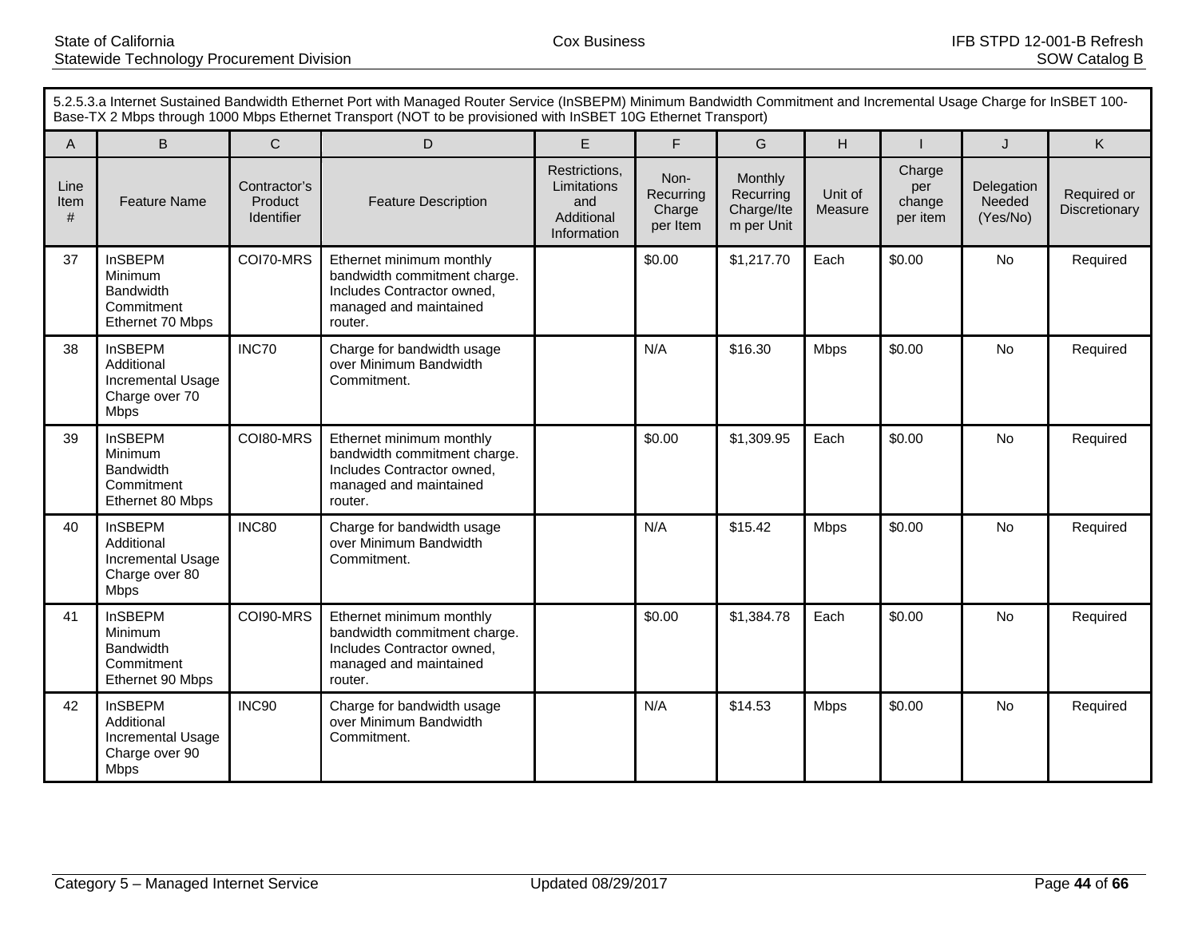| 5.2.5.3.a Internet Sustained Bandwidth Ethernet Port with Managed Router Service (InSBEPM) Minimum Bandwidth Commitment and Incremental Usage Charge for InSBET 100-Base-TX 2 Mbps through 1000 Mbps Ethernet Transport (NOT to be provisioned with InSBET 10G Ethernet Transport) | | | | | | | | | | |
|---|---|---|---|---|---|---|---|---|---|---|
| A | B | C | D | E | F | G | H | I | J | K |
| Line Item # | Feature Name | Contractor's Product Identifier | Feature Description | Restrictions, Limitations and Additional Information | Non-Recurring Charge per Item | Monthly Recurring Charge/Item per Unit | Unit of Measure | Charge per change per item | Delegation Needed (Yes/No) | Required or Discretionary |
| 37 | InSBEPM Minimum Bandwidth Commitment Ethernet 70 Mbps | COI70-MRS | Ethernet minimum monthly bandwidth commitment charge. Includes Contractor owned, managed and maintained router. | | $0.00 | $1,217.70 | Each | $0.00 | No | Required |
| 38 | InSBEPM Additional Incremental Usage Charge over 70 Mbps | INC70 | Charge for bandwidth usage over Minimum Bandwidth Commitment. | | N/A | $16.30 | Mbps | $0.00 | No | Required |
| 39 | InSBEPM Minimum Bandwidth Commitment Ethernet 80 Mbps | COI80-MRS | Ethernet minimum monthly bandwidth commitment charge. Includes Contractor owned, managed and maintained router. | | $0.00 | $1,309.95 | Each | $0.00 | No | Required |
| 40 | InSBEPM Additional Incremental Usage Charge over 80 Mbps | INC80 | Charge for bandwidth usage over Minimum Bandwidth Commitment. | | N/A | $15.42 | Mbps | $0.00 | No | Required |
| 41 | InSBEPM Minimum Bandwidth Commitment Ethernet 90 Mbps | COI90-MRS | Ethernet minimum monthly bandwidth commitment charge. Includes Contractor owned, managed and maintained router. | | $0.00 | $1,384.78 | Each | $0.00 | No | Required |
| 42 | InSBEPM Additional Incremental Usage Charge over 90 Mbps | INC90 | Charge for bandwidth usage over Minimum Bandwidth Commitment. | | N/A | $14.53 | Mbps | $0.00 | No | Required |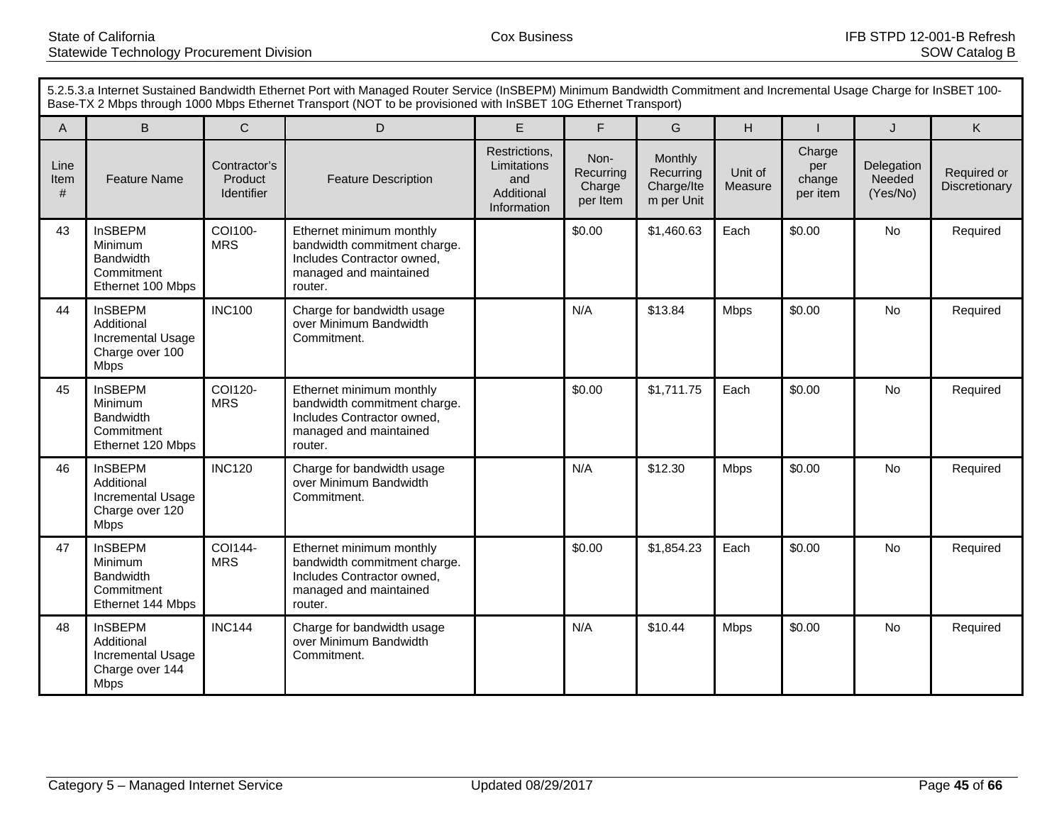5.2.5.3.a Internet Sustained Bandwidth Ethernet Port with Managed Router Service (InSBEPM) Minimum Bandwidth Commitment and Incremental Usage Charge for InSBET 100-Base-TX 2 Mbps through 1000 Mbps Ethernet Transport (NOT to be provisioned with InSBET 10G Ethernet Transport)

| A | B | C | D | E | F | G | H | I | J | K |
|---|---|---|---|---|---|---|---|---|---|---|
| Line Item # | Feature Name | Contractor's Product Identifier | Feature Description | Restrictions, Limitations and Additional Information | Non-Recurring Charge per Item | Monthly Recurring Charge/Item per Unit | Unit of Measure | Charge per change per item | Delegation Needed (Yes/No) | Required or Discretionary |
| 43 | InSBEPM Minimum Bandwidth Commitment Ethernet 100 Mbps | COI100-MRS | Ethernet minimum monthly bandwidth commitment charge. Includes Contractor owned, managed and maintained router. | | $0.00 | $1,460.63 | Each | $0.00 | No | Required |
| 44 | InSBEPM Additional Incremental Usage Charge over 100 Mbps | INC100 | Charge for bandwidth usage over Minimum Bandwidth Commitment. | | N/A | $13.84 | Mbps | $0.00 | No | Required |
| 45 | InSBEPM Minimum Bandwidth Commitment Ethernet 120 Mbps | COI120-MRS | Ethernet minimum monthly bandwidth commitment charge. Includes Contractor owned, managed and maintained router. | | $0.00 | $1,711.75 | Each | $0.00 | No | Required |
| 46 | InSBEPM Additional Incremental Usage Charge over 120 Mbps | INC120 | Charge for bandwidth usage over Minimum Bandwidth Commitment. | | N/A | $12.30 | Mbps | $0.00 | No | Required |
| 47 | InSBEPM Minimum Bandwidth Commitment Ethernet 144 Mbps | COI144-MRS | Ethernet minimum monthly bandwidth commitment charge. Includes Contractor owned, managed and maintained router. | | $0.00 | $1,854.23 | Each | $0.00 | No | Required |
| 48 | InSBEPM Additional Incremental Usage Charge over 144 Mbps | INC144 | Charge for bandwidth usage over Minimum Bandwidth Commitment. | | N/A | $10.44 | Mbps | $0.00 | No | Required |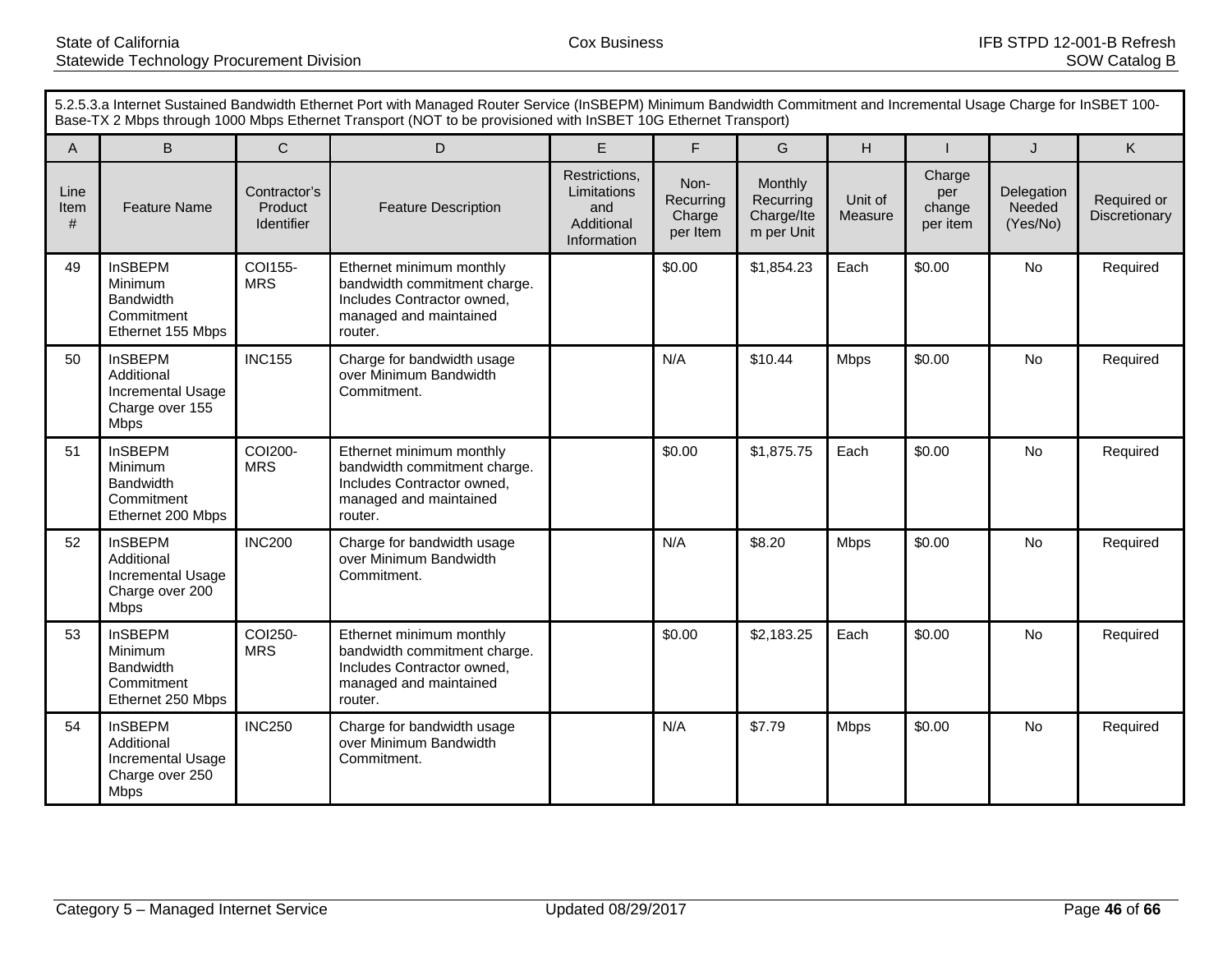5.2.5.3.a Internet Sustained Bandwidth Ethernet Port with Managed Router Service (InSBEPM) Minimum Bandwidth Commitment and Incremental Usage Charge for InSBET 100-Base-TX 2 Mbps through 1000 Mbps Ethernet Transport (NOT to be provisioned with InSBET 10G Ethernet Transport)

| A | B | C | D | E | F | G | H | I | J | K |
|---|---|---|---|---|---|---|---|---|---|---|
| Line Item # | Feature Name | Contractor's Product Identifier | Feature Description | Restrictions, Limitations and Additional Information | Non-Recurring Charge per Item | Monthly Recurring Charge/Item per Unit | Unit of Measure | Charge per change per item | Delegation Needed (Yes/No) | Required or Discretionary |
| 49 | InSBEPM Minimum Bandwidth Commitment Ethernet 155 Mbps | COI155-MRS | Ethernet minimum monthly bandwidth commitment charge. Includes Contractor owned, managed and maintained router. | | $0.00 | $1,854.23 | Each | $0.00 | No | Required |
| 50 | InSBEPM Additional Incremental Usage Charge over 155 Mbps | INC155 | Charge for bandwidth usage over Minimum Bandwidth Commitment. | | N/A | $10.44 | Mbps | $0.00 | No | Required |
| 51 | InSBEPM Minimum Bandwidth Commitment Ethernet 200 Mbps | COI200-MRS | Ethernet minimum monthly bandwidth commitment charge. Includes Contractor owned, managed and maintained router. | | $0.00 | $1,875.75 | Each | $0.00 | No | Required |
| 52 | InSBEPM Additional Incremental Usage Charge over 200 Mbps | INC200 | Charge for bandwidth usage over Minimum Bandwidth Commitment. | | N/A | $8.20 | Mbps | $0.00 | No | Required |
| 53 | InSBEPM Minimum Bandwidth Commitment Ethernet 250 Mbps | COI250-MRS | Ethernet minimum monthly bandwidth commitment charge. Includes Contractor owned, managed and maintained router. | | $0.00 | $2,183.25 | Each | $0.00 | No | Required |
| 54 | InSBEPM Additional Incremental Usage Charge over 250 Mbps | INC250 | Charge for bandwidth usage over Minimum Bandwidth Commitment. | | N/A | $7.79 | Mbps | $0.00 | No | Required |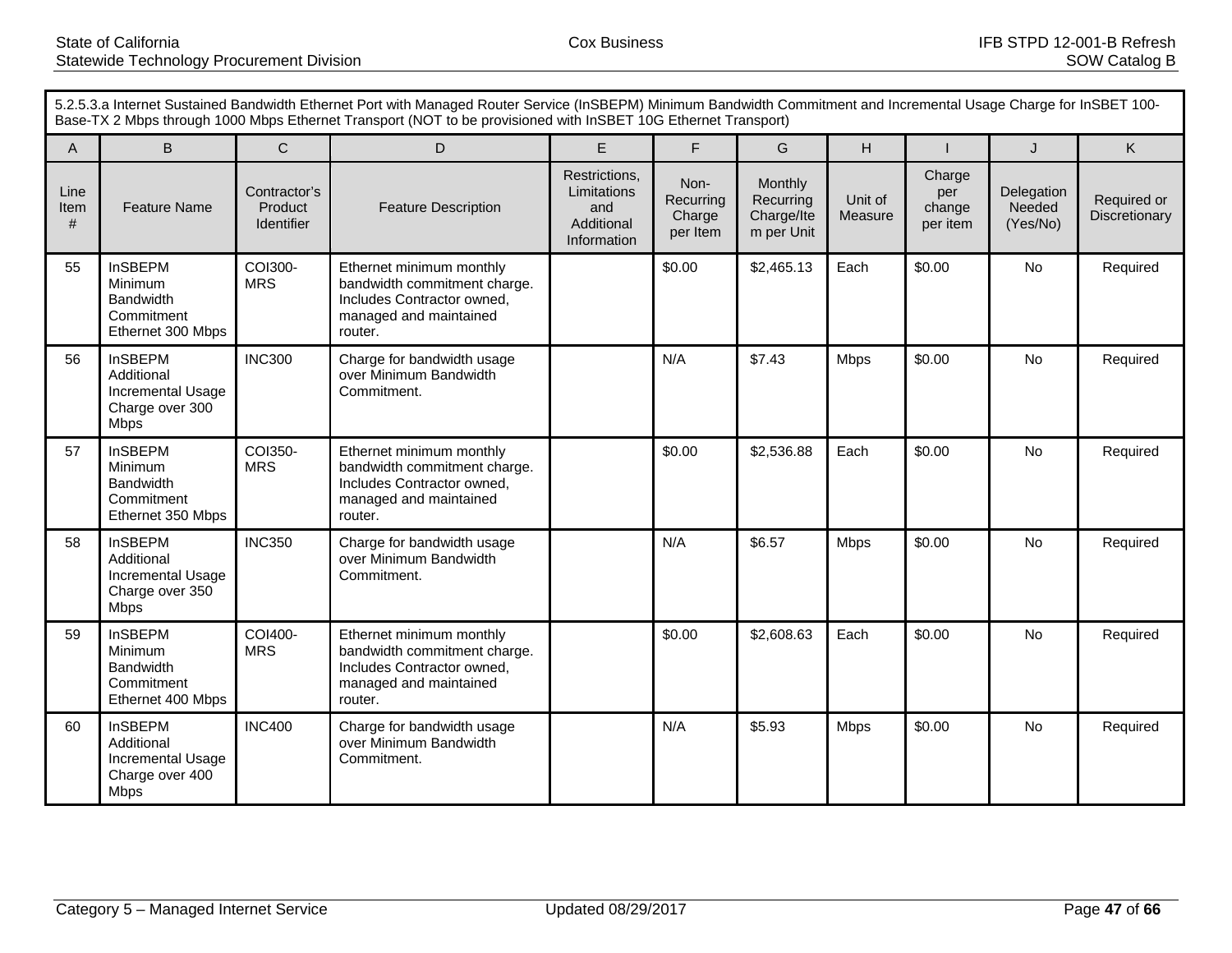5.2.5.3.a Internet Sustained Bandwidth Ethernet Port with Managed Router Service (InSBEPM) Minimum Bandwidth Commitment and Incremental Usage Charge for InSBET 100-Base-TX 2 Mbps through 1000 Mbps Ethernet Transport (NOT to be provisioned with InSBET 10G Ethernet Transport)

| A | B | C | D | E | F | G | H | I | J | K |
|---|---|---|---|---|---|---|---|---|---|---|
| Line Item # | Feature Name | Contractor's Product Identifier | Feature Description | Restrictions, Limitations and Additional Information | Non-Recurring Charge per Item | Monthly Recurring Charge/Item per Unit | Unit of Measure | Charge per change per item | Delegation Needed (Yes/No) | Required or Discretionary |
| 55 | InSBEPM Minimum Bandwidth Commitment Ethernet 300 Mbps | COI300-MRS | Ethernet minimum monthly bandwidth commitment charge. Includes Contractor owned, managed and maintained router. | | $0.00 | $2,465.13 | Each | $0.00 | No | Required |
| 56 | InSBEPM Additional Incremental Usage Charge over 300 Mbps | INC300 | Charge for bandwidth usage over Minimum Bandwidth Commitment. | | N/A | $7.43 | Mbps | $0.00 | No | Required |
| 57 | InSBEPM Minimum Bandwidth Commitment Ethernet 350 Mbps | COI350-MRS | Ethernet minimum monthly bandwidth commitment charge. Includes Contractor owned, managed and maintained router. | | $0.00 | $2,536.88 | Each | $0.00 | No | Required |
| 58 | InSBEPM Additional Incremental Usage Charge over 350 Mbps | INC350 | Charge for bandwidth usage over Minimum Bandwidth Commitment. | | N/A | $6.57 | Mbps | $0.00 | No | Required |
| 59 | InSBEPM Minimum Bandwidth Commitment Ethernet 400 Mbps | COI400-MRS | Ethernet minimum monthly bandwidth commitment charge. Includes Contractor owned, managed and maintained router. | | $0.00 | $2,608.63 | Each | $0.00 | No | Required |
| 60 | InSBEPM Additional Incremental Usage Charge over 400 Mbps | INC400 | Charge for bandwidth usage over Minimum Bandwidth Commitment. | | N/A | $5.93 | Mbps | $0.00 | No | Required |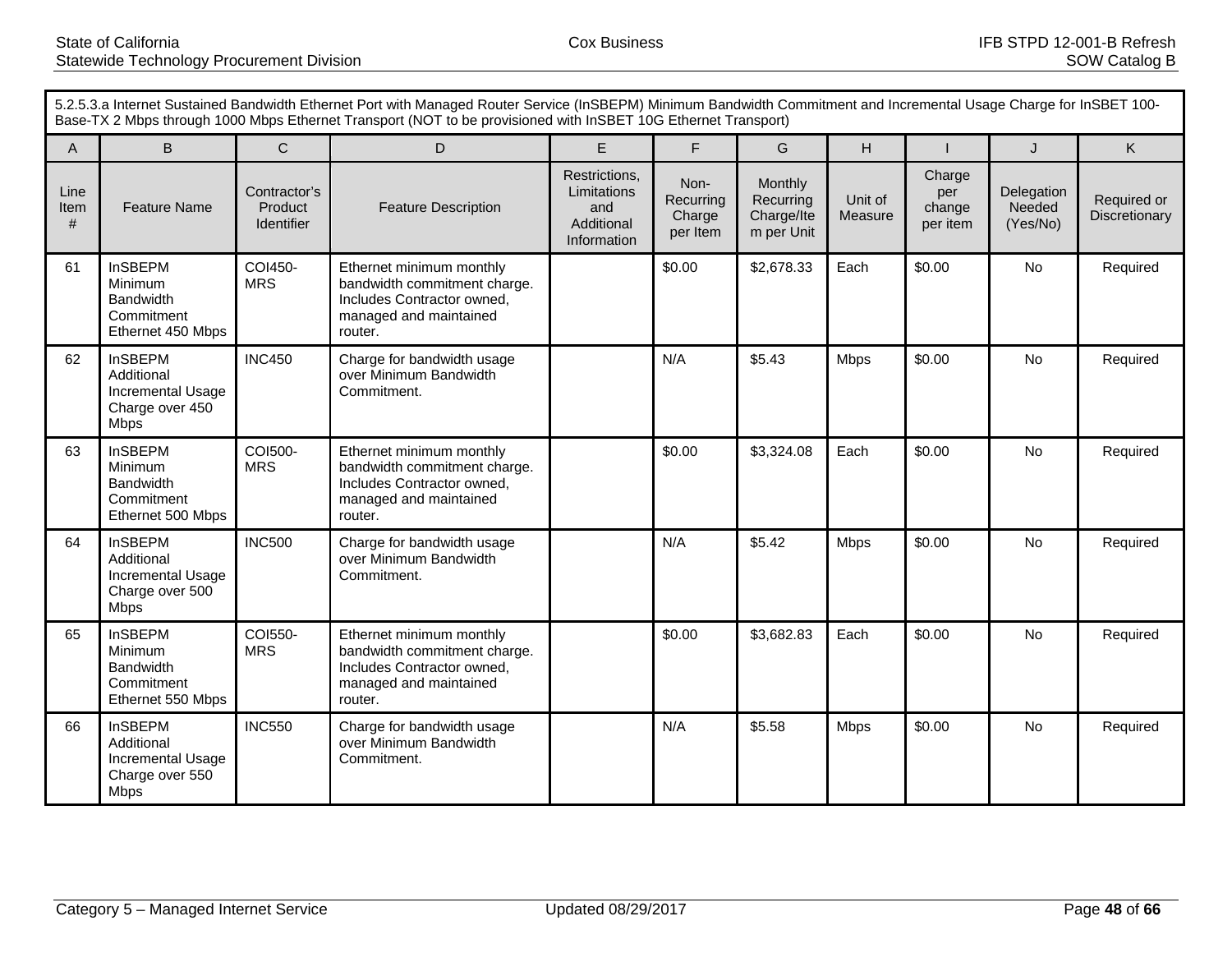| 5.2.5.3.a Internet Sustained Bandwidth Ethernet Port with Managed Router Service (InSBEPM) Minimum Bandwidth Commitment and Incremental Usage Charge for InSBET 100-Base-TX 2 Mbps through 1000 Mbps Ethernet Transport (NOT to be provisioned with InSBET 10G Ethernet Transport) | | | | | | | | | | |
|---|---|---|---|---|---|---|---|---|---|---|
| A | B | C | D | E | F | G | H | I | J | K |
| Line Item # | Feature Name | Contractor's Product Identifier | Feature Description | Restrictions, Limitations and Additional Information | Non-Recurring Charge per Item | Monthly Recurring Charge/Item per Unit | Unit of Measure | Charge per change per item | Delegation Needed (Yes/No) | Required or Discretionary |
| 61 | InSBEPM Minimum Bandwidth Commitment Ethernet 450 Mbps | COI450-MRS | Ethernet minimum monthly bandwidth commitment charge. Includes Contractor owned, managed and maintained router. | | $0.00 | $2,678.33 | Each | $0.00 | No | Required |
| 62 | InSBEPM Additional Incremental Usage Charge over 450 Mbps | INC450 | Charge for bandwidth usage over Minimum Bandwidth Commitment. | | N/A | $5.43 | Mbps | $0.00 | No | Required |
| 63 | InSBEPM Minimum Bandwidth Commitment Ethernet 500 Mbps | COI500-MRS | Ethernet minimum monthly bandwidth commitment charge. Includes Contractor owned, managed and maintained router. | | $0.00 | $3,324.08 | Each | $0.00 | No | Required |
| 64 | InSBEPM Additional Incremental Usage Charge over 500 Mbps | INC500 | Charge for bandwidth usage over Minimum Bandwidth Commitment. | | N/A | $5.42 | Mbps | $0.00 | No | Required |
| 65 | InSBEPM Minimum Bandwidth Commitment Ethernet 550 Mbps | COI550-MRS | Ethernet minimum monthly bandwidth commitment charge. Includes Contractor owned, managed and maintained router. | | $0.00 | $3,682.83 | Each | $0.00 | No | Required |
| 66 | InSBEPM Additional Incremental Usage Charge over 550 Mbps | INC550 | Charge for bandwidth usage over Minimum Bandwidth Commitment. | | N/A | $5.58 | Mbps | $0.00 | No | Required |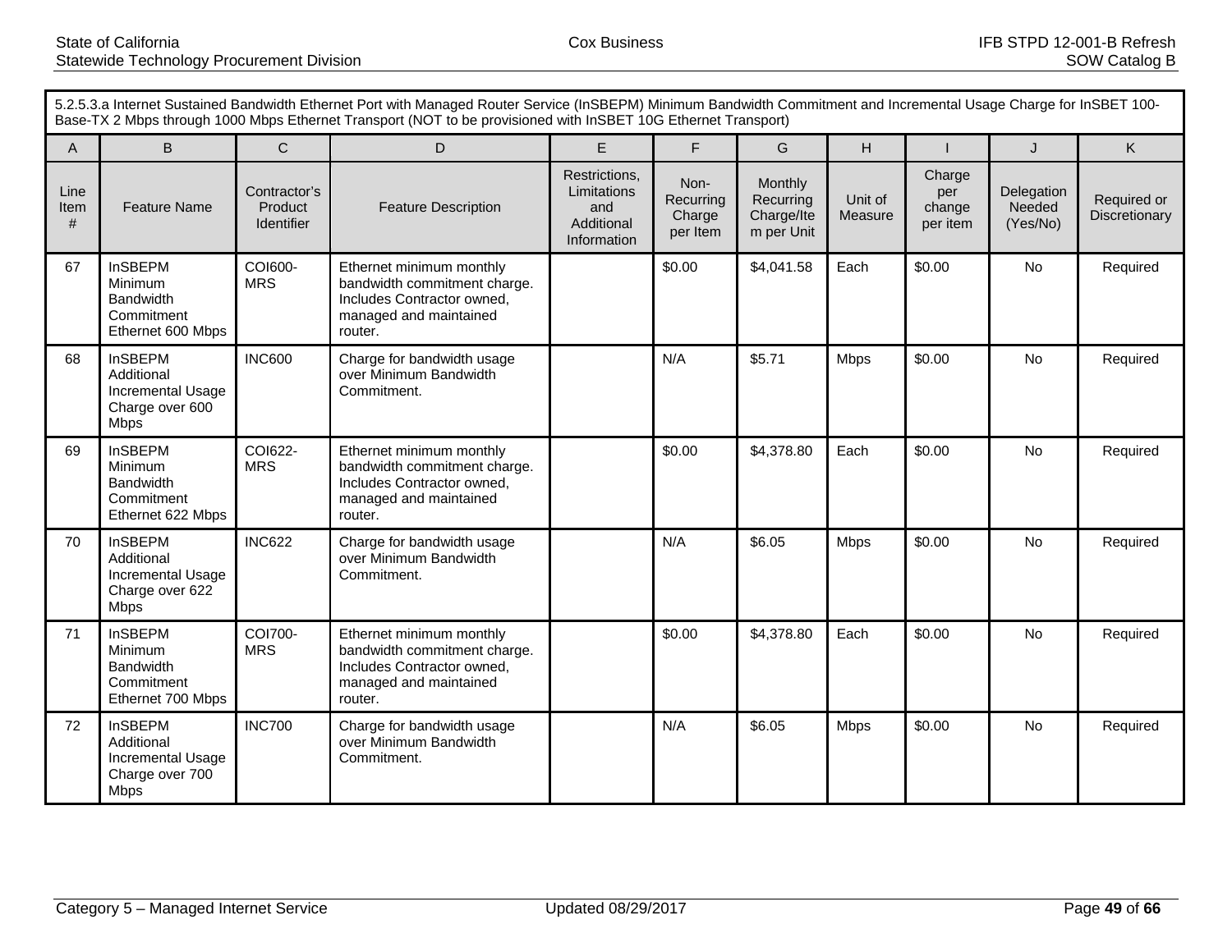| 5.2.5.3.a Internet Sustained Bandwidth Ethernet Port with Managed Router Service (InSBEPM) Minimum Bandwidth Commitment and Incremental Usage Charge for InSBET 100-Base-TX 2 Mbps through 1000 Mbps Ethernet Transport (NOT to be provisioned with InSBET 10G Ethernet Transport) | | | | | | | | | | |
|---|---|---|---|---|---|---|---|---|---|---|
| A | B | C | D | E | F | G | H | I | J | K |
| Line Item # | Feature Name | Contractor's Product Identifier | Feature Description | Restrictions, Limitations and Additional Information | Non-Recurring Charge per Item | Monthly Recurring Charge/Item per Unit | Unit of Measure | Charge per change per item | Delegation Needed (Yes/No) | Required or Discretionary |
| 67 | InSBEPM Minimum Bandwidth Commitment Ethernet 600 Mbps | COI600-MRS | Ethernet minimum monthly bandwidth commitment charge. Includes Contractor owned, managed and maintained router. | | $0.00 | $4,041.58 | Each | $0.00 | No | Required |
| 68 | InSBEPM Additional Incremental Usage Charge over 600 Mbps | INC600 | Charge for bandwidth usage over Minimum Bandwidth Commitment. | | N/A | $5.71 | Mbps | $0.00 | No | Required |
| 69 | InSBEPM Minimum Bandwidth Commitment Ethernet 622 Mbps | COI622-MRS | Ethernet minimum monthly bandwidth commitment charge. Includes Contractor owned, managed and maintained router. | | $0.00 | $4,378.80 | Each | $0.00 | No | Required |
| 70 | InSBEPM Additional Incremental Usage Charge over 622 Mbps | INC622 | Charge for bandwidth usage over Minimum Bandwidth Commitment. | | N/A | $6.05 | Mbps | $0.00 | No | Required |
| 71 | InSBEPM Minimum Bandwidth Commitment Ethernet 700 Mbps | COI700-MRS | Ethernet minimum monthly bandwidth commitment charge. Includes Contractor owned, managed and maintained router. | | $0.00 | $4,378.80 | Each | $0.00 | No | Required |
| 72 | InSBEPM Additional Incremental Usage Charge over 700 Mbps | INC700 | Charge for bandwidth usage over Minimum Bandwidth Commitment. | | N/A | $6.05 | Mbps | $0.00 | No | Required |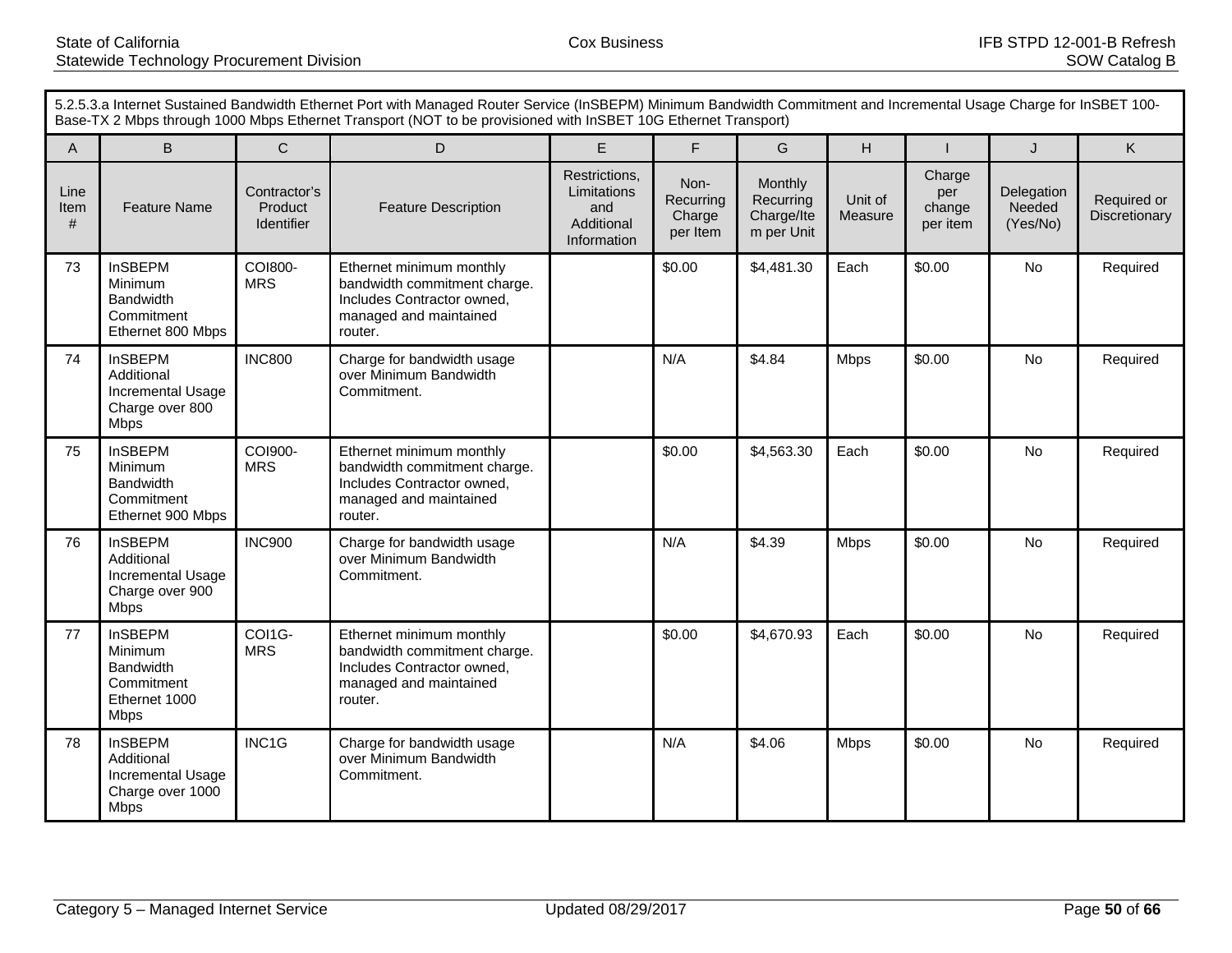| 5.2.5.3.a Internet Sustained Bandwidth Ethernet Port with Managed Router Service (InSBEPM) Minimum Bandwidth Commitment and Incremental Usage Charge for InSBET 100-Base-TX 2 Mbps through 1000 Mbps Ethernet Transport (NOT to be provisioned with InSBET 10G Ethernet Transport) | | | | | | | | | | |
|---|---|---|---|---|---|---|---|---|---|---|
| A | B | C | D | E | F | G | H | I | J | K |
| Line Item # | Feature Name | Contractor's Product Identifier | Feature Description | Restrictions, Limitations and Additional Information | Non-Recurring Charge per Item | Monthly Recurring Charge/Item per Unit | Unit of Measure | Charge per change per item | Delegation Needed (Yes/No) | Required or Discretionary |
| 73 | InSBEPM Minimum Bandwidth Commitment Ethernet 800 Mbps | COI800-MRS | Ethernet minimum monthly bandwidth commitment charge. Includes Contractor owned, managed and maintained router. | | $0.00 | $4,481.30 | Each | $0.00 | No | Required |
| 74 | InSBEPM Additional Incremental Usage Charge over 800 Mbps | INC800 | Charge for bandwidth usage over Minimum Bandwidth Commitment. | | N/A | $4.84 | Mbps | $0.00 | No | Required |
| 75 | InSBEPM Minimum Bandwidth Commitment Ethernet 900 Mbps | COI900-MRS | Ethernet minimum monthly bandwidth commitment charge. Includes Contractor owned, managed and maintained router. | | $0.00 | $4,563.30 | Each | $0.00 | No | Required |
| 76 | InSBEPM Additional Incremental Usage Charge over 900 Mbps | INC900 | Charge for bandwidth usage over Minimum Bandwidth Commitment. | | N/A | $4.39 | Mbps | $0.00 | No | Required |
| 77 | InSBEPM Minimum Bandwidth Commitment Ethernet 1000 Mbps | COI1G-MRS | Ethernet minimum monthly bandwidth commitment charge. Includes Contractor owned, managed and maintained router. | | $0.00 | $4,670.93 | Each | $0.00 | No | Required |
| 78 | InSBEPM Additional Incremental Usage Charge over 1000 Mbps | INC1G | Charge for bandwidth usage over Minimum Bandwidth Commitment. | | N/A | $4.06 | Mbps | $0.00 | No | Required |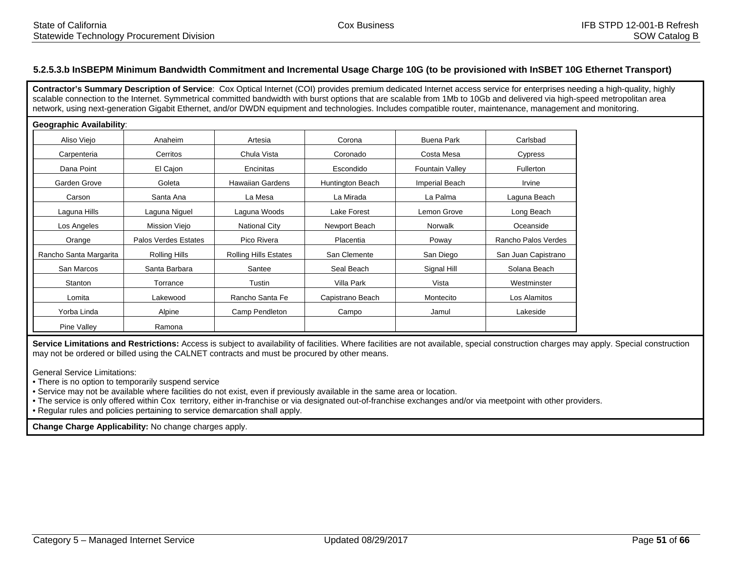### 5.2.5.3.b InSBEPM Minimum Bandwidth Commitment and Incremental Usage Charge 10G (to be provisioned with InSBET 10G Ethernet Transport)

**Contractor's Summary Description of Service**: Cox Optical Internet (COI) provides premium dedicated Internet access service for enterprises needing a high-quality, highly scalable connection to the Internet. Symmetrical committed bandwidth with burst options that are scalable from 1Mb to 10Gb and delivered via high-speed metropolitan area network, using next-generation Gigabit Ethernet, and/or DWDN equipment and technologies. Includes compatible router, maintenance, management and monitoring.

**Geographic Availability**:

| | | | | | |
|---|---|---|---|---|---|
| Aliso Viejo | Anaheim | Artesia | Corona | Buena Park | Carlsbad |
| Carpenteria | Cerritos | Chula Vista | Coronado | Costa Mesa | Cypress |
| Dana Point | El Cajon | Encinitas | Escondido | Fountain Valley | Fullerton |
| Garden Grove | Goleta | Hawaiian Gardens | Huntington Beach | Imperial Beach | Irvine |
| Carson | Santa Ana | La Mesa | La Mirada | La Palma | Laguna Beach |
| Laguna Hills | Laguna Niguel | Laguna Woods | Lake Forest | Lemon Grove | Long Beach |
| Los Angeles | Mission Viejo | National City | Newport Beach | Norwalk | Oceanside |
| Orange | Palos Verdes Estates | Pico Rivera | Placentia | Poway | Rancho Palos Verdes |
| Rancho Santa Margarita | Rolling Hills | Rolling Hills Estates | San Clemente | San Diego | San Juan Capistrano |
| San Marcos | Santa Barbara | Santee | Seal Beach | Signal Hill | Solana Beach |
| Stanton | Torrance | Tustin | Villa Park | Vista | Westminster |
| Lomita | Lakewood | Rancho Santa Fe | Capistrano Beach | Montecito | Los Alamitos |
| Yorba Linda | Alpine | Camp Pendleton | Campo | Jamul | Lakeside |
| Pine Valley | Ramona | | | | |

**Service Limitations and Restrictions:** Access is subject to availability of facilities. Where facilities are not available, special construction charges may apply. Special construction may not be ordered or billed using the CALNET contracts and must be procured by other means.

General Service Limitations:

- There is no option to temporarily suspend service
- Service may not be available where facilities do not exist, even if previously available in the same area or location.
- The service is only offered within Cox territory, either in-franchise or via designated out-of-franchise exchanges and/or via meetpoint with other providers.
- Regular rules and policies pertaining to service demarcation shall apply.

**Change Charge Applicability:** No change charges apply.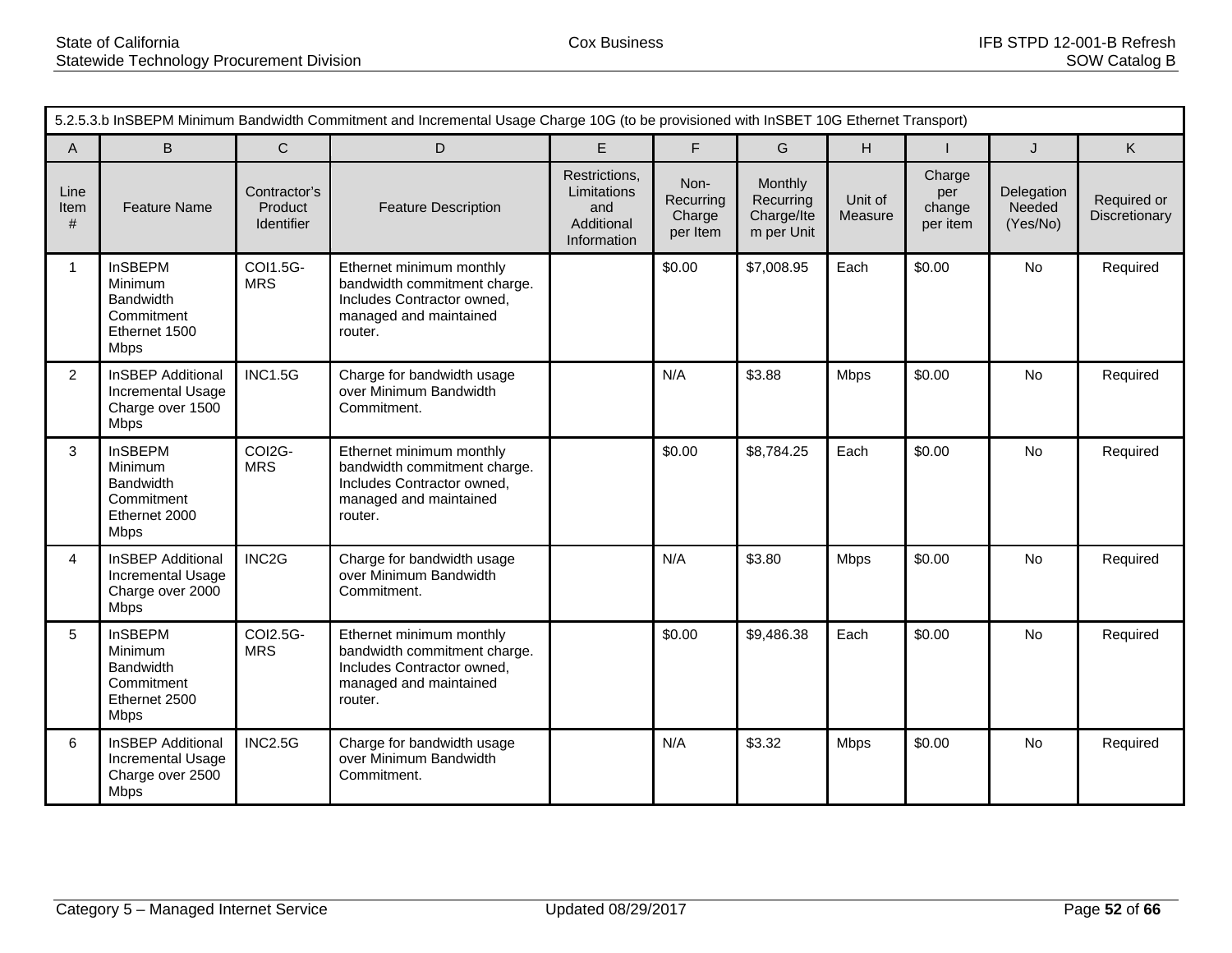| 5.2.5.3.b InSBEPM Minimum Bandwidth Commitment and Incremental Usage Charge 10G (to be provisioned with InSBET 10G Ethernet Transport) | | | | | | | | | | |
|---|---|---|---|---|---|---|---|---|---|---|
| A | B | C | D | E | F | G | H | I | J | K |
| Line Item # | Feature Name | Contractor's Product Identifier | Feature Description | Restrictions, Limitations and Additional Information | Non-Recurring Charge per Item | Monthly Recurring Charge/Item per Unit | Unit of Measure | Charge per change per item | Delegation Needed (Yes/No) | Required or Discretionary |
| 1 | InSBEPM Minimum Bandwidth Commitment Ethernet 1500 Mbps | COI1.5G-MRS | Ethernet minimum monthly bandwidth commitment charge. Includes Contractor owned, managed and maintained router. | | $0.00 | $7,008.95 | Each | $0.00 | No | Required |
| 2 | InSBEP Additional Incremental Usage Charge over 1500 Mbps | INC1.5G | Charge for bandwidth usage over Minimum Bandwidth Commitment. | | N/A | $3.88 | Mbps | $0.00 | No | Required |
| 3 | InSBEPM Minimum Bandwidth Commitment Ethernet 2000 Mbps | COI2G-MRS | Ethernet minimum monthly bandwidth commitment charge. Includes Contractor owned, managed and maintained router. | | $0.00 | $8,784.25 | Each | $0.00 | No | Required |
| 4 | InSBEP Additional Incremental Usage Charge over 2000 Mbps | INC2G | Charge for bandwidth usage over Minimum Bandwidth Commitment. | | N/A | $3.80 | Mbps | $0.00 | No | Required |
| 5 | InSBEPM Minimum Bandwidth Commitment Ethernet 2500 Mbps | COI2.5G-MRS | Ethernet minimum monthly bandwidth commitment charge. Includes Contractor owned, managed and maintained router. | | $0.00 | $9,486.38 | Each | $0.00 | No | Required |
| 6 | InSBEP Additional Incremental Usage Charge over 2500 Mbps | INC2.5G | Charge for bandwidth usage over Minimum Bandwidth Commitment. | | N/A | $3.32 | Mbps | $0.00 | No | Required |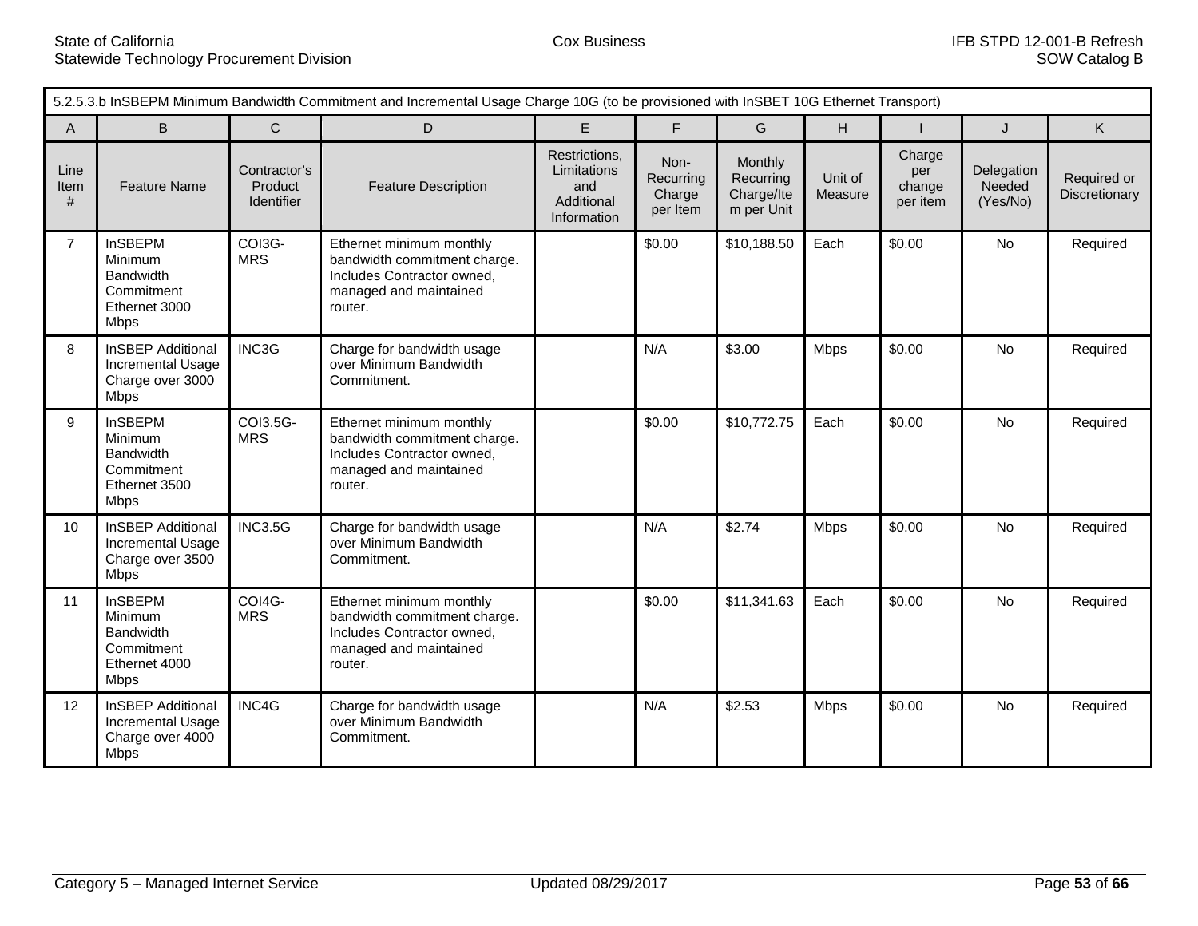5.2.5.3.b InSBEPM Minimum Bandwidth Commitment and Incremental Usage Charge 10G (to be provisioned with InSBET 10G Ethernet Transport)

| A | B | C | D | E | F | G | H | I | J | K |
|---|---|---|---|---|---|---|---|---|---|---|
| Line Item # | Feature Name | Contractor's Product Identifier | Feature Description | Restrictions, Limitations and Additional Information | Non-Recurring Charge per Item | Monthly Recurring Charge/Item per Unit | Unit of Measure | Charge per change per item | Delegation Needed (Yes/No) | Required or Discretionary |
| 7 | InSBEPM Minimum Bandwidth Commitment Ethernet 3000 Mbps | COI3G-MRS | Ethernet minimum monthly bandwidth commitment charge. Includes Contractor owned, managed and maintained router. | | $0.00 | $10,188.50 | Each | $0.00 | No | Required |
| 8 | InSBEP Additional Incremental Usage Charge over 3000 Mbps | INC3G | Charge for bandwidth usage over Minimum Bandwidth Commitment. | | N/A | $3.00 | Mbps | $0.00 | No | Required |
| 9 | InSBEPM Minimum Bandwidth Commitment Ethernet 3500 Mbps | COI3.5G-MRS | Ethernet minimum monthly bandwidth commitment charge. Includes Contractor owned, managed and maintained router. | | $0.00 | $10,772.75 | Each | $0.00 | No | Required |
| 10 | InSBEP Additional Incremental Usage Charge over 3500 Mbps | INC3.5G | Charge for bandwidth usage over Minimum Bandwidth Commitment. | | N/A | $2.74 | Mbps | $0.00 | No | Required |
| 11 | InSBEPM Minimum Bandwidth Commitment Ethernet 4000 Mbps | COI4G-MRS | Ethernet minimum monthly bandwidth commitment charge. Includes Contractor owned, managed and maintained router. | | $0.00 | $11,341.63 | Each | $0.00 | No | Required |
| 12 | InSBEP Additional Incremental Usage Charge over 4000 Mbps | INC4G | Charge for bandwidth usage over Minimum Bandwidth Commitment. | | N/A | $2.53 | Mbps | $0.00 | No | Required |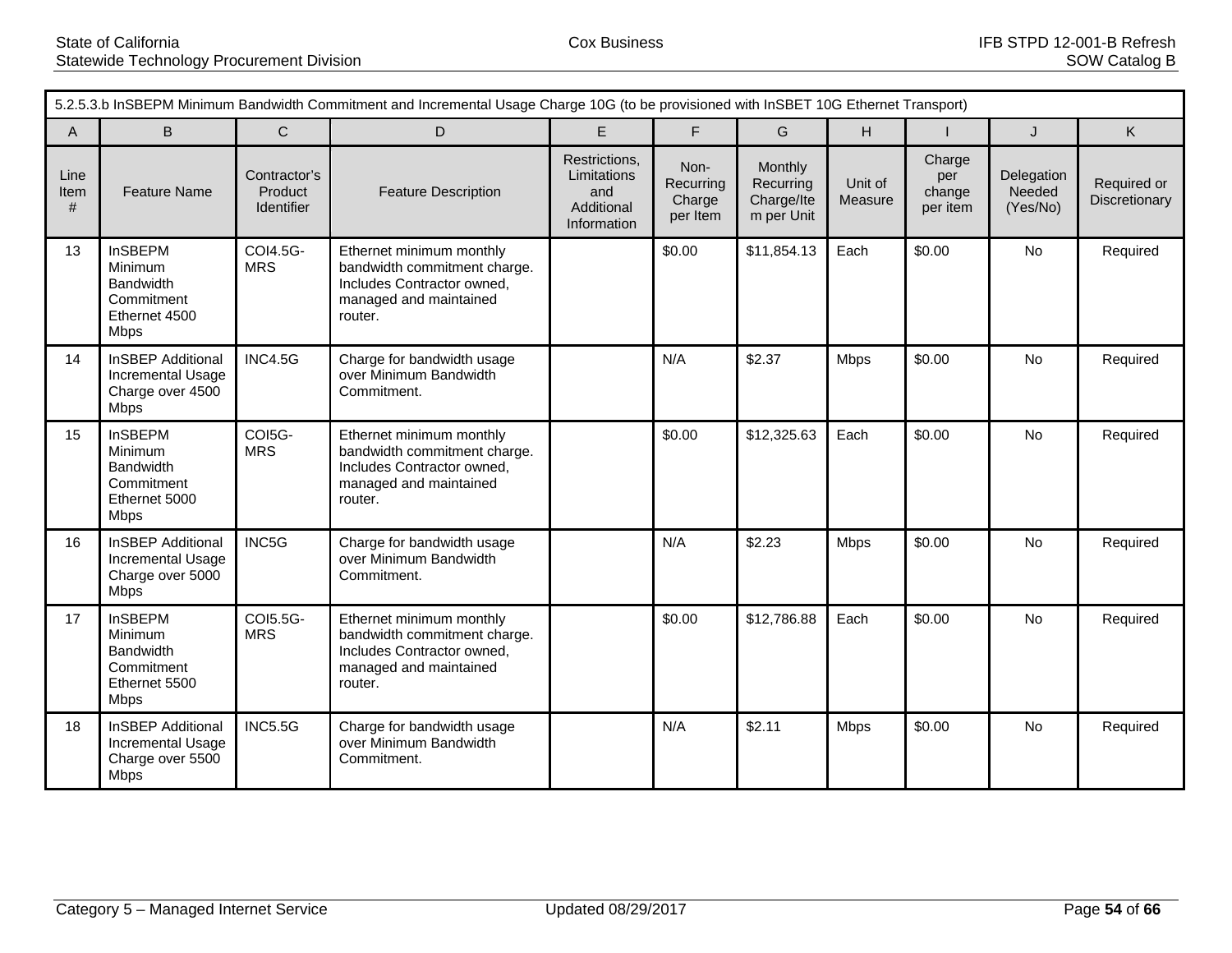| 5.2.5.3.b InSBEPM Minimum Bandwidth Commitment and Incremental Usage Charge 10G (to be provisioned with InSBET 10G Ethernet Transport) | | | | | | | | | | |
|---|---|---|---|---|---|---|---|---|---|---|
| A | B | C | D | E | F | G | H | I | J | K |
| Line Item # | Feature Name | Contractor's Product Identifier | Feature Description | Restrictions, Limitations and Additional Information | Non-Recurring Charge per Item | Monthly Recurring Charge/Item per Unit | Unit of Measure | Charge per change per item | Delegation Needed (Yes/No) | Required or Discretionary |
| 13 | InSBEPM Minimum Bandwidth Commitment Ethernet 4500 Mbps | COI4.5G-MRS | Ethernet minimum monthly bandwidth commitment charge. Includes Contractor owned, managed and maintained router. | | $0.00 | $11,854.13 | Each | $0.00 | No | Required |
| 14 | InSBEP Additional Incremental Usage Charge over 4500 Mbps | INC4.5G | Charge for bandwidth usage over Minimum Bandwidth Commitment. | | N/A | $2.37 | Mbps | $0.00 | No | Required |
| 15 | InSBEPM Minimum Bandwidth Commitment Ethernet 5000 Mbps | COI5G-MRS | Ethernet minimum monthly bandwidth commitment charge. Includes Contractor owned, managed and maintained router. | | $0.00 | $12,325.63 | Each | $0.00 | No | Required |
| 16 | InSBEP Additional Incremental Usage Charge over 5000 Mbps | INC5G | Charge for bandwidth usage over Minimum Bandwidth Commitment. | | N/A | $2.23 | Mbps | $0.00 | No | Required |
| 17 | InSBEPM Minimum Bandwidth Commitment Ethernet 5500 Mbps | COI5.5G-MRS | Ethernet minimum monthly bandwidth commitment charge. Includes Contractor owned, managed and maintained router. | | $0.00 | $12,786.88 | Each | $0.00 | No | Required |
| 18 | InSBEP Additional Incremental Usage Charge over 5500 Mbps | INC5.5G | Charge for bandwidth usage over Minimum Bandwidth Commitment. | | N/A | $2.11 | Mbps | $0.00 | No | Required |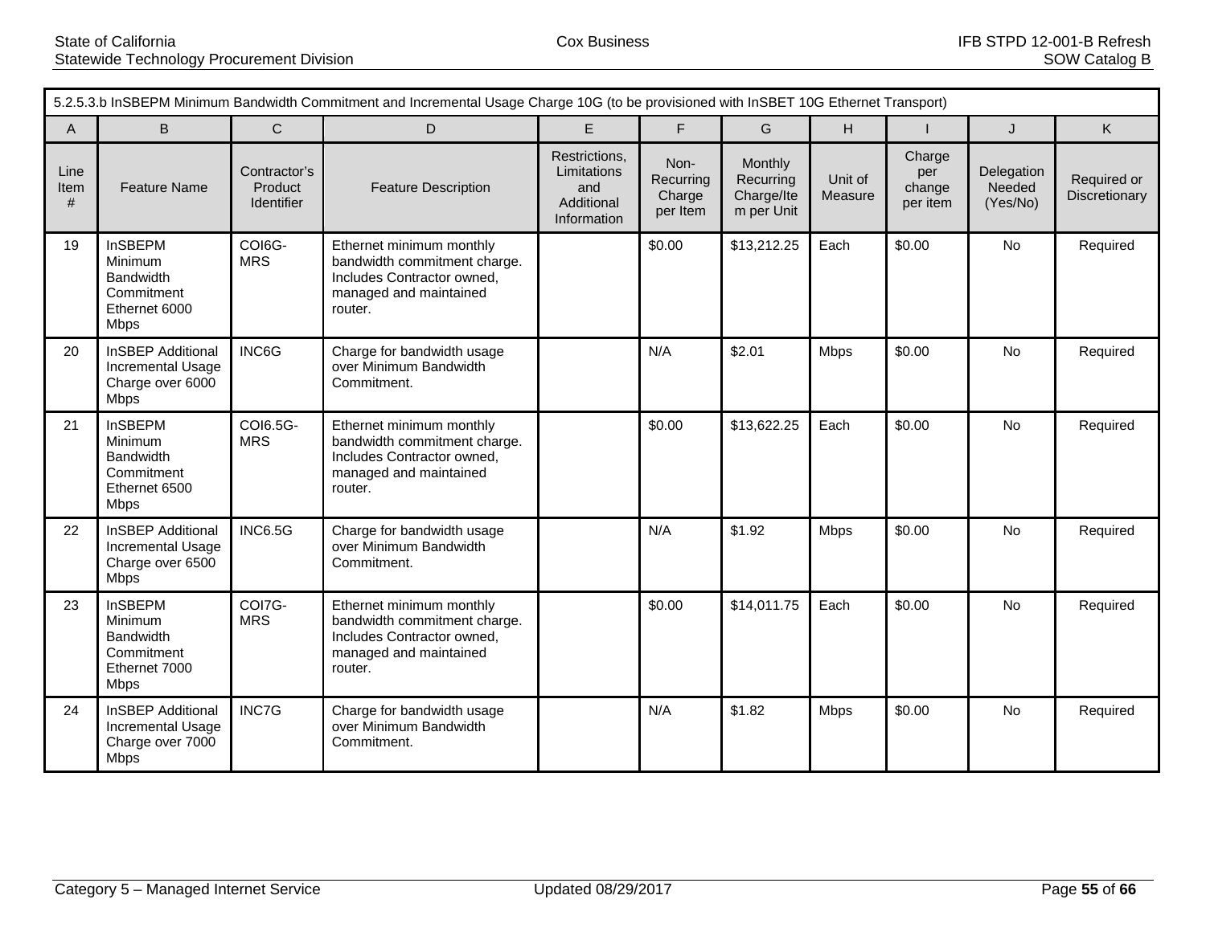| 5.2.5.3.b InSBEPM Minimum Bandwidth Commitment and Incremental Usage Charge 10G (to be provisioned with InSBET 10G Ethernet Transport) | | | | | | | | | | |
|---|---|---|---|---|---|---|---|---|---|---|
| A | B | C | D | E | F | G | H | I | J | K |
| Line Item # | Feature Name | Contractor's Product Identifier | Feature Description | Restrictions, Limitations and Additional Information | Non-Recurring Charge per Item | Monthly Recurring Charge/Item per Unit | Unit of Measure | Charge per change per item | Delegation Needed (Yes/No) | Required or Discretionary |
| 19 | InSBEPM Minimum Bandwidth Commitment Ethernet 6000 Mbps | COI6G-MRS | Ethernet minimum monthly bandwidth commitment charge. Includes Contractor owned, managed and maintained router. | | $0.00 | $13,212.25 | Each | $0.00 | No | Required |
| 20 | InSBEP Additional Incremental Usage Charge over 6000 Mbps | INC6G | Charge for bandwidth usage over Minimum Bandwidth Commitment. | | N/A | $2.01 | Mbps | $0.00 | No | Required |
| 21 | InSBEPM Minimum Bandwidth Commitment Ethernet 6500 Mbps | COI6.5G-MRS | Ethernet minimum monthly bandwidth commitment charge. Includes Contractor owned, managed and maintained router. | | $0.00 | $13,622.25 | Each | $0.00 | No | Required |
| 22 | InSBEP Additional Incremental Usage Charge over 6500 Mbps | INC6.5G | Charge for bandwidth usage over Minimum Bandwidth Commitment. | | N/A | $1.92 | Mbps | $0.00 | No | Required |
| 23 | InSBEPM Minimum Bandwidth Commitment Ethernet 7000 Mbps | COI7G-MRS | Ethernet minimum monthly bandwidth commitment charge. Includes Contractor owned, managed and maintained router. | | $0.00 | $14,011.75 | Each | $0.00 | No | Required |
| 24 | InSBEP Additional Incremental Usage Charge over 7000 Mbps | INC7G | Charge for bandwidth usage over Minimum Bandwidth Commitment. | | N/A | $1.82 | Mbps | $0.00 | No | Required |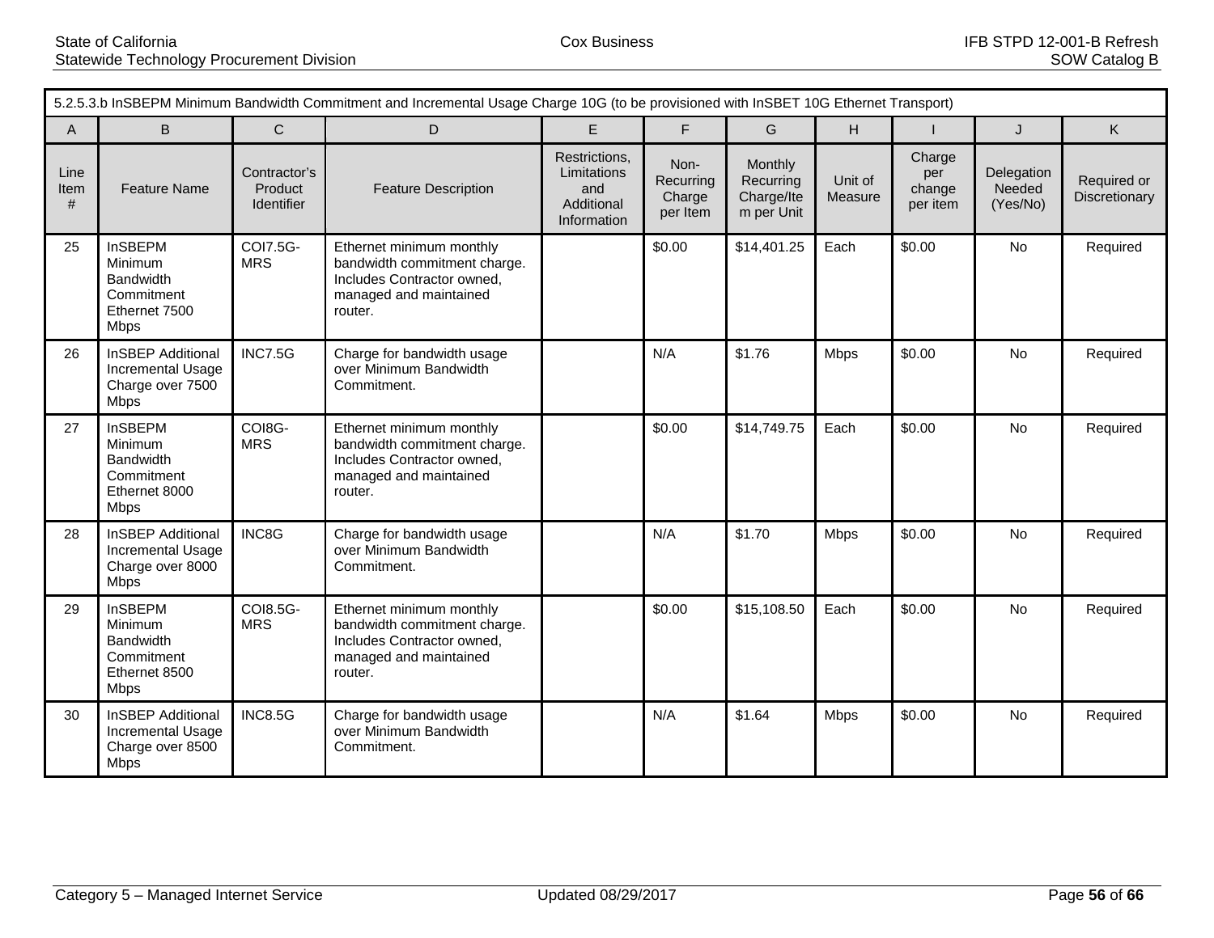| 5.2.5.3.b InSBEPM Minimum Bandwidth Commitment and Incremental Usage Charge 10G (to be provisioned with InSBET 10G Ethernet Transport) | | | | | | | | | | |
|---|---|---|---|---|---|---|---|---|---|---|
| A | B | C | D | E | F | G | H | I | J | K |
| Line Item # | Feature Name | Contractor's Product Identifier | Feature Description | Restrictions, Limitations and Additional Information | Non-Recurring Charge per Item | Monthly Recurring Charge/Item per Unit | Unit of Measure | Charge per change per item | Delegation Needed (Yes/No) | Required or Discretionary |
| 25 | InSBEPM Minimum Bandwidth Commitment Ethernet 7500 Mbps | COI7.5G-MRS | Ethernet minimum monthly bandwidth commitment charge. Includes Contractor owned, managed and maintained router. | | $0.00 | $14,401.25 | Each | $0.00 | No | Required |
| 26 | InSBEP Additional Incremental Usage Charge over 7500 Mbps | INC7.5G | Charge for bandwidth usage over Minimum Bandwidth Commitment. | | N/A | $1.76 | Mbps | $0.00 | No | Required |
| 27 | InSBEPM Minimum Bandwidth Commitment Ethernet 8000 Mbps | COI8G-MRS | Ethernet minimum monthly bandwidth commitment charge. Includes Contractor owned, managed and maintained router. | | $0.00 | $14,749.75 | Each | $0.00 | No | Required |
| 28 | InSBEP Additional Incremental Usage Charge over 8000 Mbps | INC8G | Charge for bandwidth usage over Minimum Bandwidth Commitment. | | N/A | $1.70 | Mbps | $0.00 | No | Required |
| 29 | InSBEPM Minimum Bandwidth Commitment Ethernet 8500 Mbps | COI8.5G-MRS | Ethernet minimum monthly bandwidth commitment charge. Includes Contractor owned, managed and maintained router. | | $0.00 | $15,108.50 | Each | $0.00 | No | Required |
| 30 | InSBEP Additional Incremental Usage Charge over 8500 Mbps | INC8.5G | Charge for bandwidth usage over Minimum Bandwidth Commitment. | | N/A | $1.64 | Mbps | $0.00 | No | Required |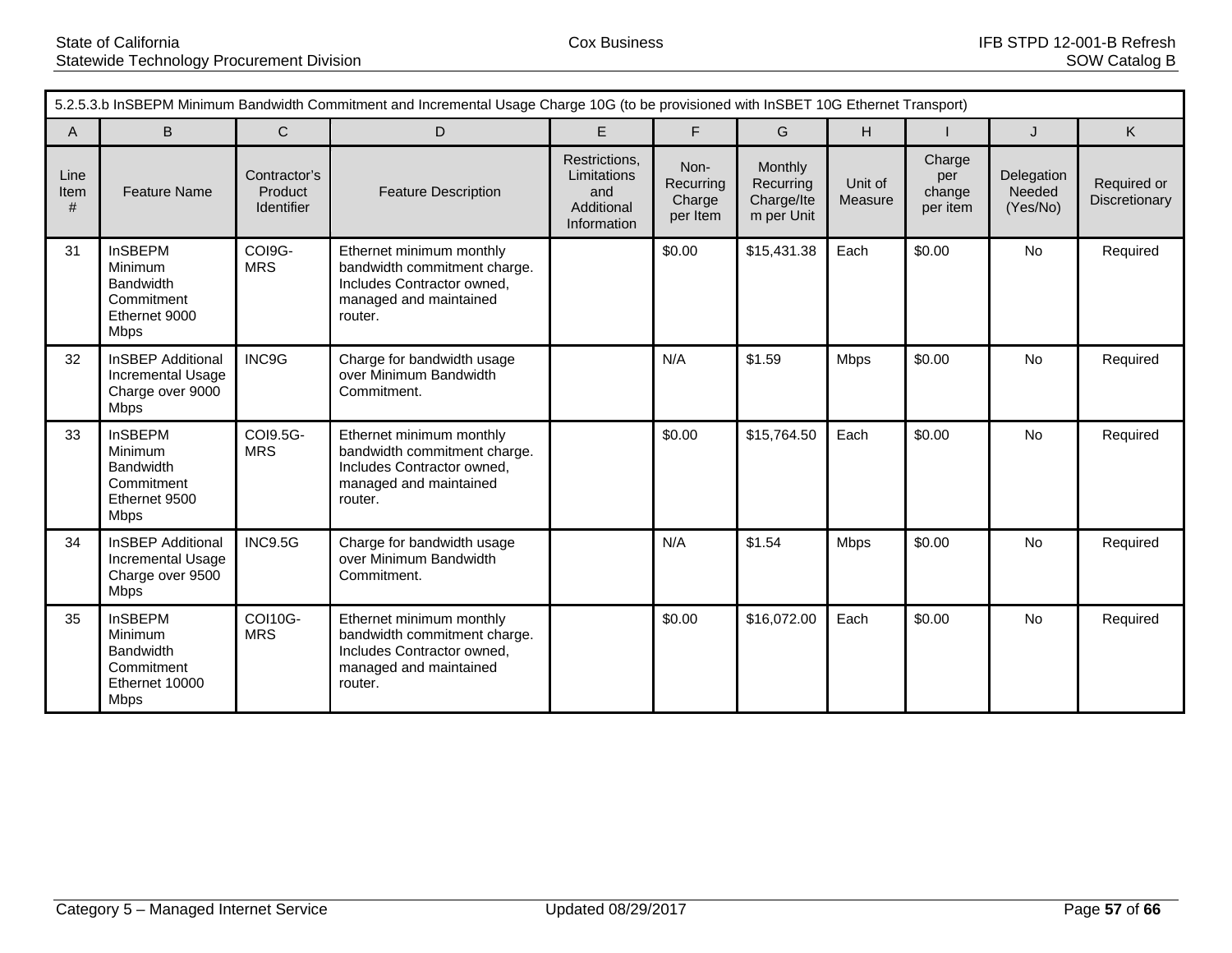| 5.2.5.3.b InSBEPM Minimum Bandwidth Commitment and Incremental Usage Charge 10G (to be provisioned with InSBET 10G Ethernet Transport) | | | | | | | | | | |
|---|---|---|---|---|---|---|---|---|---|---|
| A | B | C | D | E | F | G | H | I | J | K |
| Line Item # | Feature Name | Contractor's Product Identifier | Feature Description | Restrictions, Limitations and Additional Information | Non-Recurring Charge per Item | Monthly Recurring Charge/Item per Unit | Unit of Measure | Charge per change per item | Delegation Needed (Yes/No) | Required or Discretionary |
| 31 | InSBEPM Minimum Bandwidth Commitment Ethernet 9000 Mbps | COI9G-MRS | Ethernet minimum monthly bandwidth commitment charge. Includes Contractor owned, managed and maintained router. | | $0.00 | $15,431.38 | Each | $0.00 | No | Required |
| 32 | InSBEP Additional Incremental Usage Charge over 9000 Mbps | INC9G | Charge for bandwidth usage over Minimum Bandwidth Commitment. | | N/A | $1.59 | Mbps | $0.00 | No | Required |
| 33 | InSBEPM Minimum Bandwidth Commitment Ethernet 9500 Mbps | COI9.5G-MRS | Ethernet minimum monthly bandwidth commitment charge. Includes Contractor owned, managed and maintained router. | | $0.00 | $15,764.50 | Each | $0.00 | No | Required |
| 34 | InSBEP Additional Incremental Usage Charge over 9500 Mbps | INC9.5G | Charge for bandwidth usage over Minimum Bandwidth Commitment. | | N/A | $1.54 | Mbps | $0.00 | No | Required |
| 35 | InSBEPM Minimum Bandwidth Commitment Ethernet 10000 Mbps | COI10G-MRS | Ethernet minimum monthly bandwidth commitment charge. Includes Contractor owned, managed and maintained router. | | $0.00 | $16,072.00 | Each | $0.00 | No | Required |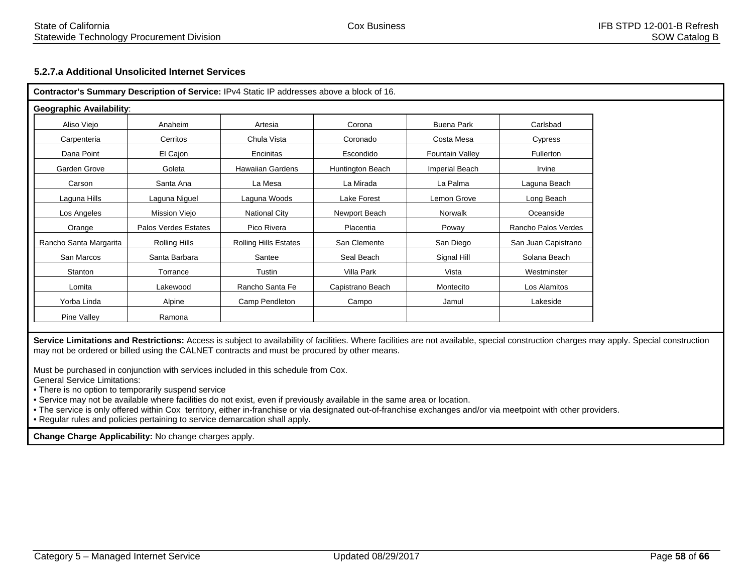### 5.2.7.a Additional Unsolicited Internet Services

**Contractor's Summary Description of Service:** IPv4 Static IP addresses above a block of 16.

**Geographic Availability**:

| | | | | | |
|---|---|---|---|---|---|
| Aliso Viejo | Anaheim | Artesia | Corona | Buena Park | Carlsbad |
| Carpenteria | Cerritos | Chula Vista | Coronado | Costa Mesa | Cypress |
| Dana Point | El Cajon | Encinitas | Escondido | Fountain Valley | Fullerton |
| Garden Grove | Goleta | Hawaiian Gardens | Huntington Beach | Imperial Beach | Irvine |
| Carson | Santa Ana | La Mesa | La Mirada | La Palma | Laguna Beach |
| Laguna Hills | Laguna Niguel | Laguna Woods | Lake Forest | Lemon Grove | Long Beach |
| Los Angeles | Mission Viejo | National City | Newport Beach | Norwalk | Oceanside |
| Orange | Palos Verdes Estates | Pico Rivera | Placentia | Poway | Rancho Palos Verdes |
| Rancho Santa Margarita | Rolling Hills | Rolling Hills Estates | San Clemente | San Diego | San Juan Capistrano |
| San Marcos | Santa Barbara | Santee | Seal Beach | Signal Hill | Solana Beach |
| Stanton | Torrance | Tustin | Villa Park | Vista | Westminster |
| Lomita | Lakewood | Rancho Santa Fe | Capistrano Beach | Montecito | Los Alamitos |
| Yorba Linda | Alpine | Camp Pendleton | Campo | Jamul | Lakeside |
| Pine Valley | Ramona | | | | |

**Service Limitations and Restrictions:** Access is subject to availability of facilities. Where facilities are not available, special construction charges may apply. Special construction may not be ordered or billed using the CALNET contracts and must be procured by other means.

Must be purchased in conjunction with services included in this schedule from Cox.
General Service Limitations:

- There is no option to temporarily suspend service
- Service may not be available where facilities do not exist, even if previously available in the same area or location.
- The service is only offered within Cox territory, either in-franchise or via designated out-of-franchise exchanges and/or via meetpoint with other providers.
- Regular rules and policies pertaining to service demarcation shall apply.

**Change Charge Applicability:** No change charges apply.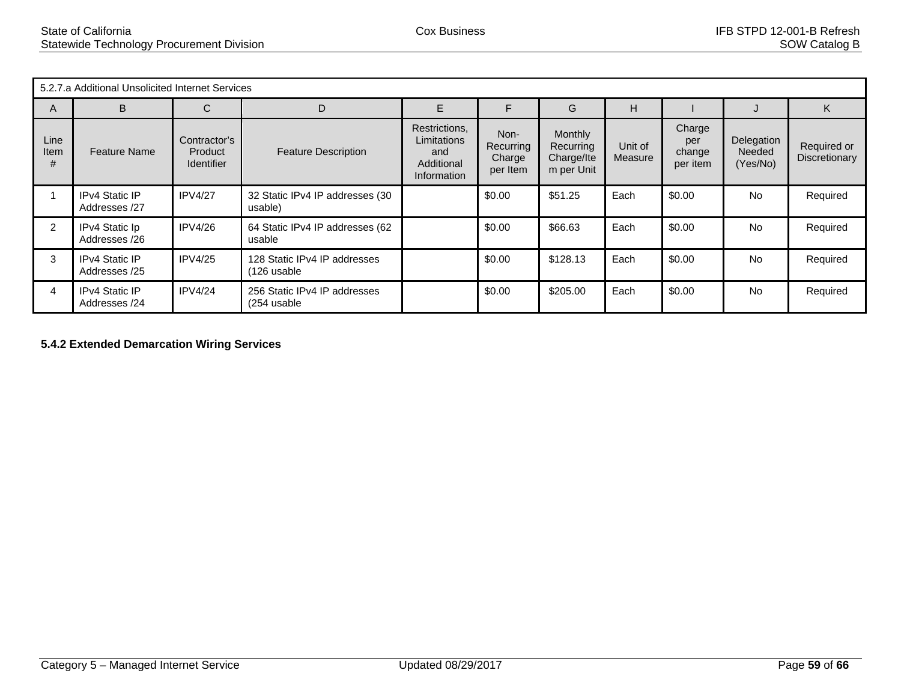| 5.2.7.a Additional Unsolicited Internet Services | | | | | | | | | | |
|---|---|---|---|---|---|---|---|---|---|---|
| A | B | C | D | E | F | G | H | I | J | K |
| Line Item # | Feature Name | Contractor's Product Identifier | Feature Description | Restrictions, Limitations and Additional Information | Non-Recurring Charge per Item | Monthly Recurring Charge/Item per Unit | Unit of Measure | Charge per change per item | Delegation Needed (Yes/No) | Required or Discretionary |
| 1 | IPv4 Static IP Addresses /27 | IPV4/27 | 32 Static IPv4 IP addresses (30 usable) | | $0.00 | $51.25 | Each | $0.00 | No | Required |
| 2 | IPv4 Static Ip Addresses /26 | IPV4/26 | 64 Static IPv4 IP addresses (62 usable | | $0.00 | $66.63 | Each | $0.00 | No | Required |
| 3 | IPv4 Static IP Addresses /25 | IPV4/25 | 128 Static IPv4 IP addresses (126 usable | | $0.00 | $128.13 | Each | $0.00 | No | Required |
| 4 | IPv4 Static IP Addresses /24 | IPV4/24 | 256 Static IPv4 IP addresses (254 usable | | $0.00 | $205.00 | Each | $0.00 | No | Required |

**5.4.2 Extended Demarcation Wiring Services**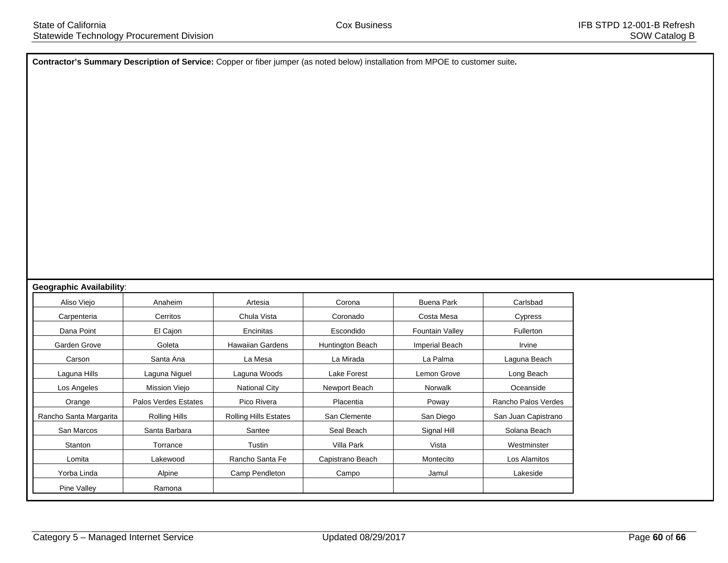**Contractor's Summary Description of Service:** Copper or fiber jumper (as noted below) installation from MPOE to customer suite**.**

**Geographic Availability**:

| | | | | | |
|---|---|---|---|---|---|
| Aliso Viejo | Anaheim | Artesia | Corona | Buena Park | Carlsbad |
| Carpenteria | Cerritos | Chula Vista | Coronado | Costa Mesa | Cypress |
| Dana Point | El Cajon | Encinitas | Escondido | Fountain Valley | Fullerton |
| Garden Grove | Goleta | Hawaiian Gardens | Huntington Beach | Imperial Beach | Irvine |
| Carson | Santa Ana | La Mesa | La Mirada | La Palma | Laguna Beach |
| Laguna Hills | Laguna Niguel | Laguna Woods | Lake Forest | Lemon Grove | Long Beach |
| Los Angeles | Mission Viejo | National City | Newport Beach | Norwalk | Oceanside |
| Orange | Palos Verdes Estates | Pico Rivera | Placentia | Poway | Rancho Palos Verdes |
| Rancho Santa Margarita | Rolling Hills | Rolling Hills Estates | San Clemente | San Diego | San Juan Capistrano |
| San Marcos | Santa Barbara | Santee | Seal Beach | Signal Hill | Solana Beach |
| Stanton | Torrance | Tustin | Villa Park | Vista | Westminster |
| Lomita | Lakewood | Rancho Santa Fe | Capistrano Beach | Montecito | Los Alamitos |
| Yorba Linda | Alpine | Camp Pendleton | Campo | Jamul | Lakeside |
| Pine Valley | Ramona | | | | |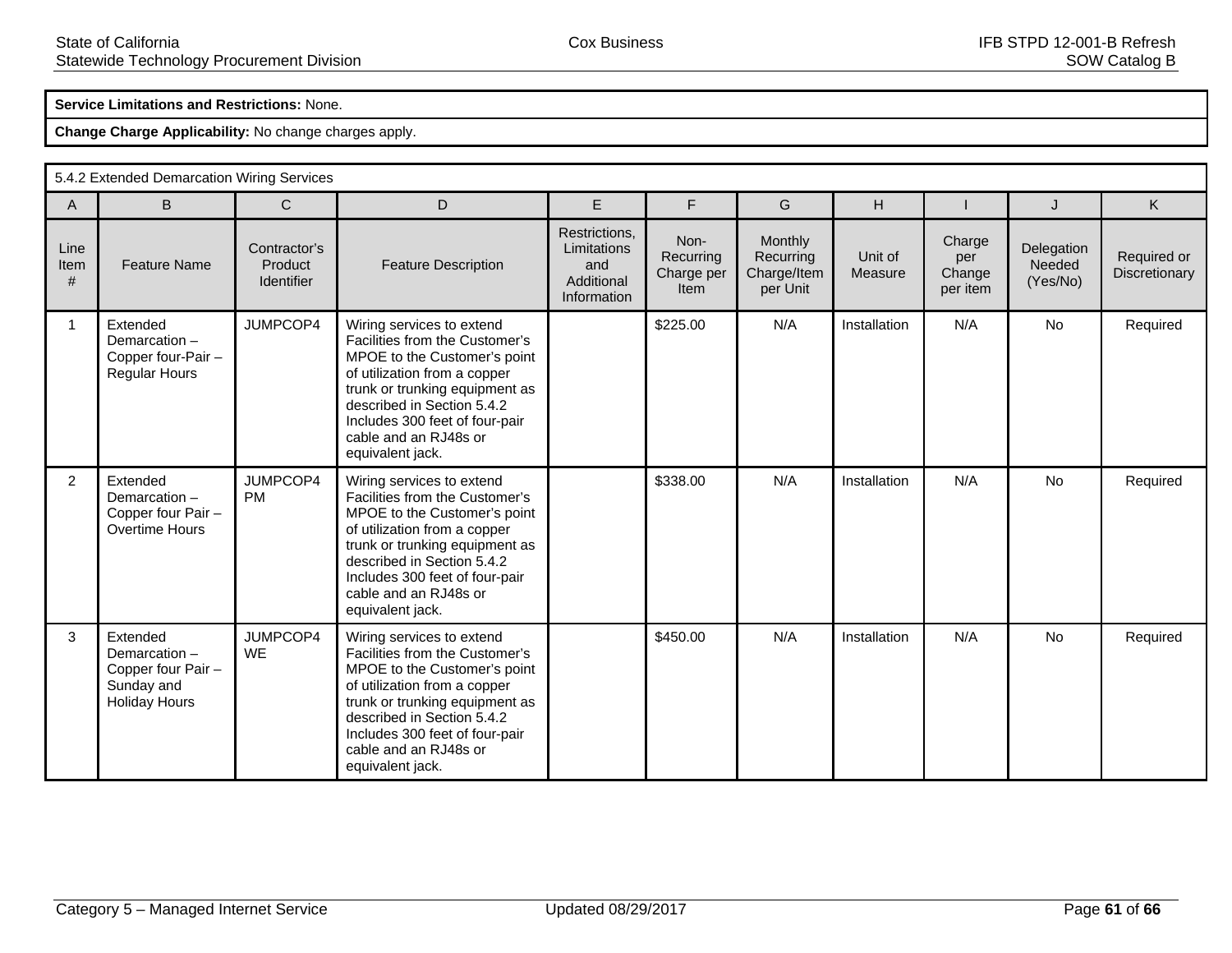**Service Limitations and Restrictions:** None.

**Change Charge Applicability:** No change charges apply.

| 5.4.2 Extended Demarcation Wiring Services | | | | | | | | | | |
|---|---|---|---|---|---|---|---|---|---|---|
| A | B | C | D | E | F | G | H | I | J | K |
| Line Item # | Feature Name | Contractor's Product Identifier | Feature Description | Restrictions, Limitations and Additional Information | Non-Recurring Charge per Item | Monthly Recurring Charge/Item per Unit | Unit of Measure | Charge per Change per item | Delegation Needed (Yes/No) | Required or Discretionary |
| 1 | Extended Demarcation – Copper four-Pair – Regular Hours | JUMPCOP4 | Wiring services to extend Facilities from the Customer's MPOE to the Customer's point of utilization from a copper trunk or trunking equipment as described in Section 5.4.2 Includes 300 feet of four-pair cable and an RJ48s or equivalent jack. | | $225.00 | N/A | Installation | N/A | No | Required |
| 2 | Extended Demarcation – Copper four Pair – Overtime Hours | JUMPCOP4 PM | Wiring services to extend Facilities from the Customer's MPOE to the Customer's point of utilization from a copper trunk or trunking equipment as described in Section 5.4.2 Includes 300 feet of four-pair cable and an RJ48s or equivalent jack. | | $338.00 | N/A | Installation | N/A | No | Required |
| 3 | Extended Demarcation – Copper four Pair – Sunday and Holiday Hours | JUMPCOP4 WE | Wiring services to extend Facilities from the Customer's MPOE to the Customer's point of utilization from a copper trunk or trunking equipment as described in Section 5.4.2 Includes 300 feet of four-pair cable and an RJ48s or equivalent jack. | | $450.00 | N/A | Installation | N/A | No | Required |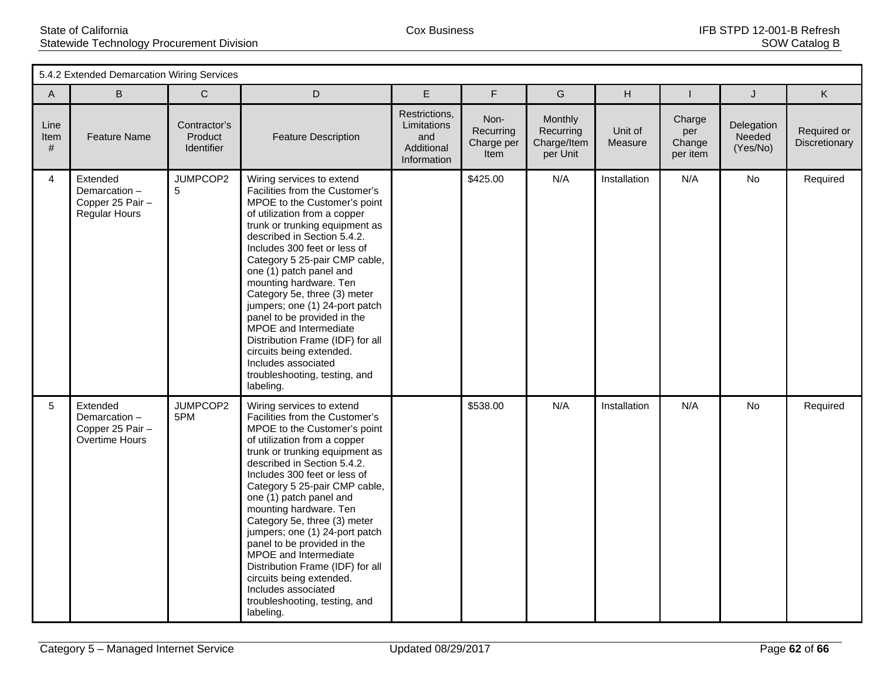| 5.4.2 Extended Demarcation Wiring Services | | | | | | | | | | |
|---|---|---|---|---|---|---|---|---|---|---|
| A | B | C | D | E | F | G | H | I | J | K |
| Line Item # | Feature Name | Contractor's Product Identifier | Feature Description | Restrictions, Limitations and Additional Information | Non-Recurring Charge per Item | Monthly Recurring Charge/Item per Unit | Unit of Measure | Charge per Change per item | Delegation Needed (Yes/No) | Required or Discretionary |
| 4 | Extended Demarcation – Copper 25 Pair – Regular Hours | JUMPCOP25 | Wiring services to extend Facilities from the Customer's MPOE to the Customer's point of utilization from a copper trunk or trunking equipment as described in Section 5.4.2. Includes 300 feet or less of Category 5 25-pair CMP cable, one (1) patch panel and mounting hardware. Ten Category 5e, three (3) meter jumpers; one (1) 24-port patch panel to be provided in the MPOE and Intermediate Distribution Frame (IDF) for all circuits being extended. Includes associated troubleshooting, testing, and labeling. | | $425.00 | N/A | Installation | N/A | No | Required |
| 5 | Extended Demarcation – Copper 25 Pair – Overtime Hours | JUMPCOP25PM | Wiring services to extend Facilities from the Customer's MPOE to the Customer's point of utilization from a copper trunk or trunking equipment as described in Section 5.4.2. Includes 300 feet or less of Category 5 25-pair CMP cable, one (1) patch panel and mounting hardware. Ten Category 5e, three (3) meter jumpers; one (1) 24-port patch panel to be provided in the MPOE and Intermediate Distribution Frame (IDF) for all circuits being extended. Includes associated troubleshooting, testing, and labeling. | | $538.00 | N/A | Installation | N/A | No | Required |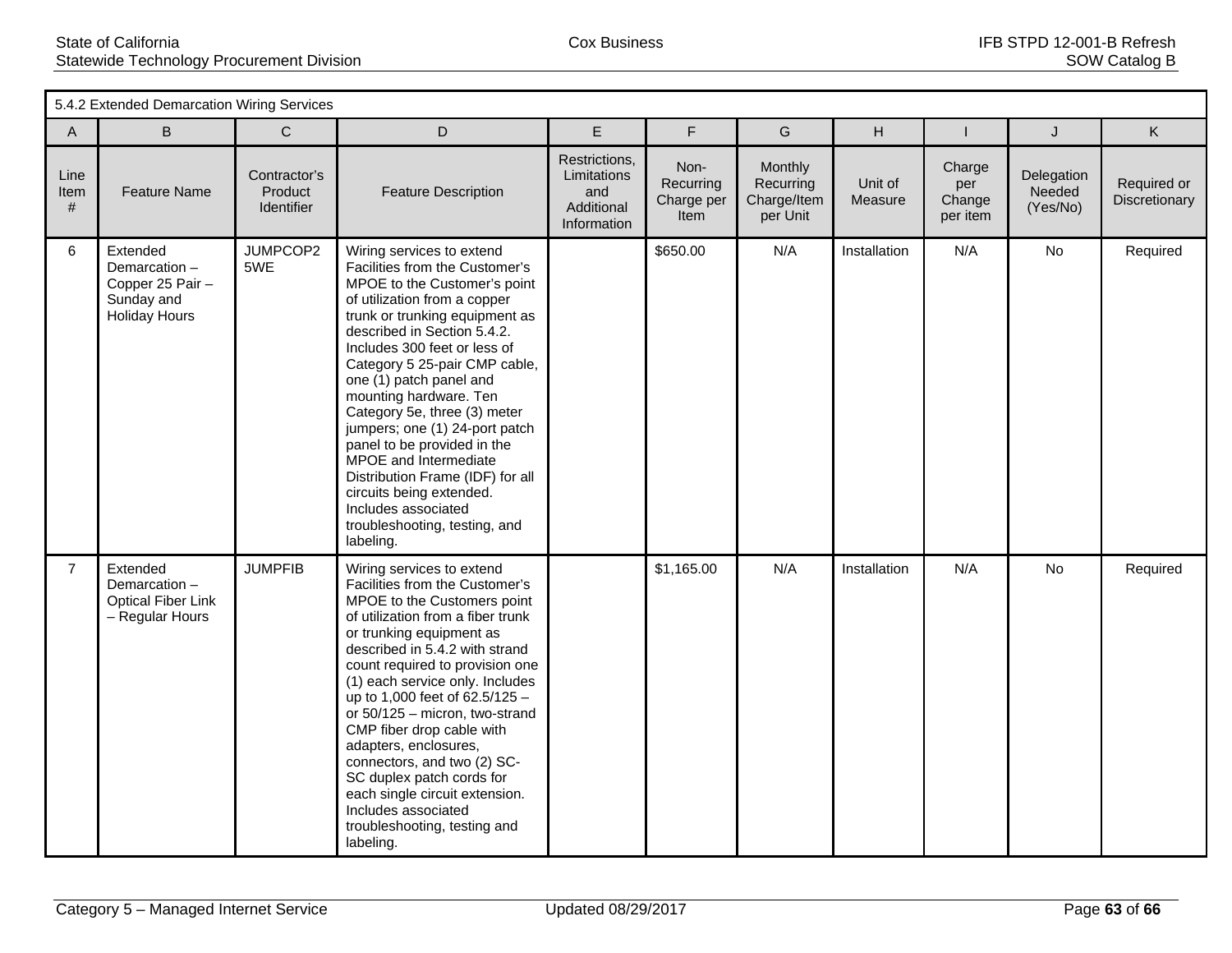5.4.2 Extended Demarcation Wiring Services

| A | B | C | D | E | F | G | H | I | J | K |
|---|---|---|---|---|---|---|---|---|---|---|
| Line Item # | Feature Name | Contractor's Product Identifier | Feature Description | Restrictions, Limitations and Additional Information | Non-Recurring Charge per Item | Monthly Recurring Charge/Item per Unit | Unit of Measure | Charge per Change per item | Delegation Needed (Yes/No) | Required or Discretionary |
| 6 | Extended Demarcation – Copper 25 Pair – Sunday and Holiday Hours | JUMPCOP25WE | Wiring services to extend Facilities from the Customer's MPOE to the Customer's point of utilization from a copper trunk or trunking equipment as described in Section 5.4.2. Includes 300 feet or less of Category 5 25-pair CMP cable, one (1) patch panel and mounting hardware. Ten Category 5e, three (3) meter jumpers; one (1) 24-port patch panel to be provided in the MPOE and Intermediate Distribution Frame (IDF) for all circuits being extended. Includes associated troubleshooting, testing, and labeling. | | $650.00 | N/A | Installation | N/A | No | Required |
| 7 | Extended Demarcation – Optical Fiber Link – Regular Hours | JUMPFIB | Wiring services to extend Facilities from the Customer's MPOE to the Customers point of utilization from a fiber trunk or trunking equipment as described in 5.4.2 with strand count required to provision one (1) each service only. Includes up to 1,000 feet of 62.5/125 – or 50/125 – micron, two-strand CMP fiber drop cable with adapters, enclosures, connectors, and two (2) SC-SC duplex patch cords for each single circuit extension. Includes associated troubleshooting, testing and labeling. | | $1,165.00 | N/A | Installation | N/A | No | Required |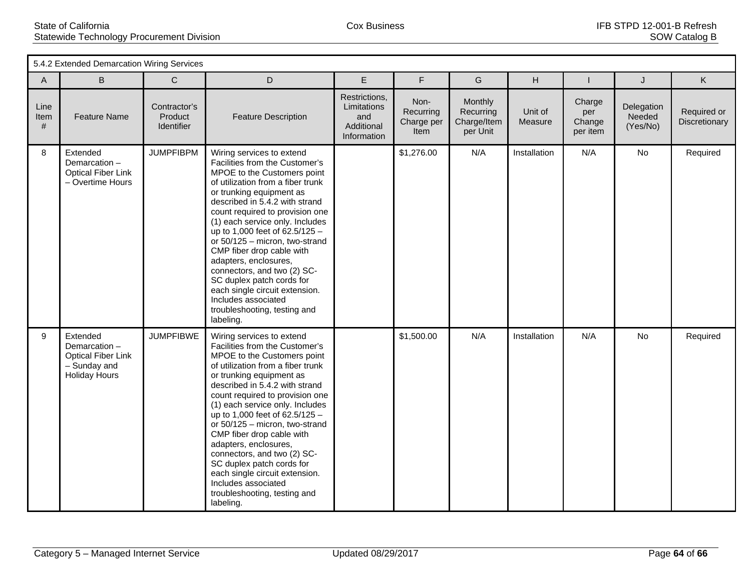| 5.4.2 Extended Demarcation Wiring Services | | | | | | | | | | |
|---|---|---|---|---|---|---|---|---|---|---|
| A | B | C | D | E | F | G | H | I | J | K |
| Line Item # | Feature Name | Contractor's Product Identifier | Feature Description | Restrictions, Limitations and Additional Information | Non-Recurring Charge per Item | Monthly Recurring Charge/Item per Unit | Unit of Measure | Charge per Change per item | Delegation Needed (Yes/No) | Required or Discretionary |
| 8 | Extended Demarcation – Optical Fiber Link – Overtime Hours | JUMPFIBPM | Wiring services to extend Facilities from the Customer's MPOE to the Customers point of utilization from a fiber trunk or trunking equipment as described in 5.4.2 with strand count required to provision one (1) each service only. Includes up to 1,000 feet of 62.5/125 – or 50/125 – micron, two-strand CMP fiber drop cable with adapters, enclosures, connectors, and two (2) SC-SC duplex patch cords for each single circuit extension. Includes associated troubleshooting, testing and labeling. | | $1,276.00 | N/A | Installation | N/A | No | Required |
| 9 | Extended Demarcation – Optical Fiber Link – Sunday and Holiday Hours | JUMPFIBWE | Wiring services to extend Facilities from the Customer's MPOE to the Customers point of utilization from a fiber trunk or trunking equipment as described in 5.4.2 with strand count required to provision one (1) each service only. Includes up to 1,000 feet of 62.5/125 – or 50/125 – micron, two-strand CMP fiber drop cable with adapters, enclosures, connectors, and two (2) SC-SC duplex patch cords for each single circuit extension. Includes associated troubleshooting, testing and labeling. | | $1,500.00 | N/A | Installation | N/A | No | Required |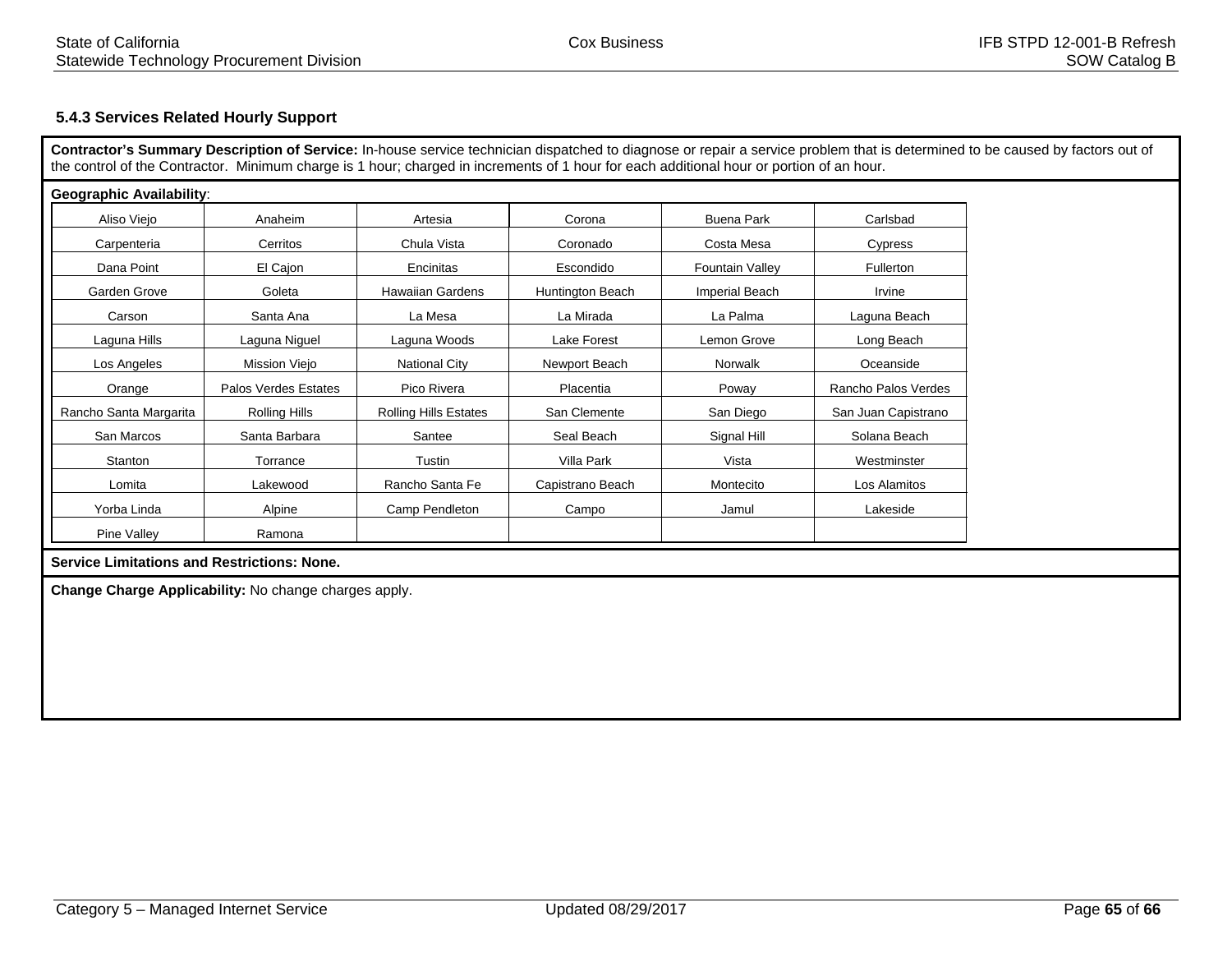### 5.4.3 Services Related Hourly Support

**Contractor's Summary Description of Service:** In-house service technician dispatched to diagnose or repair a service problem that is determined to be caused by factors out of the control of the Contractor. Minimum charge is 1 hour; charged in increments of 1 hour for each additional hour or portion of an hour.

**Geographic Availability**:

| | | | | | |
|---|---|---|---|---|---|
| Aliso Viejo | Anaheim | Artesia | Corona | Buena Park | Carlsbad |
| Carpenteria | Cerritos | Chula Vista | Coronado | Costa Mesa | Cypress |
| Dana Point | El Cajon | Encinitas | Escondido | Fountain Valley | Fullerton |
| Garden Grove | Goleta | Hawaiian Gardens | Huntington Beach | Imperial Beach | Irvine |
| Carson | Santa Ana | La Mesa | La Mirada | La Palma | Laguna Beach |
| Laguna Hills | Laguna Niguel | Laguna Woods | Lake Forest | Lemon Grove | Long Beach |
| Los Angeles | Mission Viejo | National City | Newport Beach | Norwalk | Oceanside |
| Orange | Palos Verdes Estates | Pico Rivera | Placentia | Poway | Rancho Palos Verdes |
| Rancho Santa Margarita | Rolling Hills | Rolling Hills Estates | San Clemente | San Diego | San Juan Capistrano |
| San Marcos | Santa Barbara | Santee | Seal Beach | Signal Hill | Solana Beach |
| Stanton | Torrance | Tustin | Villa Park | Vista | Westminster |
| Lomita | Lakewood | Rancho Santa Fe | Capistrano Beach | Montecito | Los Alamitos |
| Yorba Linda | Alpine | Camp Pendleton | Campo | Jamul | Lakeside |
| Pine Valley | Ramona | | | | |

**Service Limitations and Restrictions: None.**

**Change Charge Applicability:** No change charges apply.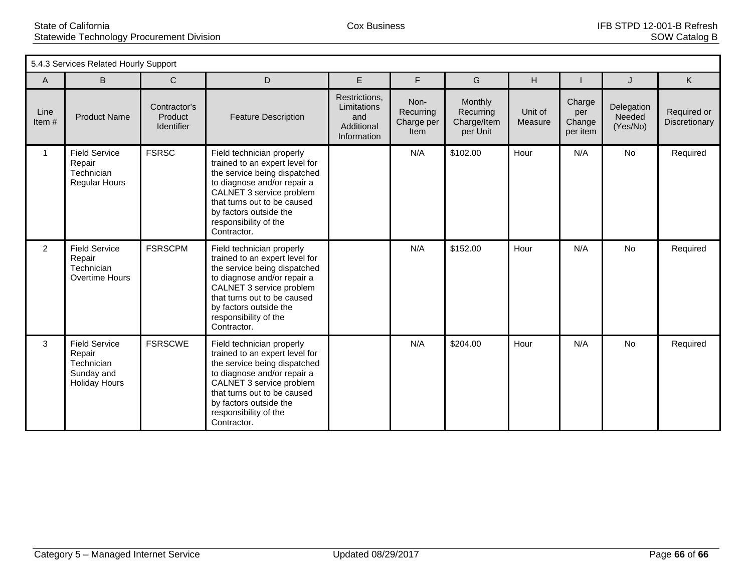5.4.3 Services Related Hourly Support

| A | B | C | D | E | F | G | H | I | J | K |
|---|---|---|---|---|---|---|---|---|---|---|
| Line Item # | Product Name | Contractor's Product Identifier | Feature Description | Restrictions, Limitations and Additional Information | Non-Recurring Charge per Item | Monthly Recurring Charge/Item per Unit | Unit of Measure | Charge per Change per item | Delegation Needed (Yes/No) | Required or Discretionary |
| 1 | Field Service Repair Technician Regular Hours | FSRSC | Field technician properly trained to an expert level for the service being dispatched to diagnose and/or repair a CALNET 3 service problem that turns out to be caused by factors outside the responsibility of the Contractor. | | N/A | $102.00 | Hour | N/A | No | Required |
| 2 | Field Service Repair Technician Overtime Hours | FSRSCPM | Field technician properly trained to an expert level for the service being dispatched to diagnose and/or repair a CALNET 3 service problem that turns out to be caused by factors outside the responsibility of the Contractor. | | N/A | $152.00 | Hour | N/A | No | Required |
| 3 | Field Service Repair Technician Sunday and Holiday Hours | FSRSCWE | Field technician properly trained to an expert level for the service being dispatched to diagnose and/or repair a CALNET 3 service problem that turns out to be caused by factors outside the responsibility of the Contractor. | | N/A | $204.00 | Hour | N/A | No | Required |